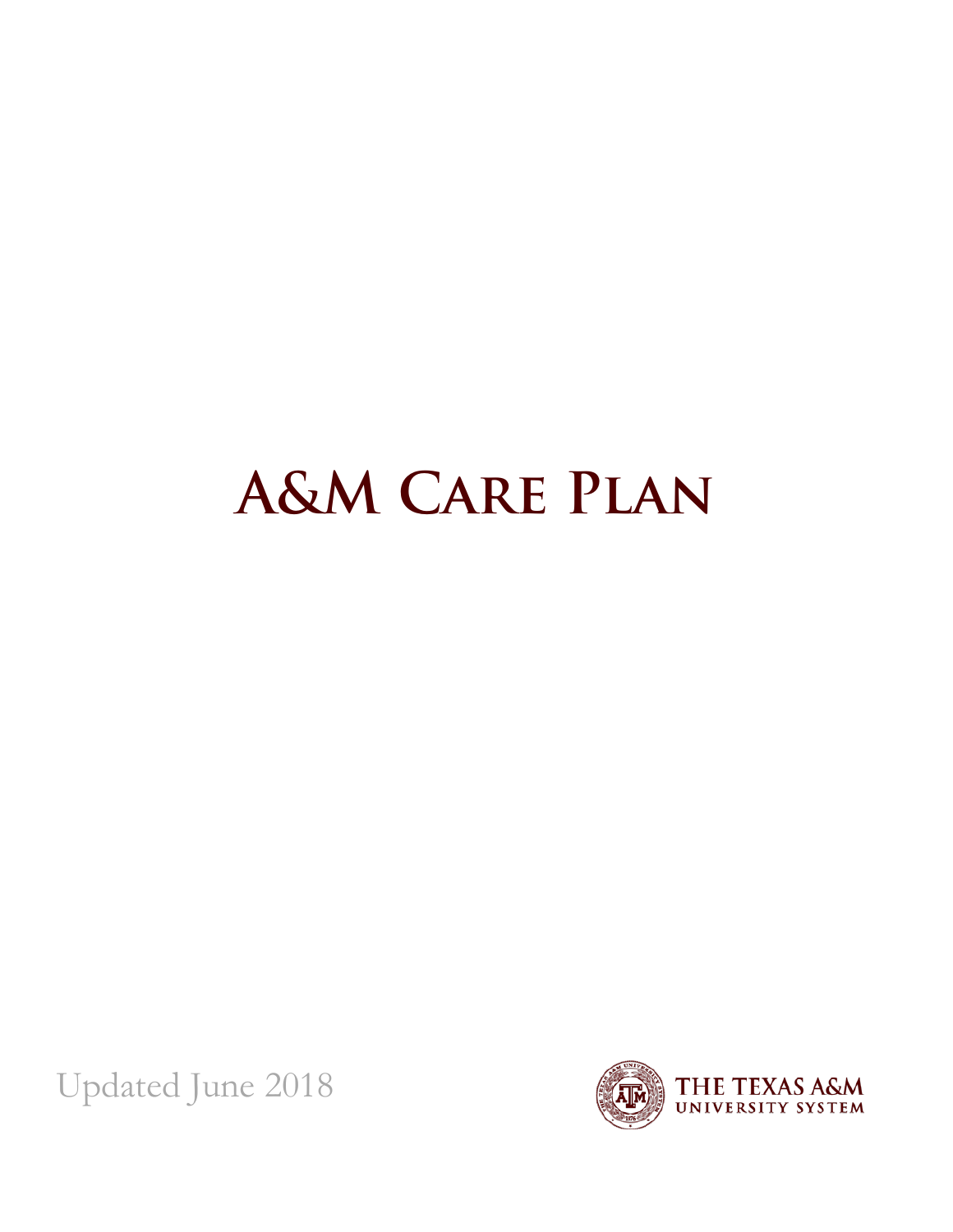# A&M Care Plan

Updated June 2018

THE TEXAS A&M UNIVERSITY SYSTEM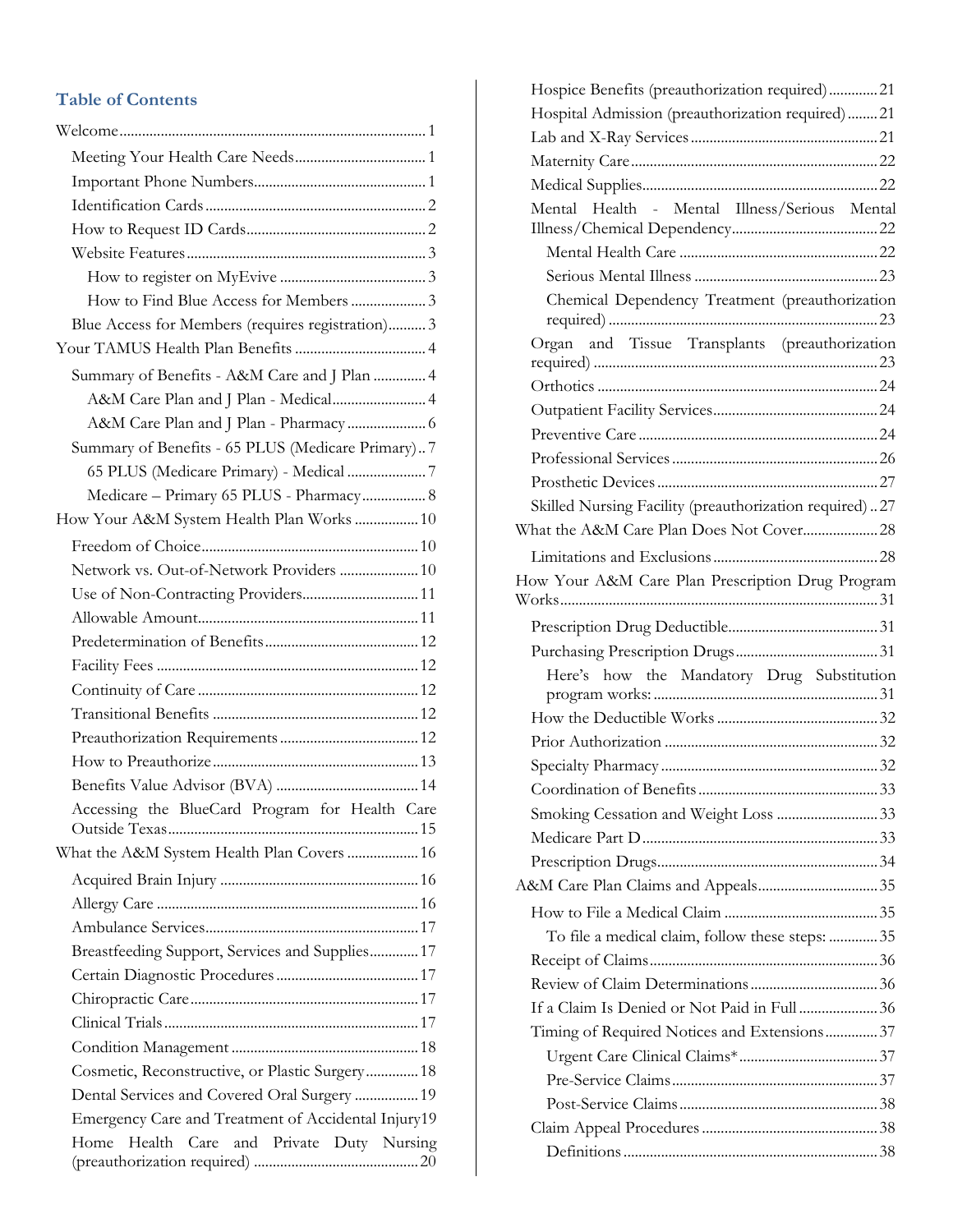## Table of Contents

- Welcome ........ 1
  - Meeting Your Health Care Needs ........ 1
  - Important Phone Numbers ........ 1
  - Identification Cards ........ 2
  - How to Request ID Cards ........ 2
  - Website Features ........ 3
    - How to register on MyEvive ........ 3
    - How to Find Blue Access for Members ........ 3
  - Blue Access for Members (requires registration) ........ 3
- Your TAMUS Health Plan Benefits ........ 4
  - Summary of Benefits - A&M Care and J Plan ........ 4
    - A&M Care Plan and J Plan - Medical ........ 4
    - A&M Care Plan and J Plan - Pharmacy ........ 6
  - Summary of Benefits - 65 PLUS (Medicare Primary) ........ 7
    - 65 PLUS (Medicare Primary) - Medical ........ 7
    - Medicare – Primary 65 PLUS - Pharmacy ........ 8
- How Your A&M System Health Plan Works ........ 10
  - Freedom of Choice ........ 10
  - Network vs. Out-of-Network Providers ........ 10
  - Use of Non-Contracting Providers ........ 11
  - Allowable Amount ........ 11
  - Predetermination of Benefits ........ 12
  - Facility Fees ........ 12
  - Continuity of Care ........ 12
  - Transitional Benefits ........ 12
  - Preauthorization Requirements ........ 12
  - How to Preauthorize ........ 13
  - Benefits Value Advisor (BVA) ........ 14
  - Accessing the BlueCard Program for Health Care Outside Texas ........ 15
- What the A&M System Health Plan Covers ........ 16
  - Acquired Brain Injury ........ 16
  - Allergy Care ........ 16
  - Ambulance Services ........ 17
  - Breastfeeding Support, Services and Supplies ........ 17
  - Certain Diagnostic Procedures ........ 17
  - Chiropractic Care ........ 17
  - Clinical Trials ........ 17
  - Condition Management ........ 18
  - Cosmetic, Reconstructive, or Plastic Surgery ........ 18
  - Dental Services and Covered Oral Surgery ........ 19
  - Emergency Care and Treatment of Accidental Injury ........ 19
  - Home Health Care and Private Duty Nursing (preauthorization required) ........ 20
  - Hospice Benefits (preauthorization required) ........ 21
  - Hospital Admission (preauthorization required) ........ 21
  - Lab and X-Ray Services ........ 21
  - Maternity Care ........ 22
  - Medical Supplies ........ 22
  - Mental Health - Mental Illness/Serious Mental Illness/Chemical Dependency ........ 22
    - Mental Health Care ........ 22
    - Serious Mental Illness ........ 23
    - Chemical Dependency Treatment (preauthorization required) ........ 23
  - Organ and Tissue Transplants (preauthorization required) ........ 23
  - Orthotics ........ 24
  - Outpatient Facility Services ........ 24
  - Preventive Care ........ 24
  - Professional Services ........ 26
  - Prosthetic Devices ........ 27
  - Skilled Nursing Facility (preauthorization required) ........ 27
- What the A&M Care Plan Does Not Cover ........ 28
  - Limitations and Exclusions ........ 28
- How Your A&M Care Plan Prescription Drug Program Works ........ 31
  - Prescription Drug Deductible ........ 31
  - Purchasing Prescription Drugs ........ 31
    - Here's how the Mandatory Drug Substitution program works: ........ 31
  - How the Deductible Works ........ 32
  - Prior Authorization ........ 32
  - Specialty Pharmacy ........ 32
  - Coordination of Benefits ........ 33
  - Smoking Cessation and Weight Loss ........ 33
  - Medicare Part D ........ 33
  - Prescription Drugs ........ 34
- A&M Care Plan Claims and Appeals ........ 35
  - How to File a Medical Claim ........ 35
    - To file a medical claim, follow these steps: ........ 35
  - Receipt of Claims ........ 36
  - Review of Claim Determinations ........ 36
  - If a Claim Is Denied or Not Paid in Full ........ 36
  - Timing of Required Notices and Extensions ........ 37
    - Urgent Care Clinical Claims* ........ 37
    - Pre-Service Claims ........ 37
    - Post-Service Claims ........ 38
  - Claim Appeal Procedures ........ 38
    - Definitions ........ 38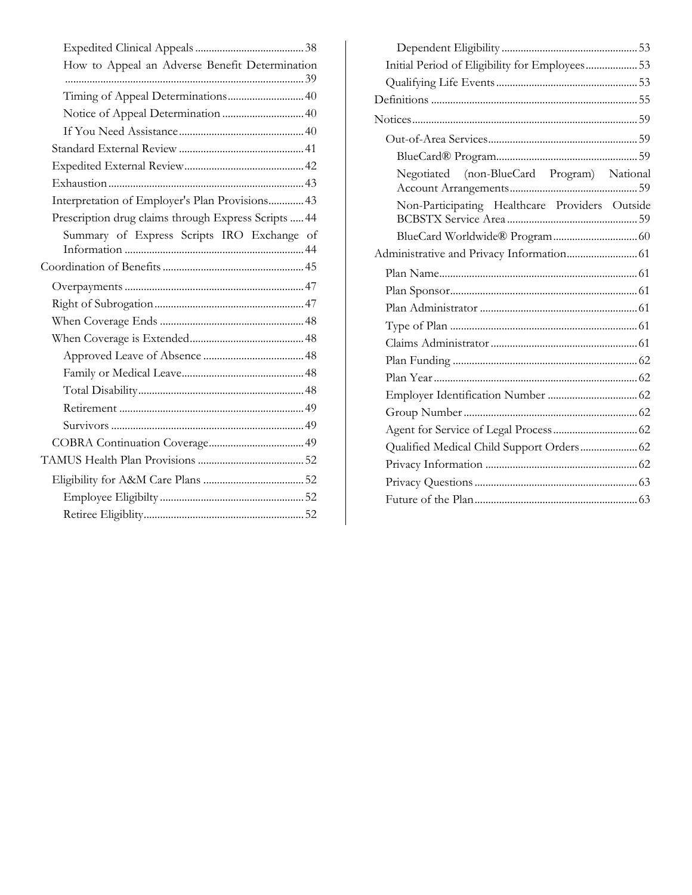- Expedited Clinical Appeals ........ 38
- How to Appeal an Adverse Benefit Determination ........ 39
- Timing of Appeal Determinations ........ 40
- Notice of Appeal Determination ........ 40
- If You Need Assistance ........ 40

Standard External Review ........ 41

Expedited External Review ........ 42

Exhaustion ........ 43

Interpretation of Employer's Plan Provisions ........ 43

Prescription drug claims through Express Scripts ........ 44

- Summary of Express Scripts IRO Exchange of Information ........ 44

Coordination of Benefits ........ 45

Overpayments ........ 47

Right of Subrogation ........ 47

When Coverage Ends ........ 48

When Coverage is Extended ........ 48

- Approved Leave of Absence ........ 48
- Family or Medical Leave ........ 48
- Total Disability ........ 48
- Retirement ........ 49
- Survivors ........ 49

COBRA Continuation Coverage ........ 49

TAMUS Health Plan Provisions ........ 52

Eligibility for A&M Care Plans ........ 52

- Employee Eligibilty ........ 52
- Retiree Eligiblity ........ 52
- Dependent Eligibility ........ 53

Initial Period of Eligibility for Employees ........ 53

Qualifying Life Events ........ 53

Definitions ........ 55

Notices ........ 59

Out-of-Area Services ........ 59

- BlueCard® Program ........ 59
- Negotiated (non-BlueCard Program) National Account Arrangements ........ 59
- Non-Participating Healthcare Providers Outside BCBSTX Service Area ........ 59
- BlueCard Worldwide® Program ........ 60

Administrative and Privacy Information ........ 61

Plan Name ........ 61

Plan Sponsor ........ 61

Plan Administrator ........ 61

Type of Plan ........ 61

Claims Administrator ........ 61

Plan Funding ........ 62

Plan Year ........ 62

Employer Identification Number ........ 62

Group Number ........ 62

Agent for Service of Legal Process ........ 62

Qualified Medical Child Support Orders ........ 62

Privacy Information ........ 62

Privacy Questions ........ 63

Future of the Plan ........ 63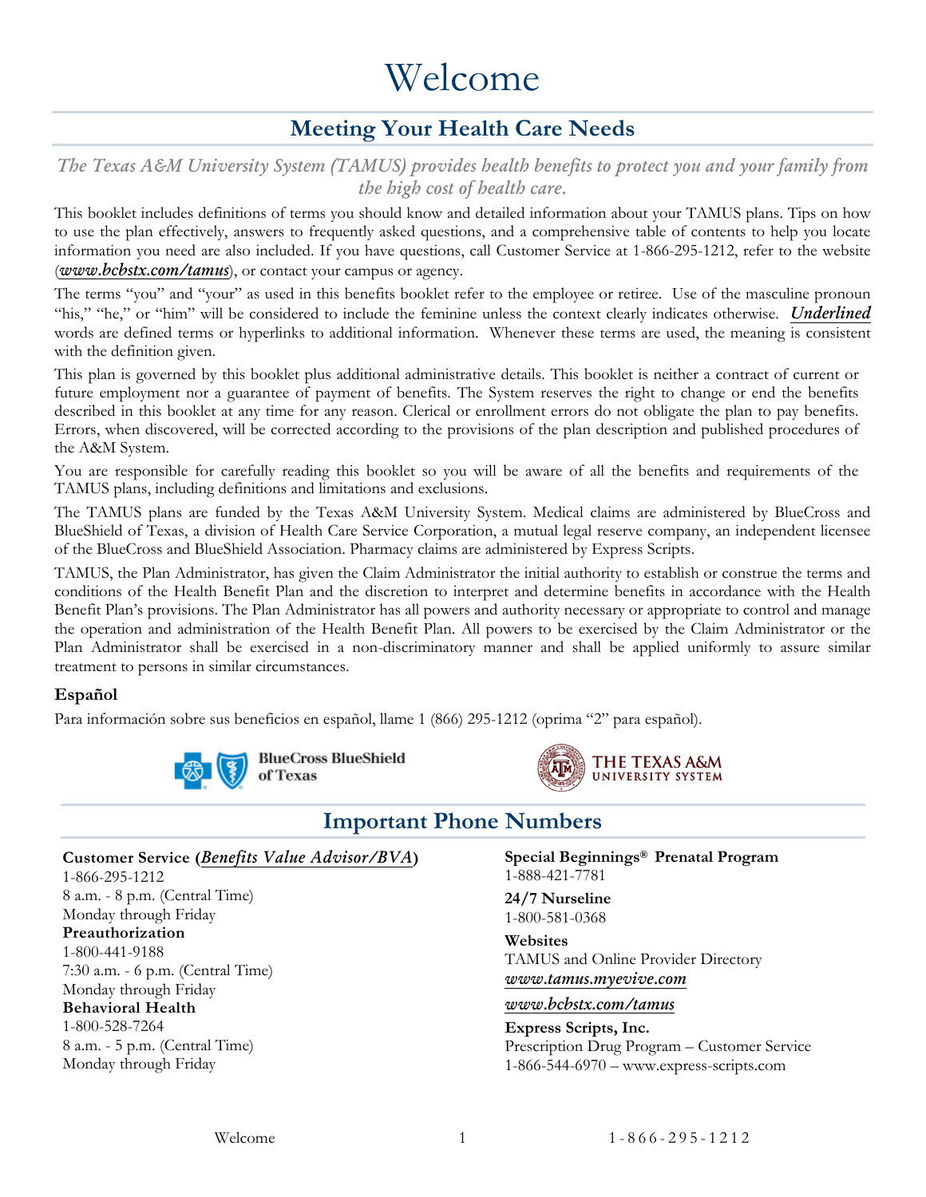# Welcome

## Meeting Your Health Care Needs

*The Texas A&M University System (TAMUS) provides health benefits to protect you and your family from the high cost of health care.*

This booklet includes definitions of terms you should know and detailed information about your TAMUS plans. Tips on how to use the plan effectively, answers to frequently asked questions, and a comprehensive table of contents to help you locate information you need are also included. If you have questions, call Customer Service at 1-866-295-1212, refer to the website (***www.bcbstx.com/tamus***), or contact your campus or agency.

The terms "you" and "your" as used in this benefits booklet refer to the employee or retiree. Use of the masculine pronoun "his," "he," or "him" will be considered to include the feminine unless the context clearly indicates otherwise. ***Underlined*** words are defined terms or hyperlinks to additional information. Whenever these terms are used, the meaning is consistent with the definition given.

This plan is governed by this booklet plus additional administrative details. This booklet is neither a contract of current or future employment nor a guarantee of payment of benefits. The System reserves the right to change or end the benefits described in this booklet at any time for any reason. Clerical or enrollment errors do not obligate the plan to pay benefits. Errors, when discovered, will be corrected according to the provisions of the plan description and published procedures of the A&M System.

You are responsible for carefully reading this booklet so you will be aware of all the benefits and requirements of the TAMUS plans, including definitions and limitations and exclusions.

The TAMUS plans are funded by the Texas A&M University System. Medical claims are administered by BlueCross and BlueShield of Texas, a division of Health Care Service Corporation, a mutual legal reserve company, an independent licensee of the BlueCross and BlueShield Association. Pharmacy claims are administered by Express Scripts.

TAMUS, the Plan Administrator, has given the Claim Administrator the initial authority to establish or construe the terms and conditions of the Health Benefit Plan and the discretion to interpret and determine benefits in accordance with the Health Benefit Plan's provisions. The Plan Administrator has all powers and authority necessary or appropriate to control and manage the operation and administration of the Health Benefit Plan. All powers to be exercised by the Claim Administrator or the Plan Administrator shall be exercised in a non-discriminatory manner and shall be applied uniformly to assure similar treatment to persons in similar circumstances.

### Español

Para información sobre sus beneficios en español, llame 1 (866) 295-1212 (oprima "2" para español).

BlueCross BlueShield of Texas

THE TEXAS A&M UNIVERSITY SYSTEM

## Important Phone Numbers

**Customer Service (*Benefits Value Advisor/BVA*)**
1-866-295-1212
8 a.m. - 8 p.m. (Central Time)
Monday through Friday

**Preauthorization**
1-800-441-9188
7:30 a.m. - 6 p.m. (Central Time)
Monday through Friday

**Behavioral Health**
1-800-528-7264
8 a.m. - 5 p.m. (Central Time)
Monday through Friday

**Special Beginnings® Prenatal Program**
1-888-421-7781

**24/7 Nurseline**
1-800-581-0368

**Websites**
TAMUS and Online Provider Directory
***www.tamus.myevive.com***

***www.bcbstx.com/tamus***

**Express Scripts, Inc.**
Prescription Drug Program – Customer Service
1-866-544-6970 – www.express-scripts.com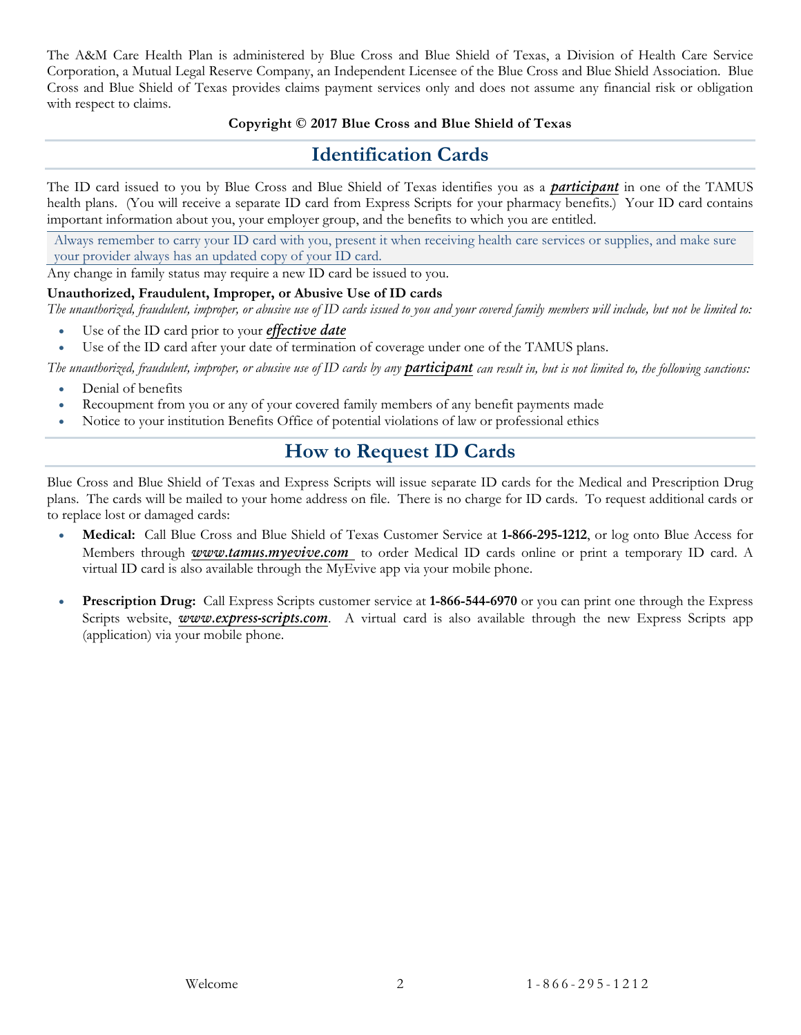The A&M Care Health Plan is administered by Blue Cross and Blue Shield of Texas, a Division of Health Care Service Corporation, a Mutual Legal Reserve Company, an Independent Licensee of the Blue Cross and Blue Shield Association. Blue Cross and Blue Shield of Texas provides claims payment services only and does not assume any financial risk or obligation with respect to claims.

**Copyright © 2017 Blue Cross and Blue Shield of Texas**

## Identification Cards

The ID card issued to you by Blue Cross and Blue Shield of Texas identifies you as a ***participant*** in one of the TAMUS health plans. (You will receive a separate ID card from Express Scripts for your pharmacy benefits.) Your ID card contains important information about you, your employer group, and the benefits to which you are entitled.

Always remember to carry your ID card with you, present it when receiving health care services or supplies, and make sure your provider always has an updated copy of your ID card.

Any change in family status may require a new ID card be issued to you.

**Unauthorized, Fraudulent, Improper, or Abusive Use of ID cards**

*The unauthorized, fraudulent, improper, or abusive use of ID cards issued to you and your covered family members will include, but not be limited to:*

- Use of the ID card prior to your ***effective date***
- Use of the ID card after your date of termination of coverage under one of the TAMUS plans.

*The unauthorized, fraudulent, improper, or abusive use of ID cards by any* ***participant*** *can result in, but is not limited to, the following sanctions:*

- Denial of benefits
- Recoupment from you or any of your covered family members of any benefit payments made
- Notice to your institution Benefits Office of potential violations of law or professional ethics

## How to Request ID Cards

Blue Cross and Blue Shield of Texas and Express Scripts will issue separate ID cards for the Medical and Prescription Drug plans. The cards will be mailed to your home address on file. There is no charge for ID cards. To request additional cards or to replace lost or damaged cards:

- **Medical:** Call Blue Cross and Blue Shield of Texas Customer Service at **1-866-295-1212**, or log onto Blue Access for Members through ***www.tamus.myevive.com*** to order Medical ID cards online or print a temporary ID card. A virtual ID card is also available through the MyEvive app via your mobile phone.

- **Prescription Drug:** Call Express Scripts customer service at **1-866-544-6970** or you can print one through the Express Scripts website, ***www.express-scripts.com***. A virtual card is also available through the new Express Scripts app (application) via your mobile phone.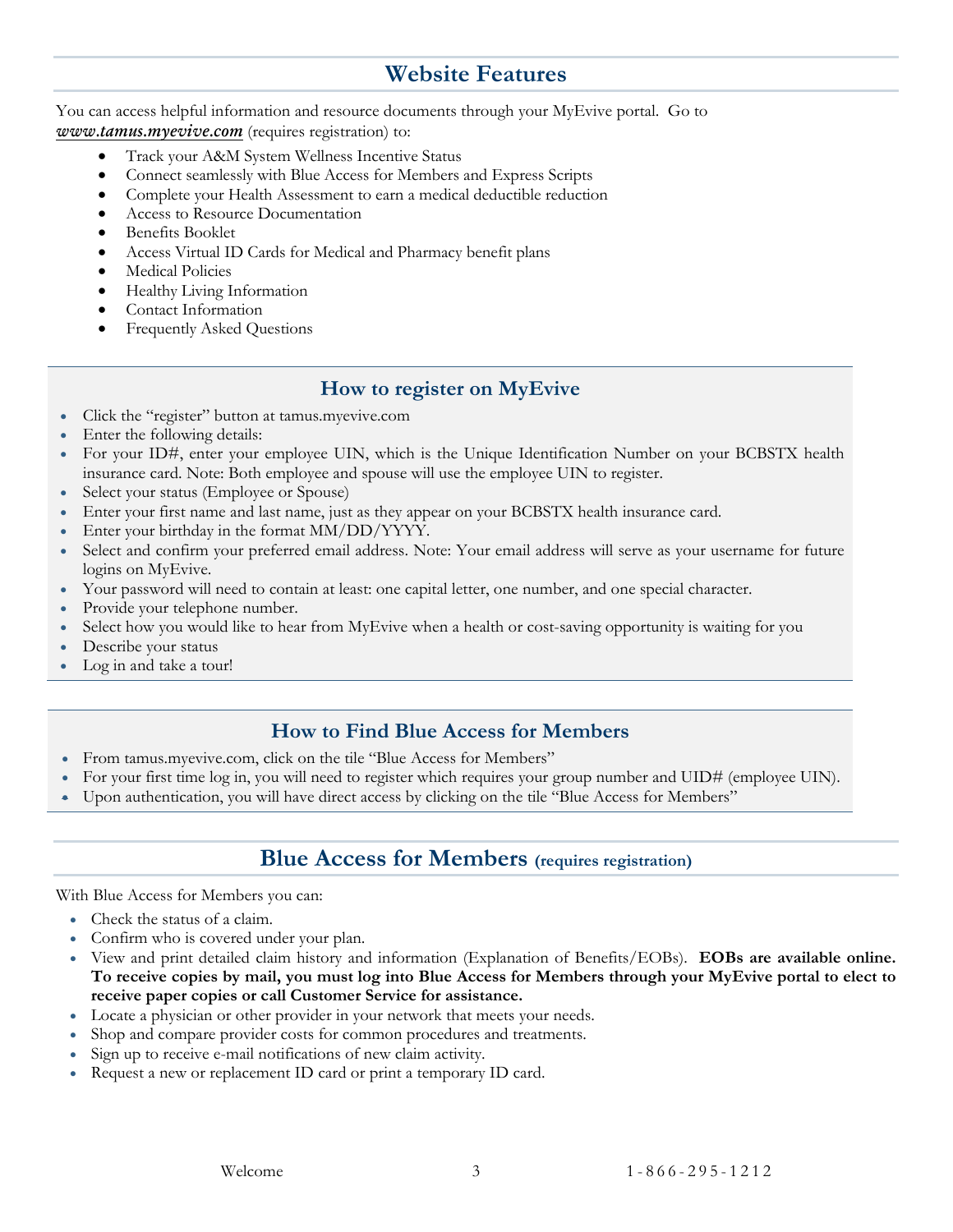## Website Features

You can access helpful information and resource documents through your MyEvive portal. Go to ***www.tamus.myevive.com*** (requires registration) to:

- Track your A&M System Wellness Incentive Status
- Connect seamlessly with Blue Access for Members and Express Scripts
- Complete your Health Assessment to earn a medical deductible reduction
- Access to Resource Documentation
- Benefits Booklet
- Access Virtual ID Cards for Medical and Pharmacy benefit plans
- Medical Policies
- Healthy Living Information
- Contact Information
- Frequently Asked Questions

### How to register on MyEvive

- Click the "register" button at tamus.myevive.com
- Enter the following details:
- For your ID#, enter your employee UIN, which is the Unique Identification Number on your BCBSTX health insurance card. Note: Both employee and spouse will use the employee UIN to register.
- Select your status (Employee or Spouse)
- Enter your first name and last name, just as they appear on your BCBSTX health insurance card.
- Enter your birthday in the format MM/DD/YYYY.
- Select and confirm your preferred email address. Note: Your email address will serve as your username for future logins on MyEvive.
- Your password will need to contain at least: one capital letter, one number, and one special character.
- Provide your telephone number.
- Select how you would like to hear from MyEvive when a health or cost-saving opportunity is waiting for you
- Describe your status
- Log in and take a tour!

### How to Find Blue Access for Members

- From tamus.myevive.com, click on the tile "Blue Access for Members"
- For your first time log in, you will need to register which requires your group number and UID# (employee UIN).
- Upon authentication, you will have direct access by clicking on the tile "Blue Access for Members"

## Blue Access for Members (requires registration)

With Blue Access for Members you can:

- Check the status of a claim.
- Confirm who is covered under your plan.
- View and print detailed claim history and information (Explanation of Benefits/EOBs). **EOBs are available online. To receive copies by mail, you must log into Blue Access for Members through your MyEvive portal to elect to receive paper copies or call Customer Service for assistance.**
- Locate a physician or other provider in your network that meets your needs.
- Shop and compare provider costs for common procedures and treatments.
- Sign up to receive e-mail notifications of new claim activity.
- Request a new or replacement ID card or print a temporary ID card.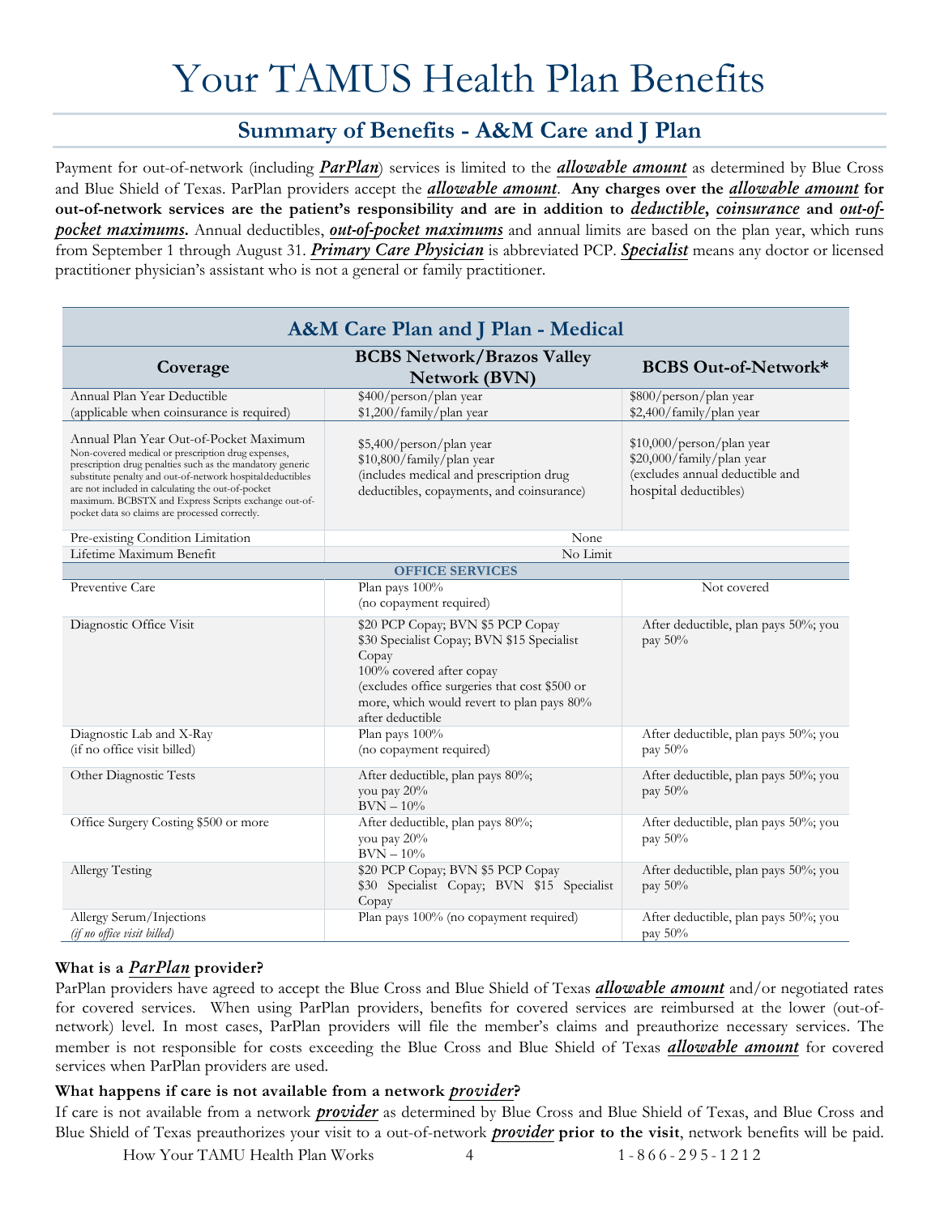# Your TAMUS Health Plan Benefits

## Summary of Benefits - A&M Care and J Plan

Payment for out-of-network (including ***ParPlan***) services is limited to the ***allowable amount*** as determined by Blue Cross and Blue Shield of Texas. ParPlan providers accept the ***allowable amount***. **Any charges over the *allowable amount* for out-of-network services are the patient's responsibility and are in addition to *deductible*, *coinsurance* and *out-of-pocket maximums*.** Annual deductibles, ***out-of-pocket maximums*** and annual limits are based on the plan year, which runs from September 1 through August 31. ***Primary Care Physician*** is abbreviated PCP. ***Specialist*** means any doctor or licensed practitioner physician's assistant who is not a general or family practitioner.

| A&M Care Plan and J Plan - Medical | | |
|---|---|---|
| **Coverage** | **BCBS Network/Brazos Valley Network (BVN)** | **BCBS Out-of-Network*** |
| Annual Plan Year Deductible (applicable when coinsurance is required) | $400/person/plan year<br>$1,200/family/plan year | $800/person/plan year<br>$2,400/family/plan year |
| Annual Plan Year Out-of-Pocket Maximum<br>Non-covered medical or prescription drug expenses, prescription drug penalties such as the mandatory generic substitute penalty and out-of-network hospitaldeductibles are not included in calculating the out-of-pocket maximum. BCBSTX and Express Scripts exchange out-of-pocket data so claims are processed correctly. | $5,400/person/plan year<br>$10,800/family/plan year<br>(includes medical and prescription drug deductibles, copayments, and coinsurance) | $10,000/person/plan year<br>$20,000/family/plan year<br>(excludes annual deductible and hospital deductibles) |
| Pre-existing Condition Limitation | None | |
| Lifetime Maximum Benefit | No Limit | |
| **OFFICE SERVICES** | | |
| Preventive Care | Plan pays 100%<br>(no copayment required) | Not covered |
| Diagnostic Office Visit | $20 PCP Copay; BVN $5 PCP Copay<br>$30 Specialist Copay; BVN $15 Specialist Copay<br>100% covered after copay<br>(excludes office surgeries that cost $500 or more, which would revert to plan pays 80% after deductible | After deductible, plan pays 50%; you pay 50% |
| Diagnostic Lab and X-Ray (if no office visit billed) | Plan pays 100%<br>(no copayment required) | After deductible, plan pays 50%; you pay 50% |
| Other Diagnostic Tests | After deductible, plan pays 80%; you pay 20%<br>BVN – 10% | After deductible, plan pays 50%; you pay 50% |
| Office Surgery Costing $500 or more | After deductible, plan pays 80%; you pay 20%<br>BVN – 10% | After deductible, plan pays 50%; you pay 50% |
| Allergy Testing | $20 PCP Copay; BVN $5 PCP Copay<br>$30 Specialist Copay; BVN $15 Specialist Copay | After deductible, plan pays 50%; you pay 50% |
| Allergy Serum/Injections *(if no office visit billed)* | Plan pays 100% (no copayment required) | After deductible, plan pays 50%; you pay 50% |

**What is a *ParPlan* provider?**

ParPlan providers have agreed to accept the Blue Cross and Blue Shield of Texas ***allowable amount*** and/or negotiated rates for covered services. When using ParPlan providers, benefits for covered services are reimbursed at the lower (out-of-network) level. In most cases, ParPlan providers will file the member's claims and preauthorize necessary services. The member is not responsible for costs exceeding the Blue Cross and Blue Shield of Texas ***allowable amount*** for covered services when ParPlan providers are used.

**What happens if care is not available from a network *provider*?**

If care is not available from a network ***provider*** as determined by Blue Cross and Blue Shield of Texas, and Blue Cross and Blue Shield of Texas preauthorizes your visit to a out-of-network ***provider*** **prior to the visit**, network benefits will be paid.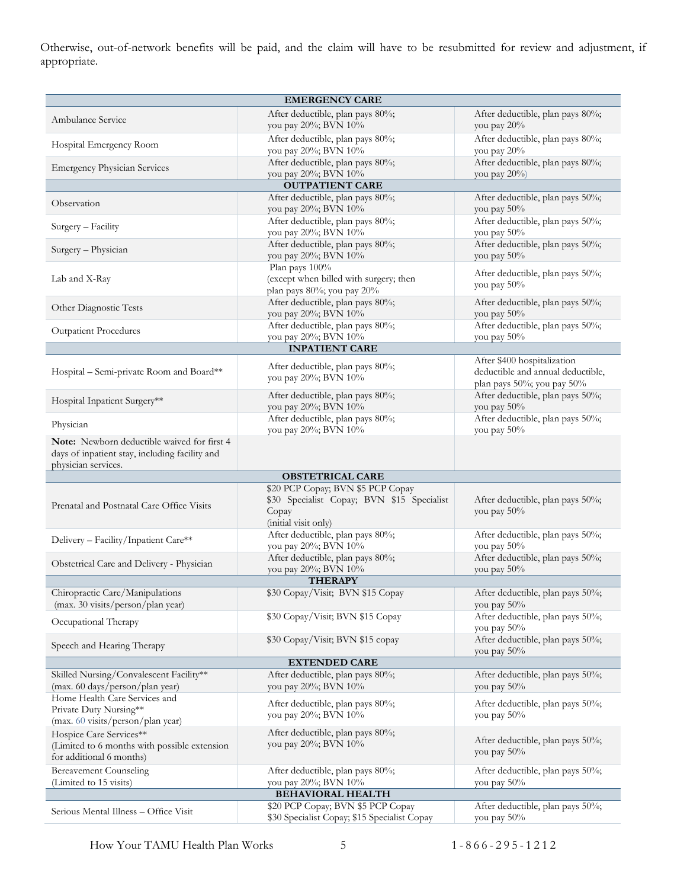Otherwise, out-of-network benefits will be paid, and the claim will have to be resubmitted for review and adjustment, if appropriate.

| | | |
|---|---|---|
| **EMERGENCY CARE** | | |
| Ambulance Service | After deductible, plan pays 80%; you pay 20%; BVN 10% | After deductible, plan pays 80%; you pay 20% |
| Hospital Emergency Room | After deductible, plan pays 80%; you pay 20%; BVN 10% | After deductible, plan pays 80%; you pay 20% |
| Emergency Physician Services | After deductible, plan pays 80%; you pay 20%; BVN 10% | After deductible, plan pays 80%; you pay 20%) |
| **OUTPATIENT CARE** | | |
| Observation | After deductible, plan pays 80%; you pay 20%; BVN 10% | After deductible, plan pays 50%; you pay 50% |
| Surgery – Facility | After deductible, plan pays 80%; you pay 20%; BVN 10% | After deductible, plan pays 50%; you pay 50% |
| Surgery – Physician | After deductible, plan pays 80%; you pay 20%; BVN 10% | After deductible, plan pays 50%; you pay 50% |
| Lab and X-Ray | Plan pays 100% (except when billed with surgery; then plan pays 80%; you pay 20% | After deductible, plan pays 50%; you pay 50% |
| Other Diagnostic Tests | After deductible, plan pays 80%; you pay 20%; BVN 10% | After deductible, plan pays 50%; you pay 50% |
| Outpatient Procedures | After deductible, plan pays 80%; you pay 20%; BVN 10% | After deductible, plan pays 50%; you pay 50% |
| **INPATIENT CARE** | | |
| Hospital – Semi-private Room and Board** | After deductible, plan pays 80%; you pay 20%; BVN 10% | After $400 hospitalization deductible and annual deductible, plan pays 50%; you pay 50% |
| Hospital Inpatient Surgery** | After deductible, plan pays 80%; you pay 20%; BVN 10% | After deductible, plan pays 50%; you pay 50% |
| Physician | After deductible, plan pays 80%; you pay 20%; BVN 10% | After deductible, plan pays 50%; you pay 50% |
| **Note:** Newborn deductible waived for first 4 days of inpatient stay, including facility and physician services. | | |
| **OBSTETRICAL CARE** | | |
| Prenatal and Postnatal Care Office Visits | $20 PCP Copay; BVN $5 PCP Copay $30 Specialist Copay; BVN $15 Specialist Copay (initial visit only) | After deductible, plan pays 50%; you pay 50% |
| Delivery – Facility/Inpatient Care** | After deductible, plan pays 80%; you pay 20%; BVN 10% | After deductible, plan pays 50%; you pay 50% |
| Obstetrical Care and Delivery - Physician | After deductible, plan pays 80%; you pay 20%; BVN 10% | After deductible, plan pays 50%; you pay 50% |
| **THERAPY** | | |
| Chiropractic Care/Manipulations (max. 30 visits/person/plan year) | $30 Copay/Visit; BVN $15 Copay | After deductible, plan pays 50%; you pay 50% |
| Occupational Therapy | $30 Copay/Visit; BVN $15 Copay | After deductible, plan pays 50%; you pay 50% |
| Speech and Hearing Therapy | $30 Copay/Visit; BVN $15 copay | After deductible, plan pays 50%; you pay 50% |
| **EXTENDED CARE** | | |
| Skilled Nursing/Convalescent Facility** (max. 60 days/person/plan year) | After deductible, plan pays 80%; you pay 20%; BVN 10% | After deductible, plan pays 50%; you pay 50% |
| Home Health Care Services and Private Duty Nursing** (max. 60 visits/person/plan year) | After deductible, plan pays 80%; you pay 20%; BVN 10% | After deductible, plan pays 50%; you pay 50% |
| Hospice Care Services** (Limited to 6 months with possible extension for additional 6 months) | After deductible, plan pays 80%; you pay 20%; BVN 10% | After deductible, plan pays 50%; you pay 50% |
| Bereavement Counseling (Limited to 15 visits) | After deductible, plan pays 80%; you pay 20%; BVN 10% | After deductible, plan pays 50%; you pay 50% |
| **BEHAVIORAL HEALTH** | | |
| Serious Mental Illness – Office Visit | $20 PCP Copay; BVN $5 PCP Copay $30 Specialist Copay; $15 Specialist Copay | After deductible, plan pays 50%; you pay 50% |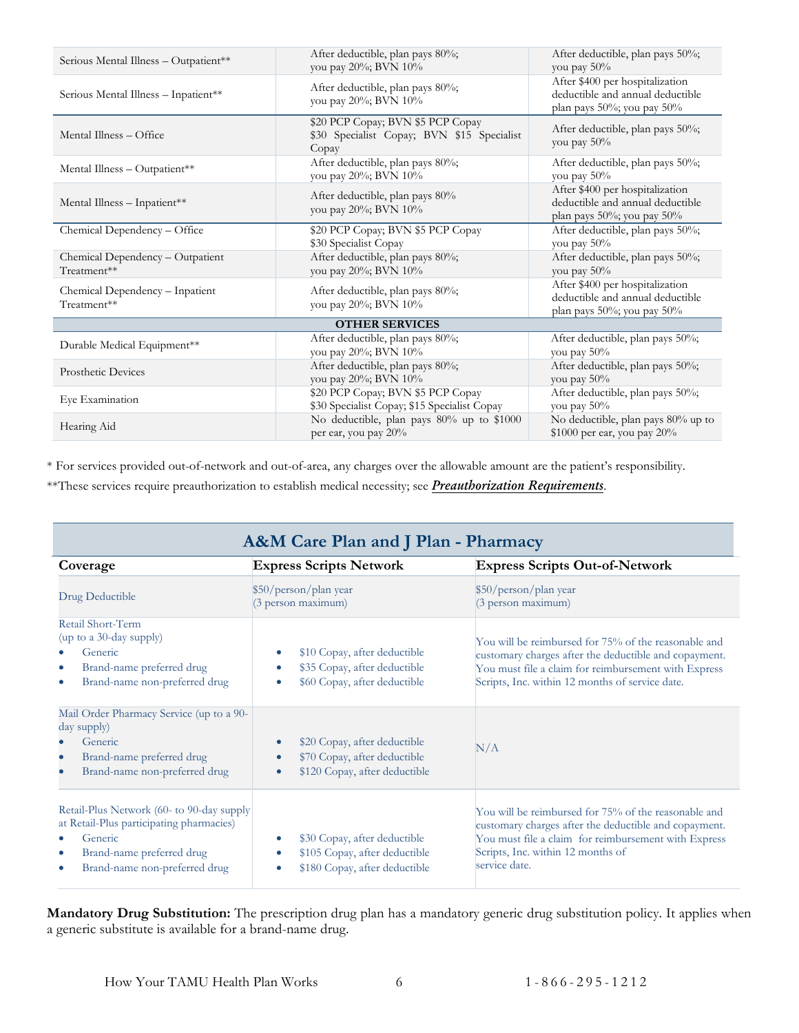| | | |
|---|---|---|
| Serious Mental Illness – Outpatient** | After deductible, plan pays 80%; you pay 20%; BVN 10% | After deductible, plan pays 50%; you pay 50% |
| Serious Mental Illness – Inpatient** | After deductible, plan pays 80%; you pay 20%; BVN 10% | After $400 per hospitalization deductible and annual deductible plan pays 50%; you pay 50% |
| Mental Illness – Office | $20 PCP Copay; BVN $5 PCP Copay $30 Specialist Copay; BVN $15 Specialist Copay | After deductible, plan pays 50%; you pay 50% |
| Mental Illness – Outpatient** | After deductible, plan pays 80%; you pay 20%; BVN 10% | After deductible, plan pays 50%; you pay 50% |
| Mental Illness – Inpatient** | After deductible, plan pays 80% you pay 20%; BVN 10% | After $400 per hospitalization deductible and annual deductible plan pays 50%; you pay 50% |
| Chemical Dependency – Office | $20 PCP Copay; BVN $5 PCP Copay $30 Specialist Copay | After deductible, plan pays 50%; you pay 50% |
| Chemical Dependency – Outpatient Treatment** | After deductible, plan pays 80%; you pay 20%; BVN 10% | After deductible, plan pays 50%; you pay 50% |
| Chemical Dependency – Inpatient Treatment** | After deductible, plan pays 80%; you pay 20%; BVN 10% | After $400 per hospitalization deductible and annual deductible plan pays 50%; you pay 50% |
| **OTHER SERVICES** | | |
| Durable Medical Equipment** | After deductible, plan pays 80%; you pay 20%; BVN 10% | After deductible, plan pays 50%; you pay 50% |
| Prosthetic Devices | After deductible, plan pays 80%; you pay 20%; BVN 10% | After deductible, plan pays 50%; you pay 50% |
| Eye Examination | $20 PCP Copay; BVN $5 PCP Copay $30 Specialist Copay; $15 Specialist Copay | After deductible, plan pays 50%; you pay 50% |
| Hearing Aid | No deductible, plan pays 80% up to $1000 per ear, you pay 20% | No deductible, plan pays 80% up to $1000 per ear, you pay 20% |

* For services provided out-of-network and out-of-area, any charges over the allowable amount are the patient's responsibility.

**These services require preauthorization to establish medical necessity; see ***Preauthorization Requirements***.

## A&M Care Plan and J Plan - Pharmacy

| Coverage | Express Scripts Network | Express Scripts Out-of-Network |
|---|---|---|
| Drug Deductible | $50/person/plan year (3 person maximum) | $50/person/plan year (3 person maximum) |
| Retail Short-Term (up to a 30-day supply)<br>• Generic<br>• Brand-name preferred drug<br>• Brand-name non-preferred drug | • $10 Copay, after deductible<br>• $35 Copay, after deductible<br>• $60 Copay, after deductible | You will be reimbursed for 75% of the reasonable and customary charges after the deductible and copayment. You must file a claim for reimbursement with Express Scripts, Inc. within 12 months of service date. |
| Mail Order Pharmacy Service (up to a 90-day supply)<br>• Generic<br>• Brand-name preferred drug<br>• Brand-name non-preferred drug | • $20 Copay, after deductible<br>• $70 Copay, after deductible<br>• $120 Copay, after deductible | N/A |
| Retail-Plus Network (60- to 90-day supply at Retail-Plus participating pharmacies)<br>• Generic<br>• Brand-name preferred drug<br>• Brand-name non-preferred drug | • $30 Copay, after deductible<br>• $105 Copay, after deductible<br>• $180 Copay, after deductible | You will be reimbursed for 75% of the reasonable and customary charges after the deductible and copayment. You must file a claim for reimbursement with Express Scripts, Inc. within 12 months of service date. |

**Mandatory Drug Substitution:** The prescription drug plan has a mandatory generic drug substitution policy. It applies when a generic substitute is available for a brand-name drug.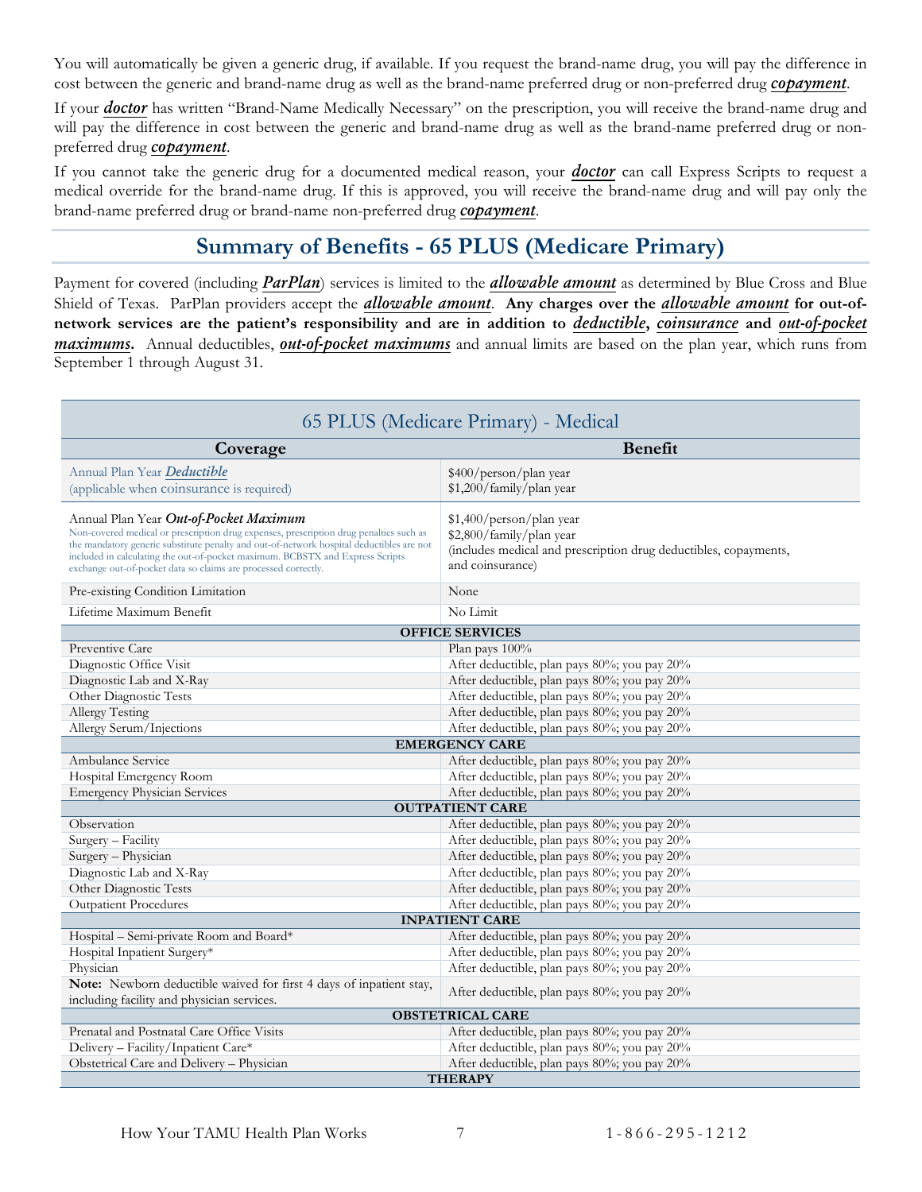You will automatically be given a generic drug, if available. If you request the brand-name drug, you will pay the difference in cost between the generic and brand-name drug as well as the brand-name preferred drug or non-preferred drug ***copayment***.

If your ***doctor*** has written "Brand-Name Medically Necessary" on the prescription, you will receive the brand-name drug and will pay the difference in cost between the generic and brand-name drug as well as the brand-name preferred drug or non-preferred drug ***copayment***.

If you cannot take the generic drug for a documented medical reason, your ***doctor*** can call Express Scripts to request a medical override for the brand-name drug. If this is approved, you will receive the brand-name drug and will pay only the brand-name preferred drug or brand-name non-preferred drug ***copayment***.

## Summary of Benefits - 65 PLUS (Medicare Primary)

Payment for covered (including ***ParPlan***) services is limited to the ***allowable amount*** as determined by Blue Cross and Blue Shield of Texas. ParPlan providers accept the ***allowable amount***. **Any charges over the *allowable amount* for out-of-network services are the patient's responsibility and are in addition to *deductible*, *coinsurance* and *out-of-pocket maximums*.** Annual deductibles, ***out-of-pocket maximums*** and annual limits are based on the plan year, which runs from September 1 through August 31.

| 65 PLUS (Medicare Primary) - Medical | |
|---|---|
| **Coverage** | **Benefit** |
| Annual Plan Year ***Deductible*** (applicable when coinsurance is required) | $400/person/plan year<br>$1,200/family/plan year |
| Annual Plan Year ***Out-of-Pocket Maximum***<br>Non-covered medical or prescription drug expenses, prescription drug penalties such as the mandatory generic substitute penalty and out-of-network hospital deductibles are not included in calculating the out-of-pocket maximum. BCBSTX and Express Scripts exchange out-of-pocket data so claims are processed correctly. | $1,400/person/plan year<br>$2,800/family/plan year<br>(includes medical and prescription drug deductibles, copayments, and coinsurance) |
| Pre-existing Condition Limitation | None |
| Lifetime Maximum Benefit | No Limit |
| **OFFICE SERVICES** | |
| Preventive Care | Plan pays 100% |
| Diagnostic Office Visit | After deductible, plan pays 80%; you pay 20% |
| Diagnostic Lab and X-Ray | After deductible, plan pays 80%; you pay 20% |
| Other Diagnostic Tests | After deductible, plan pays 80%; you pay 20% |
| Allergy Testing | After deductible, plan pays 80%; you pay 20% |
| Allergy Serum/Injections | After deductible, plan pays 80%; you pay 20% |
| **EMERGENCY CARE** | |
| Ambulance Service | After deductible, plan pays 80%; you pay 20% |
| Hospital Emergency Room | After deductible, plan pays 80%; you pay 20% |
| Emergency Physician Services | After deductible, plan pays 80%; you pay 20% |
| **OUTPATIENT CARE** | |
| Observation | After deductible, plan pays 80%; you pay 20% |
| Surgery – Facility | After deductible, plan pays 80%; you pay 20% |
| Surgery – Physician | After deductible, plan pays 80%; you pay 20% |
| Diagnostic Lab and X-Ray | After deductible, plan pays 80%; you pay 20% |
| Other Diagnostic Tests | After deductible, plan pays 80%; you pay 20% |
| Outpatient Procedures | After deductible, plan pays 80%; you pay 20% |
| **INPATIENT CARE** | |
| Hospital – Semi-private Room and Board* | After deductible, plan pays 80%; you pay 20% |
| Hospital Inpatient Surgery* | After deductible, plan pays 80%; you pay 20% |
| Physician | After deductible, plan pays 80%; you pay 20% |
| **Note:** Newborn deductible waived for first 4 days of inpatient stay, including facility and physician services. | After deductible, plan pays 80%; you pay 20% |
| **OBSTETRICAL CARE** | |
| Prenatal and Postnatal Care Office Visits | After deductible, plan pays 80%; you pay 20% |
| Delivery – Facility/Inpatient Care* | After deductible, plan pays 80%; you pay 20% |
| Obstetrical Care and Delivery – Physician | After deductible, plan pays 80%; you pay 20% |
| **THERAPY** | |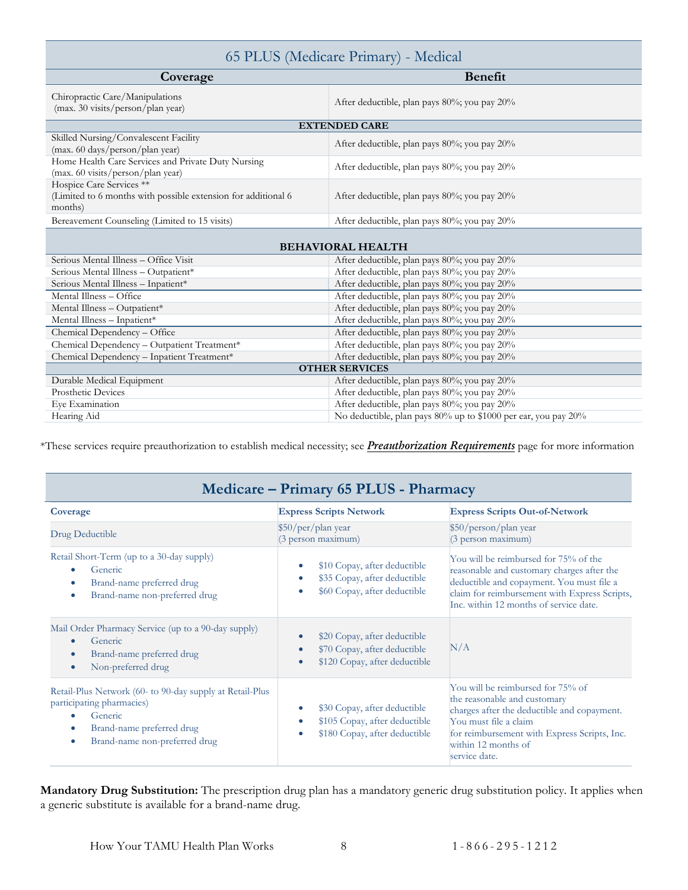| 65 PLUS (Medicare Primary) - Medical | |
|---|---|
| **Coverage** | **Benefit** |
| Chiropractic Care/Manipulations (max. 30 visits/person/plan year) | After deductible, plan pays 80%; you pay 20% |
| **EXTENDED CARE** | |
| Skilled Nursing/Convalescent Facility (max. 60 days/person/plan year) | After deductible, plan pays 80%; you pay 20% |
| Home Health Care Services and Private Duty Nursing (max. 60 visits/person/plan year) | After deductible, plan pays 80%; you pay 20% |
| Hospice Care Services ** (Limited to 6 months with possible extension for additional 6 months) | After deductible, plan pays 80%; you pay 20% |
| Bereavement Counseling (Limited to 15 visits) | After deductible, plan pays 80%; you pay 20% |
| **BEHAVIORAL HEALTH** | |
| Serious Mental Illness – Office Visit | After deductible, plan pays 80%; you pay 20% |
| Serious Mental Illness – Outpatient* | After deductible, plan pays 80%; you pay 20% |
| Serious Mental Illness – Inpatient* | After deductible, plan pays 80%; you pay 20% |
| Mental Illness – Office | After deductible, plan pays 80%; you pay 20% |
| Mental Illness – Outpatient* | After deductible, plan pays 80%; you pay 20% |
| Mental Illness – Inpatient* | After deductible, plan pays 80%; you pay 20% |
| Chemical Dependency – Office | After deductible, plan pays 80%; you pay 20% |
| Chemical Dependency – Outpatient Treatment* | After deductible, plan pays 80%; you pay 20% |
| Chemical Dependency – Inpatient Treatment* | After deductible, plan pays 80%; you pay 20% |
| **OTHER SERVICES** | |
| Durable Medical Equipment | After deductible, plan pays 80%; you pay 20% |
| Prosthetic Devices | After deductible, plan pays 80%; you pay 20% |
| Eye Examination | After deductible, plan pays 80%; you pay 20% |
| Hearing Aid | No deductible, plan pays 80% up to $1000 per ear, you pay 20% |

*These services require preauthorization to establish medical necessity; see ***Preauthorization Requirements*** page for more information

| Medicare – Primary 65 PLUS - Pharmacy | | |
|---|---|---|
| **Coverage** | **Express Scripts Network** | **Express Scripts Out-of-Network** |
| Drug Deductible | $50/per/plan year (3 person maximum) | $50/person/plan year (3 person maximum) |
| Retail Short-Term (up to a 30-day supply)<br>• Generic<br>• Brand-name preferred drug<br>• Brand-name non-preferred drug | • $10 Copay, after deductible<br>• $35 Copay, after deductible<br>• $60 Copay, after deductible | You will be reimbursed for 75% of the reasonable and customary charges after the deductible and copayment. You must file a claim for reimbursement with Express Scripts, Inc. within 12 months of service date. |
| Mail Order Pharmacy Service (up to a 90-day supply)<br>• Generic<br>• Brand-name preferred drug<br>• Non-preferred drug | • $20 Copay, after deductible<br>• $70 Copay, after deductible<br>• $120 Copay, after deductible | N/A |
| Retail-Plus Network (60- to 90-day supply at Retail-Plus participating pharmacies)<br>• Generic<br>• Brand-name preferred drug<br>• Brand-name non-preferred drug | • $30 Copay, after deductible<br>• $105 Copay, after deductible<br>• $180 Copay, after deductible | You will be reimbursed for 75% of the reasonable and customary charges after the deductible and copayment. You must file a claim for reimbursement with Express Scripts, Inc. within 12 months of service date. |

**Mandatory Drug Substitution:** The prescription drug plan has a mandatory generic drug substitution policy. It applies when a generic substitute is available for a brand-name drug.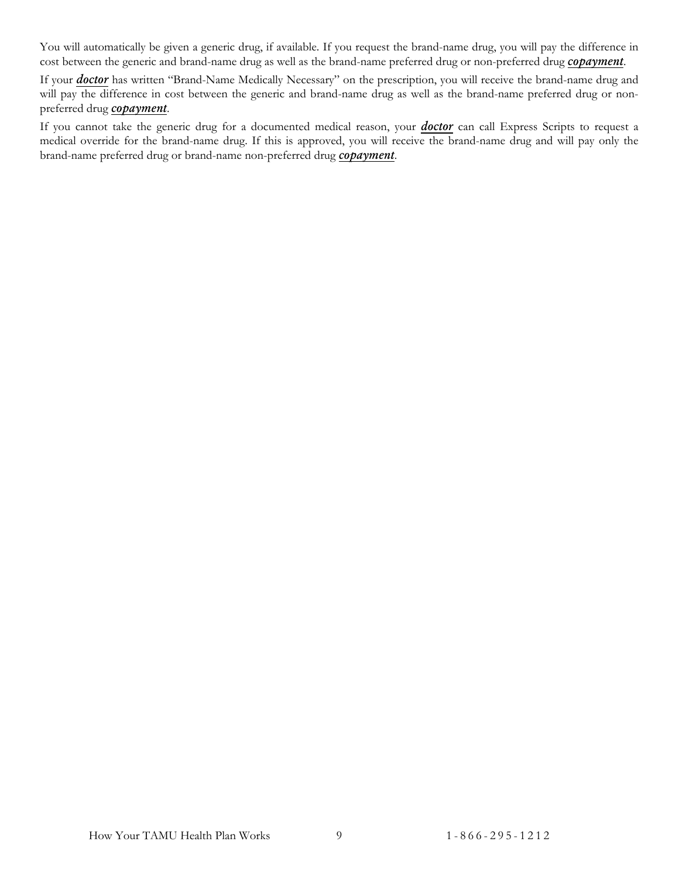You will automatically be given a generic drug, if available. If you request the brand-name drug, you will pay the difference in cost between the generic and brand-name drug as well as the brand-name preferred drug or non-preferred drug ***copayment***.

If your ***doctor*** has written "Brand-Name Medically Necessary" on the prescription, you will receive the brand-name drug and will pay the difference in cost between the generic and brand-name drug as well as the brand-name preferred drug or non-preferred drug ***copayment***.

If you cannot take the generic drug for a documented medical reason, your ***doctor*** can call Express Scripts to request a medical override for the brand-name drug. If this is approved, you will receive the brand-name drug and will pay only the brand-name preferred drug or brand-name non-preferred drug ***copayment***.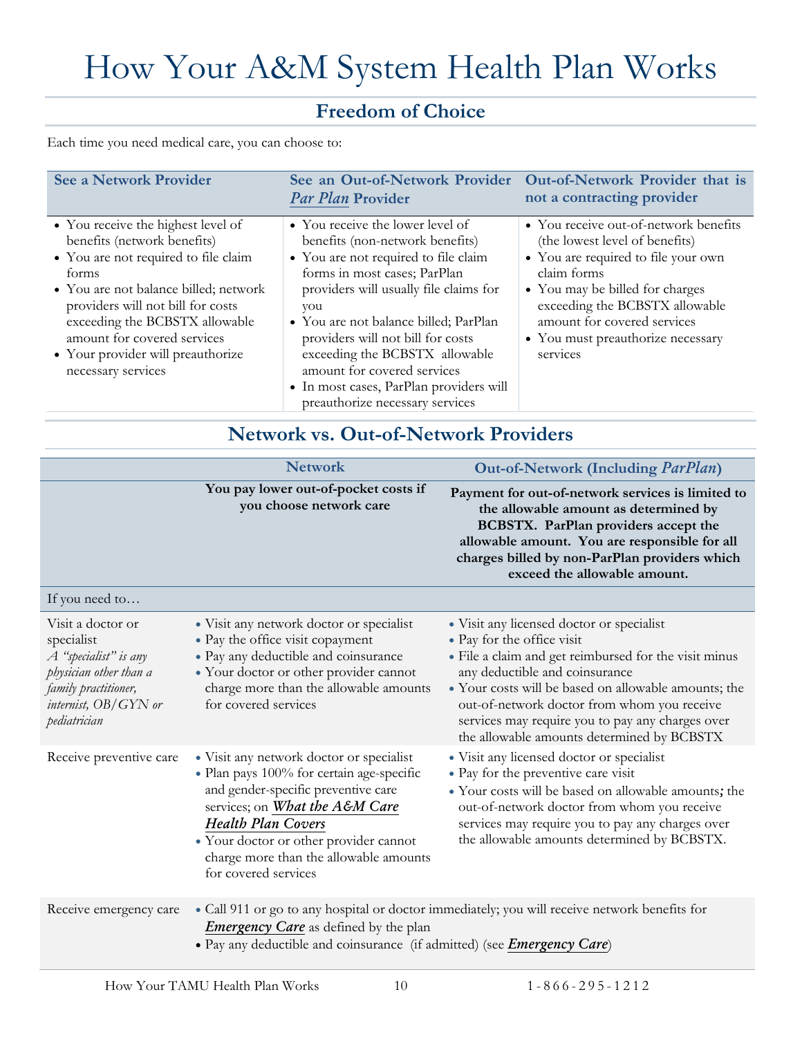# How Your A&M System Health Plan Works

## Freedom of Choice

Each time you need medical care, you can choose to:

| See a Network Provider | See an Out-of-Network Provider *Par Plan* Provider | Out-of-Network Provider that is not a contracting provider |
|---|---|---|
| • You receive the highest level of benefits (network benefits)<br>• You are not required to file claim forms<br>• You are not balance billed; network providers will not bill for costs exceeding the BCBSTX allowable amount for covered services<br>• Your provider will preauthorize necessary services | • You receive the lower level of benefits (non-network benefits)<br>• You are not required to file claim forms in most cases; ParPlan providers will usually file claims for you<br>• You are not balance billed; ParPlan providers will not bill for costs exceeding the BCBSTX allowable amount for covered services<br>• In most cases, ParPlan providers will preauthorize necessary services | • You receive out-of-network benefits (the lowest level of benefits)<br>• You are required to file your own claim forms<br>• You may be billed for charges exceeding the BCBSTX allowable amount for covered services<br>• You must preauthorize necessary services |

## Network vs. Out-of-Network Providers

| | Network | Out-of-Network (Including *ParPlan*) |
|---|---|---|
| | **You pay lower out-of-pocket costs if you choose network care** | **Payment for out-of-network services is limited to the allowable amount as determined by BCBSTX. ParPlan providers accept the allowable amount. You are responsible for all charges billed by non-ParPlan providers which exceed the allowable amount.** |
| If you need to… | | |
| Visit a doctor or specialist<br>*A "specialist" is any physician other than a family practitioner, internist, OB/GYN or pediatrician* | • Visit any network doctor or specialist<br>• Pay the office visit copayment<br>• Pay any deductible and coinsurance<br>• Your doctor or other provider cannot charge more than the allowable amounts for covered services | • Visit any licensed doctor or specialist<br>• Pay for the office visit<br>• File a claim and get reimbursed for the visit minus any deductible and coinsurance<br>• Your costs will be based on allowable amounts; the out-of-network doctor from whom you receive services may require you to pay any charges over the allowable amounts determined by BCBSTX |
| Receive preventive care | • Visit any network doctor or specialist<br>• Plan pays 100% for certain age-specific and gender-specific preventive care services; on ***What the A&M Care Health Plan Covers***<br>• Your doctor or other provider cannot charge more than the allowable amounts for covered services | • Visit any licensed doctor or specialist<br>• Pay for the preventive care visit<br>• Your costs will be based on allowable amounts***;*** the out-of-network doctor from whom you receive services may require you to pay any charges over the allowable amounts determined by BCBSTX. |
| Receive emergency care | • Call 911 or go to any hospital or doctor immediately; you will receive network benefits for ***Emergency Care*** as defined by the plan<br>• Pay any deductible and coinsurance (if admitted) (see ***Emergency Care***) | |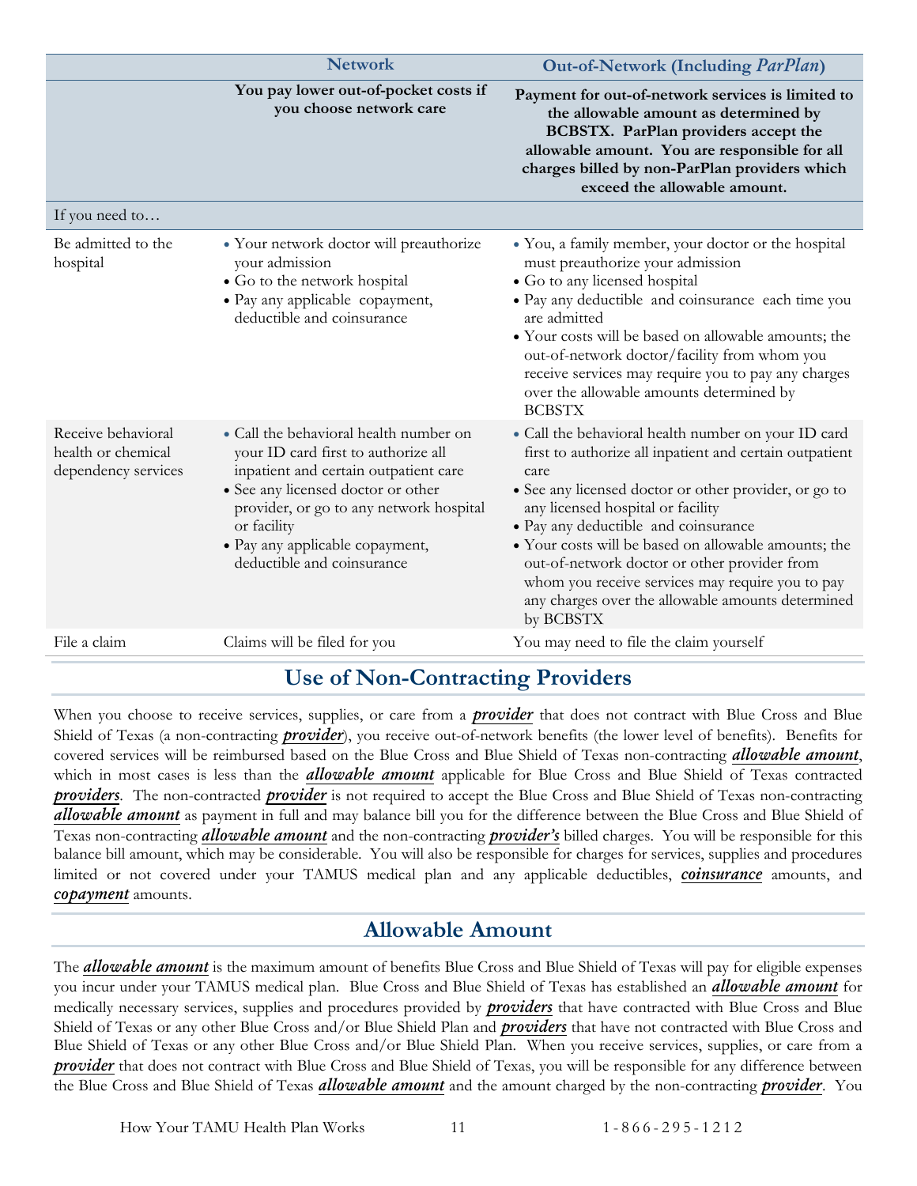| | Network | Out-of-Network (Including *ParPlan*) |
|---|---|---|
| | **You pay lower out-of-pocket costs if you choose network care** | **Payment for out-of-network services is limited to the allowable amount as determined by BCBSTX. ParPlan providers accept the allowable amount. You are responsible for all charges billed by non-ParPlan providers which exceed the allowable amount.** |
| If you need to… | | |
| Be admitted to the hospital | • Your network doctor will preauthorize your admission<br>• Go to the network hospital<br>• Pay any applicable copayment, deductible and coinsurance | • You, a family member, your doctor or the hospital must preauthorize your admission<br>• Go to any licensed hospital<br>• Pay any deductible and coinsurance each time you are admitted<br>• Your costs will be based on allowable amounts; the out-of-network doctor/facility from whom you receive services may require you to pay any charges over the allowable amounts determined by BCBSTX |
| Receive behavioral health or chemical dependency services | • Call the behavioral health number on your ID card first to authorize all inpatient and certain outpatient care<br>• See any licensed doctor or other provider, or go to any network hospital or facility<br>• Pay any applicable copayment, deductible and coinsurance | • Call the behavioral health number on your ID card first to authorize all inpatient and certain outpatient care<br>• See any licensed doctor or other provider, or go to any licensed hospital or facility<br>• Pay any deductible and coinsurance<br>• Your costs will be based on allowable amounts; the out-of-network doctor or other provider from whom you receive services may require you to pay any charges over the allowable amounts determined by BCBSTX |
| File a claim | Claims will be filed for you | You may need to file the claim yourself |

## Use of Non-Contracting Providers

When you choose to receive services, supplies, or care from a ***provider*** that does not contract with Blue Cross and Blue Shield of Texas (a non-contracting ***provider***), you receive out-of-network benefits (the lower level of benefits). Benefits for covered services will be reimbursed based on the Blue Cross and Blue Shield of Texas non-contracting ***allowable amount***, which in most cases is less than the ***allowable amount*** applicable for Blue Cross and Blue Shield of Texas contracted ***providers***. The non-contracted ***provider*** is not required to accept the Blue Cross and Blue Shield of Texas non-contracting ***allowable amount*** as payment in full and may balance bill you for the difference between the Blue Cross and Blue Shield of Texas non-contracting ***allowable amount*** and the non-contracting ***provider's*** billed charges. You will be responsible for this balance bill amount, which may be considerable. You will also be responsible for charges for services, supplies and procedures limited or not covered under your TAMUS medical plan and any applicable deductibles, ***coinsurance*** amounts, and ***copayment*** amounts.

## Allowable Amount

The ***allowable amount*** is the maximum amount of benefits Blue Cross and Blue Shield of Texas will pay for eligible expenses you incur under your TAMUS medical plan. Blue Cross and Blue Shield of Texas has established an ***allowable amount*** for medically necessary services, supplies and procedures provided by ***providers*** that have contracted with Blue Cross and Blue Shield of Texas or any other Blue Cross and/or Blue Shield Plan and ***providers*** that have not contracted with Blue Cross and Blue Shield of Texas or any other Blue Cross and/or Blue Shield Plan. When you receive services, supplies, or care from a ***provider*** that does not contract with Blue Cross and Blue Shield of Texas, you will be responsible for any difference between the Blue Cross and Blue Shield of Texas ***allowable amount*** and the amount charged by the non-contracting ***provider***. You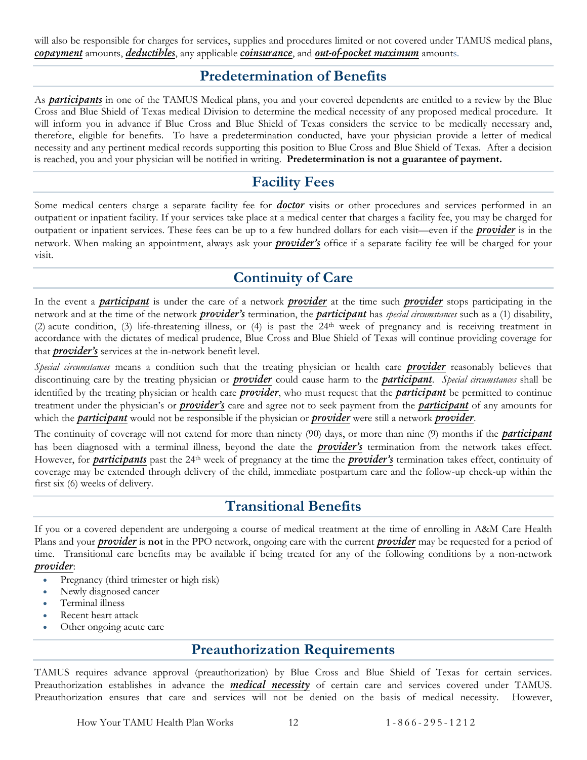will also be responsible for charges for services, supplies and procedures limited or not covered under TAMUS medical plans, ***copayment*** amounts, ***deductibles***, any applicable ***coinsurance***, and ***out-of-pocket maximum*** amounts.

## Predetermination of Benefits

As ***participants*** in one of the TAMUS Medical plans, you and your covered dependents are entitled to a review by the Blue Cross and Blue Shield of Texas medical Division to determine the medical necessity of any proposed medical procedure. It will inform you in advance if Blue Cross and Blue Shield of Texas considers the service to be medically necessary and, therefore, eligible for benefits. To have a predetermination conducted, have your physician provide a letter of medical necessity and any pertinent medical records supporting this position to Blue Cross and Blue Shield of Texas. After a decision is reached, you and your physician will be notified in writing. **Predetermination is not a guarantee of payment.**

## Facility Fees

Some medical centers charge a separate facility fee for ***doctor*** visits or other procedures and services performed in an outpatient or inpatient facility. If your services take place at a medical center that charges a facility fee, you may be charged for outpatient or inpatient services. These fees can be up to a few hundred dollars for each visit—even if the ***provider*** is in the network. When making an appointment, always ask your ***provider's*** office if a separate facility fee will be charged for your visit.

## Continuity of Care

In the event a ***participant*** is under the care of a network ***provider*** at the time such ***provider*** stops participating in the network and at the time of the network ***provider's*** termination, the ***participant*** has *special circumstances* such as a (1) disability, (2) acute condition, (3) life-threatening illness, or (4) is past the 24th week of pregnancy and is receiving treatment in accordance with the dictates of medical prudence, Blue Cross and Blue Shield of Texas will continue providing coverage for that ***provider's*** services at the in-network benefit level.

*Special circumstances* means a condition such that the treating physician or health care ***provider*** reasonably believes that discontinuing care by the treating physician or ***provider*** could cause harm to the ***participant***. *Special circumstances* shall be identified by the treating physician or health care ***provider***, who must request that the ***participant*** be permitted to continue treatment under the physician's or ***provider's*** care and agree not to seek payment from the ***participant*** of any amounts for which the ***participant*** would not be responsible if the physician or ***provider*** were still a network ***provider***.

The continuity of coverage will not extend for more than ninety (90) days, or more than nine (9) months if the ***participant*** has been diagnosed with a terminal illness, beyond the date the ***provider's*** termination from the network takes effect. However, for ***participants*** past the 24th week of pregnancy at the time the ***provider's*** termination takes effect, continuity of coverage may be extended through delivery of the child, immediate postpartum care and the follow-up check-up within the first six (6) weeks of delivery.

## Transitional Benefits

If you or a covered dependent are undergoing a course of medical treatment at the time of enrolling in A&M Care Health Plans and your ***provider*** is **not** in the PPO network, ongoing care with the current ***provider*** may be requested for a period of time. Transitional care benefits may be available if being treated for any of the following conditions by a non-network ***provider***:

- Pregnancy (third trimester or high risk)
- Newly diagnosed cancer
- Terminal illness
- Recent heart attack
- Other ongoing acute care

## Preauthorization Requirements

TAMUS requires advance approval (preauthorization) by Blue Cross and Blue Shield of Texas for certain services. Preauthorization establishes in advance the ***medical necessity*** of certain care and services covered under TAMUS. Preauthorization ensures that care and services will not be denied on the basis of medical necessity. However,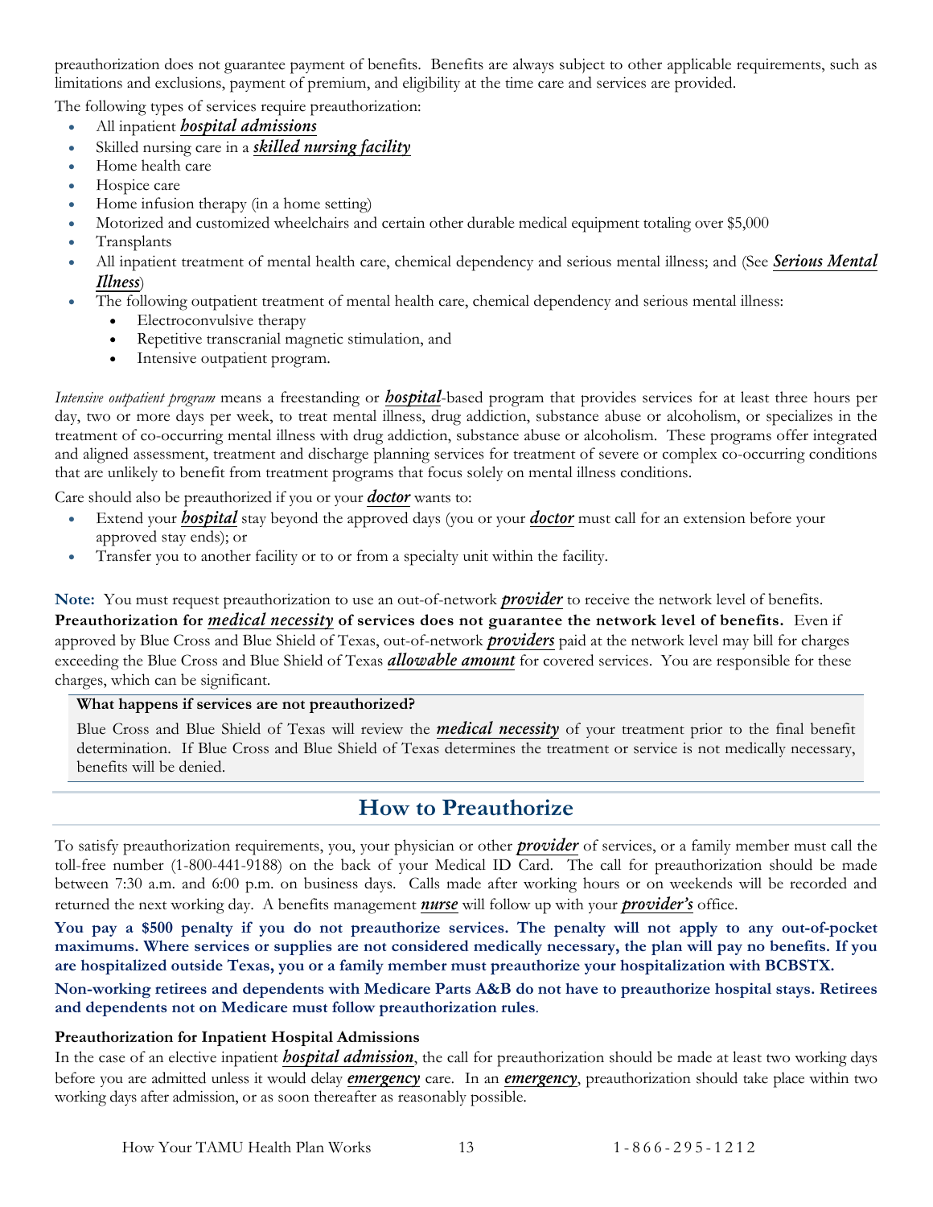preauthorization does not guarantee payment of benefits. Benefits are always subject to other applicable requirements, such as limitations and exclusions, payment of premium, and eligibility at the time care and services are provided.

The following types of services require preauthorization:

- All inpatient ***hospital admissions***
- Skilled nursing care in a ***skilled nursing facility***
- Home health care
- Hospice care
- Home infusion therapy (in a home setting)
- Motorized and customized wheelchairs and certain other durable medical equipment totaling over $5,000
- Transplants
- All inpatient treatment of mental health care, chemical dependency and serious mental illness; and (See ***Serious Mental Illness***)
- The following outpatient treatment of mental health care, chemical dependency and serious mental illness:
  - Electroconvulsive therapy
  - Repetitive transcranial magnetic stimulation, and
  - Intensive outpatient program.

*Intensive outpatient program* means a freestanding or ***hospital***-based program that provides services for at least three hours per day, two or more days per week, to treat mental illness, drug addiction, substance abuse or alcoholism, or specializes in the treatment of co-occurring mental illness with drug addiction, substance abuse or alcoholism. These programs offer integrated and aligned assessment, treatment and discharge planning services for treatment of severe or complex co-occurring conditions that are unlikely to benefit from treatment programs that focus solely on mental illness conditions.

Care should also be preauthorized if you or your ***doctor*** wants to:

- Extend your ***hospital*** stay beyond the approved days (you or your ***doctor*** must call for an extension before your approved stay ends); or
- Transfer you to another facility or to or from a specialty unit within the facility.

**Note:** You must request preauthorization to use an out-of-network ***provider*** to receive the network level of benefits. **Preauthorization for *medical necessity* of services does not guarantee the network level of benefits.** Even if approved by Blue Cross and Blue Shield of Texas, out-of-network ***providers*** paid at the network level may bill for charges exceeding the Blue Cross and Blue Shield of Texas ***allowable amount*** for covered services. You are responsible for these charges, which can be significant.

**What happens if services are not preauthorized?**

Blue Cross and Blue Shield of Texas will review the ***medical necessity*** of your treatment prior to the final benefit determination. If Blue Cross and Blue Shield of Texas determines the treatment or service is not medically necessary, benefits will be denied.

## How to Preauthorize

To satisfy preauthorization requirements, you, your physician or other ***provider*** of services, or a family member must call the toll-free number (1-800-441-9188) on the back of your Medical ID Card. The call for preauthorization should be made between 7:30 a.m. and 6:00 p.m. on business days. Calls made after working hours or on weekends will be recorded and returned the next working day. A benefits management ***nurse*** will follow up with your ***provider's*** office.

**You pay a $500 penalty if you do not preauthorize services. The penalty will not apply to any out-of-pocket maximums. Where services or supplies are not considered medically necessary, the plan will pay no benefits. If you are hospitalized outside Texas, you or a family member must preauthorize your hospitalization with BCBSTX.**

**Non-working retirees and dependents with Medicare Parts A&B do not have to preauthorize hospital stays. Retirees and dependents not on Medicare must follow preauthorization rules**.

**Preauthorization for Inpatient Hospital Admissions**

In the case of an elective inpatient ***hospital admission***, the call for preauthorization should be made at least two working days before you are admitted unless it would delay ***emergency*** care. In an ***emergency***, preauthorization should take place within two working days after admission, or as soon thereafter as reasonably possible.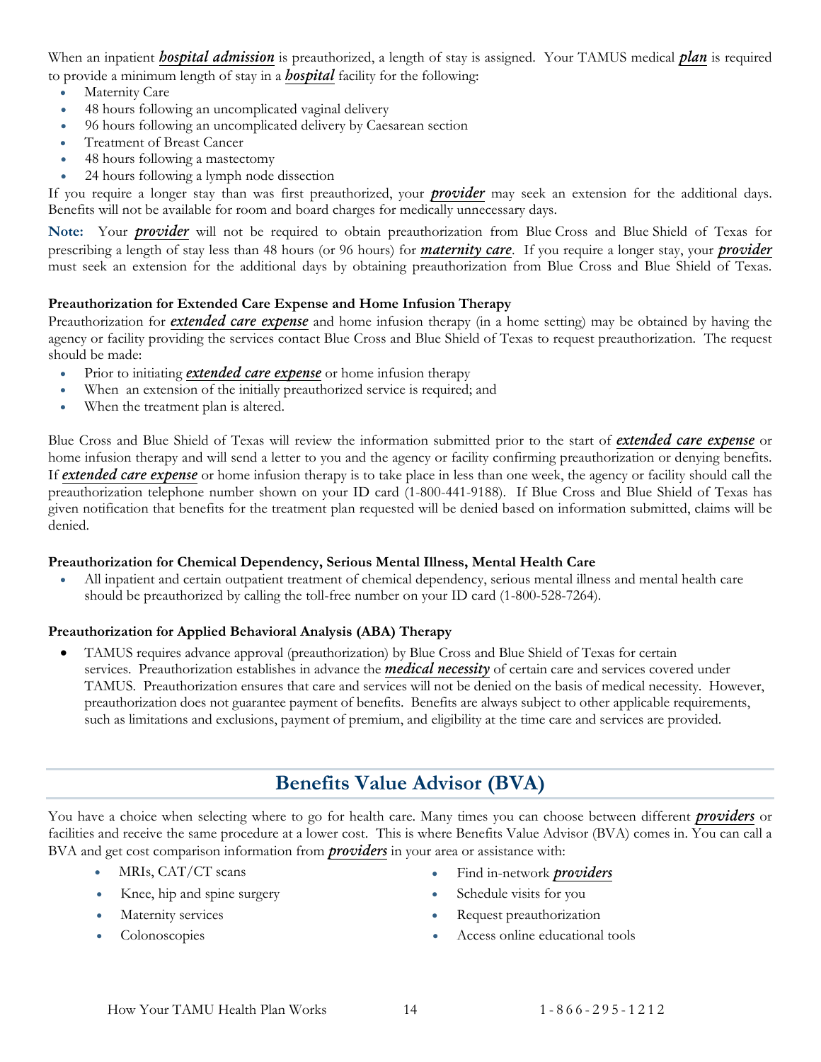When an inpatient ***hospital admission*** is preauthorized, a length of stay is assigned. Your TAMUS medical ***plan*** is required to provide a minimum length of stay in a ***hospital*** facility for the following:

- Maternity Care
- 48 hours following an uncomplicated vaginal delivery
- 96 hours following an uncomplicated delivery by Caesarean section
- Treatment of Breast Cancer
- 48 hours following a mastectomy
- 24 hours following a lymph node dissection

If you require a longer stay than was first preauthorized, your ***provider*** may seek an extension for the additional days. Benefits will not be available for room and board charges for medically unnecessary days.

**Note:** Your ***provider*** will not be required to obtain preauthorization from Blue Cross and Blue Shield of Texas for prescribing a length of stay less than 48 hours (or 96 hours) for ***maternity care***. If you require a longer stay, your ***provider*** must seek an extension for the additional days by obtaining preauthorization from Blue Cross and Blue Shield of Texas.

**Preauthorization for Extended Care Expense and Home Infusion Therapy**

Preauthorization for ***extended care expense*** and home infusion therapy (in a home setting) may be obtained by having the agency or facility providing the services contact Blue Cross and Blue Shield of Texas to request preauthorization. The request should be made:

- Prior to initiating ***extended care expense*** or home infusion therapy
- When an extension of the initially preauthorized service is required; and
- When the treatment plan is altered.

Blue Cross and Blue Shield of Texas will review the information submitted prior to the start of ***extended care expense*** or home infusion therapy and will send a letter to you and the agency or facility confirming preauthorization or denying benefits. If ***extended care expense*** or home infusion therapy is to take place in less than one week, the agency or facility should call the preauthorization telephone number shown on your ID card (1-800-441-9188). If Blue Cross and Blue Shield of Texas has given notification that benefits for the treatment plan requested will be denied based on information submitted, claims will be denied.

**Preauthorization for Chemical Dependency, Serious Mental Illness, Mental Health Care**

- All inpatient and certain outpatient treatment of chemical dependency, serious mental illness and mental health care should be preauthorized by calling the toll-free number on your ID card (1-800-528-7264).

**Preauthorization for Applied Behavioral Analysis (ABA) Therapy**

- TAMUS requires advance approval (preauthorization) by Blue Cross and Blue Shield of Texas for certain services. Preauthorization establishes in advance the ***medical necessity*** of certain care and services covered under TAMUS. Preauthorization ensures that care and services will not be denied on the basis of medical necessity. However, preauthorization does not guarantee payment of benefits. Benefits are always subject to other applicable requirements, such as limitations and exclusions, payment of premium, and eligibility at the time care and services are provided.

## Benefits Value Advisor (BVA)

You have a choice when selecting where to go for health care. Many times you can choose between different ***providers*** or facilities and receive the same procedure at a lower cost. This is where Benefits Value Advisor (BVA) comes in. You can call a BVA and get cost comparison information from ***providers*** in your area or assistance with:

- MRIs, CAT/CT scans
- Knee, hip and spine surgery
- Maternity services
- Colonoscopies
- Find in-network ***providers***
- Schedule visits for you
- Request preauthorization
- Access online educational tools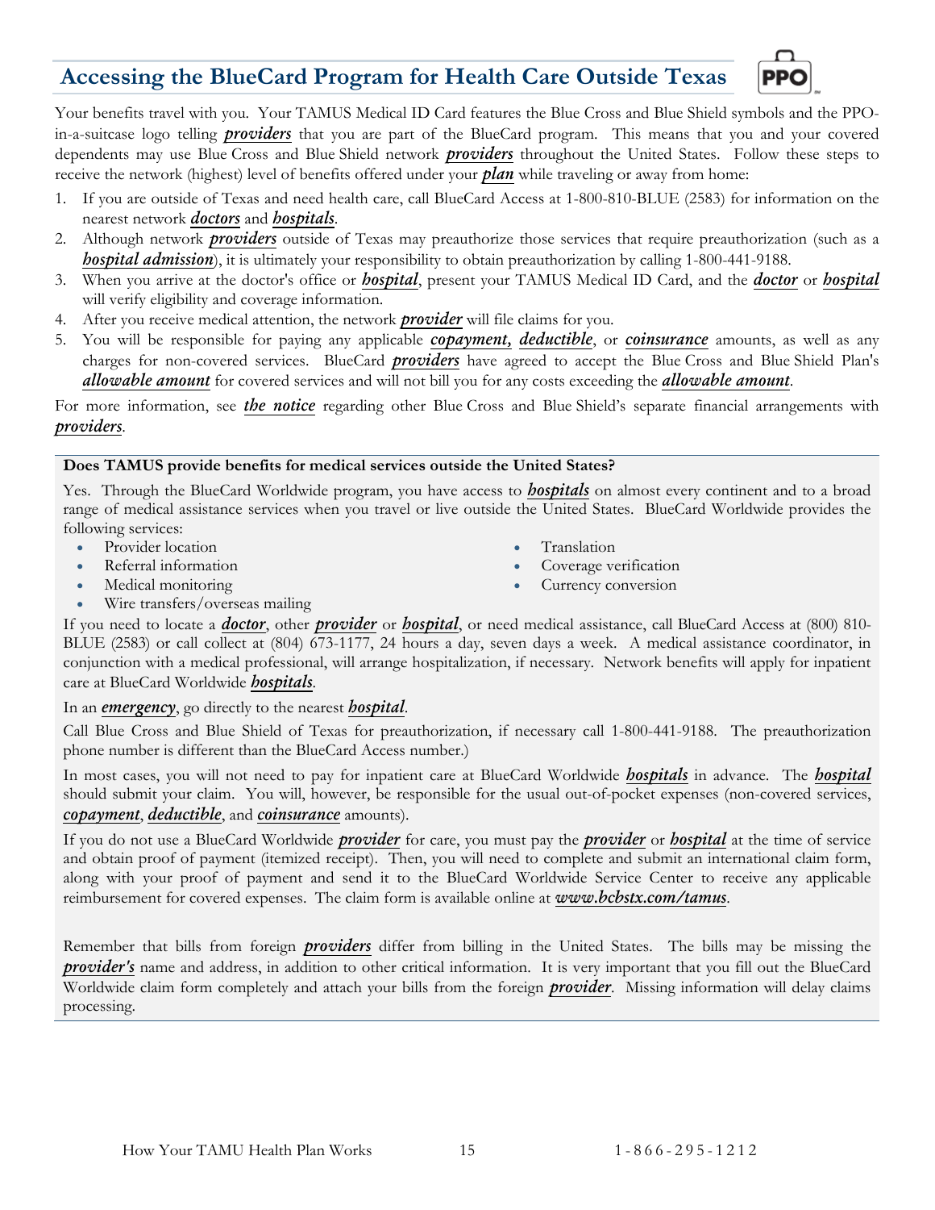## Accessing the BlueCard Program for Health Care Outside Texas

Your benefits travel with you. Your TAMUS Medical ID Card features the Blue Cross and Blue Shield symbols and the PPO-in-a-suitcase logo telling ***providers*** that you are part of the BlueCard program. This means that you and your covered dependents may use Blue Cross and Blue Shield network ***providers*** throughout the United States. Follow these steps to receive the network (highest) level of benefits offered under your ***plan*** while traveling or away from home:

1. If you are outside of Texas and need health care, call BlueCard Access at 1-800-810-BLUE (2583) for information on the nearest network ***doctors*** and ***hospitals***.
2. Although network ***providers*** outside of Texas may preauthorize those services that require preauthorization (such as a ***hospital admission***), it is ultimately your responsibility to obtain preauthorization by calling 1-800-441-9188.
3. When you arrive at the doctor's office or ***hospital***, present your TAMUS Medical ID Card, and the ***doctor*** or ***hospital*** will verify eligibility and coverage information.
4. After you receive medical attention, the network ***provider*** will file claims for you.
5. You will be responsible for paying any applicable ***copayment, deductible***, or ***coinsurance*** amounts, as well as any charges for non-covered services. BlueCard ***providers*** have agreed to accept the Blue Cross and Blue Shield Plan's ***allowable amount*** for covered services and will not bill you for any costs exceeding the ***allowable amount***.

For more information, see ***the notice*** regarding other Blue Cross and Blue Shield's separate financial arrangements with ***providers***.

**Does TAMUS provide benefits for medical services outside the United States?**

Yes. Through the BlueCard Worldwide program, you have access to ***hospitals*** on almost every continent and to a broad range of medical assistance services when you travel or live outside the United States. BlueCard Worldwide provides the following services:

- Provider location
- Referral information
- Medical monitoring
- Wire transfers/overseas mailing
- Translation
- Coverage verification
- Currency conversion

If you need to locate a ***doctor***, other ***provider*** or ***hospital***, or need medical assistance, call BlueCard Access at (800) 810-BLUE (2583) or call collect at (804) 673-1177, 24 hours a day, seven days a week. A medical assistance coordinator, in conjunction with a medical professional, will arrange hospitalization, if necessary. Network benefits will apply for inpatient care at BlueCard Worldwide ***hospitals***.

In an ***emergency***, go directly to the nearest ***hospital***.

Call Blue Cross and Blue Shield of Texas for preauthorization, if necessary call 1-800-441-9188. The preauthorization phone number is different than the BlueCard Access number.)

In most cases, you will not need to pay for inpatient care at BlueCard Worldwide ***hospitals*** in advance. The ***hospital*** should submit your claim. You will, however, be responsible for the usual out-of-pocket expenses (non-covered services, ***copayment***, ***deductible***, and ***coinsurance*** amounts).

If you do not use a BlueCard Worldwide ***provider*** for care, you must pay the ***provider*** or ***hospital*** at the time of service and obtain proof of payment (itemized receipt). Then, you will need to complete and submit an international claim form, along with your proof of payment and send it to the BlueCard Worldwide Service Center to receive any applicable reimbursement for covered expenses. The claim form is available online at ***www.bcbstx.com/tamus***.

Remember that bills from foreign ***providers*** differ from billing in the United States. The bills may be missing the ***provider's*** name and address, in addition to other critical information. It is very important that you fill out the BlueCard Worldwide claim form completely and attach your bills from the foreign ***provider***. Missing information will delay claims processing.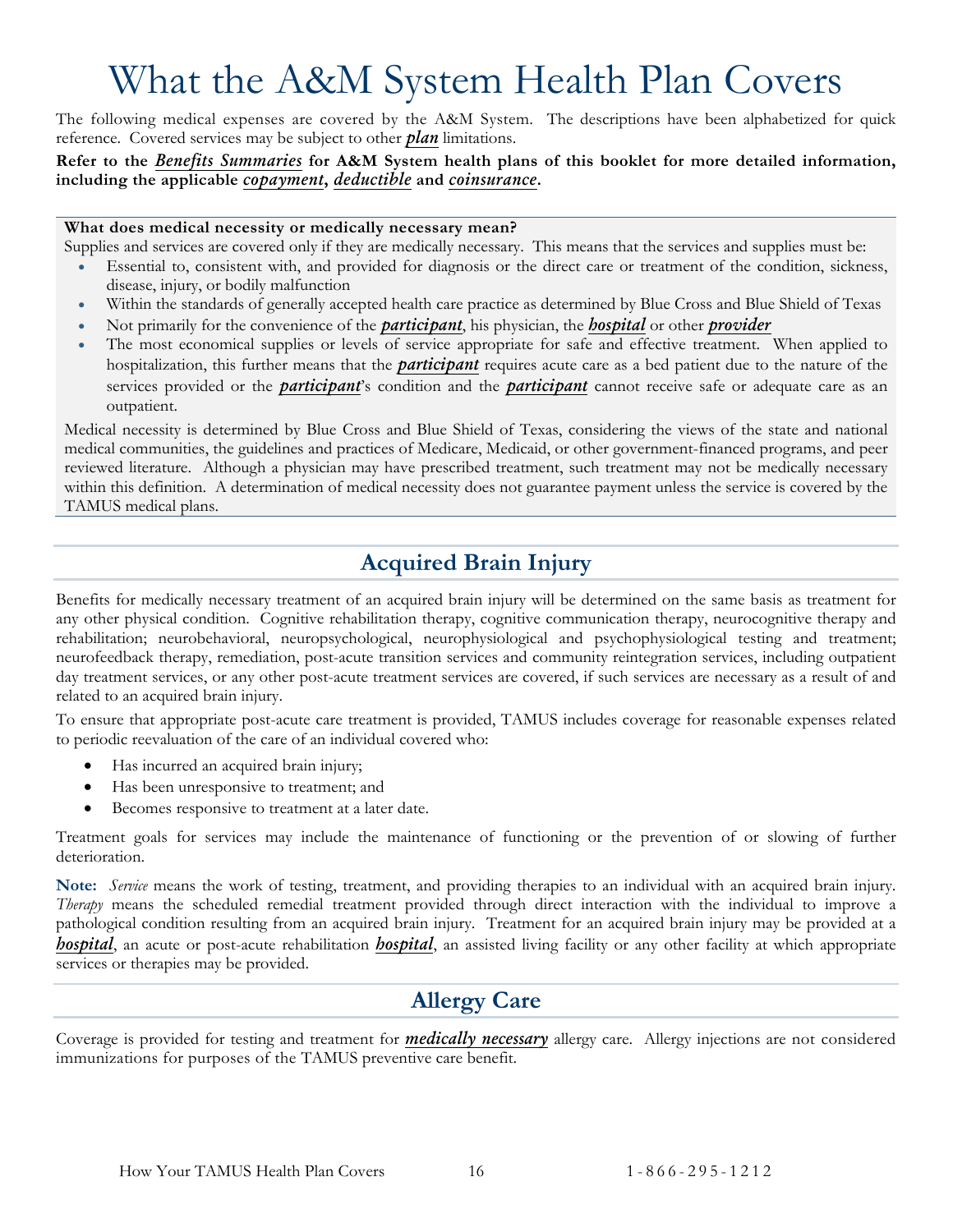# What the A&M System Health Plan Covers

The following medical expenses are covered by the A&M System. The descriptions have been alphabetized for quick reference. Covered services may be subject to other ***plan*** limitations.

**Refer to the *Benefits Summaries* for A&M System health plans of this booklet for more detailed information, including the applicable *copayment*, *deductible* and *coinsurance*.**

**What does medical necessity or medically necessary mean?**

Supplies and services are covered only if they are medically necessary. This means that the services and supplies must be:

- Essential to, consistent with, and provided for diagnosis or the direct care or treatment of the condition, sickness, disease, injury, or bodily malfunction
- Within the standards of generally accepted health care practice as determined by Blue Cross and Blue Shield of Texas
- Not primarily for the convenience of the ***participant***, his physician, the ***hospital*** or other ***provider***
- The most economical supplies or levels of service appropriate for safe and effective treatment. When applied to hospitalization, this further means that the ***participant*** requires acute care as a bed patient due to the nature of the services provided or the ***participant***'s condition and the ***participant*** cannot receive safe or adequate care as an outpatient.

Medical necessity is determined by Blue Cross and Blue Shield of Texas, considering the views of the state and national medical communities, the guidelines and practices of Medicare, Medicaid, or other government-financed programs, and peer reviewed literature. Although a physician may have prescribed treatment, such treatment may not be medically necessary within this definition. A determination of medical necessity does not guarantee payment unless the service is covered by the TAMUS medical plans.

## Acquired Brain Injury

Benefits for medically necessary treatment of an acquired brain injury will be determined on the same basis as treatment for any other physical condition. Cognitive rehabilitation therapy, cognitive communication therapy, neurocognitive therapy and rehabilitation; neurobehavioral, neuropsychological, neurophysiological and psychophysiological testing and treatment; neurofeedback therapy, remediation, post-acute transition services and community reintegration services, including outpatient day treatment services, or any other post-acute treatment services are covered, if such services are necessary as a result of and related to an acquired brain injury.

To ensure that appropriate post-acute care treatment is provided, TAMUS includes coverage for reasonable expenses related to periodic reevaluation of the care of an individual covered who:

- Has incurred an acquired brain injury;
- Has been unresponsive to treatment; and
- Becomes responsive to treatment at a later date.

Treatment goals for services may include the maintenance of functioning or the prevention of or slowing of further deterioration.

**Note:** *Service* means the work of testing, treatment, and providing therapies to an individual with an acquired brain injury. *Therapy* means the scheduled remedial treatment provided through direct interaction with the individual to improve a pathological condition resulting from an acquired brain injury. Treatment for an acquired brain injury may be provided at a ***hospital***, an acute or post-acute rehabilitation ***hospital***, an assisted living facility or any other facility at which appropriate services or therapies may be provided.

## Allergy Care

Coverage is provided for testing and treatment for ***medically necessary*** allergy care. Allergy injections are not considered immunizations for purposes of the TAMUS preventive care benefit.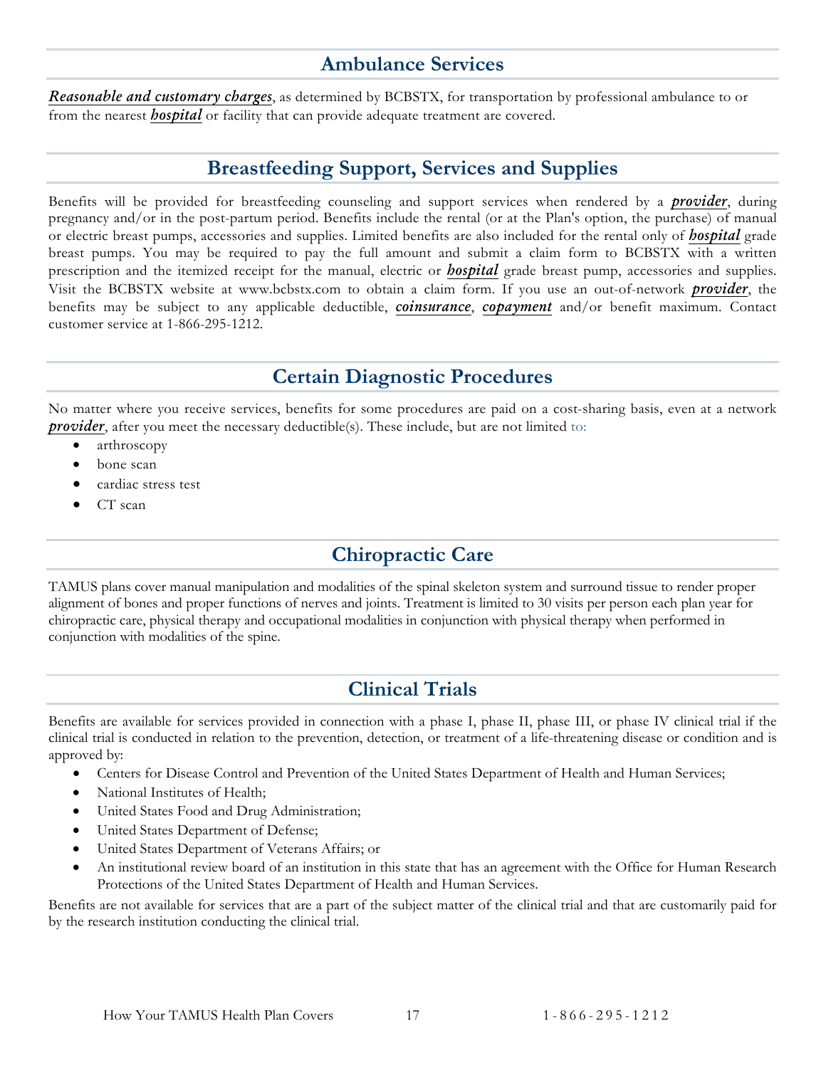## Ambulance Services

***Reasonable and customary charges***, as determined by BCBSTX, for transportation by professional ambulance to or from the nearest ***hospital*** or facility that can provide adequate treatment are covered.

## Breastfeeding Support, Services and Supplies

Benefits will be provided for breastfeeding counseling and support services when rendered by a ***provider***, during pregnancy and/or in the post-partum period. Benefits include the rental (or at the Plan's option, the purchase) of manual or electric breast pumps, accessories and supplies. Limited benefits are also included for the rental only of ***hospital*** grade breast pumps. You may be required to pay the full amount and submit a claim form to BCBSTX with a written prescription and the itemized receipt for the manual, electric or ***hospital*** grade breast pump, accessories and supplies. Visit the BCBSTX website at www.bcbstx.com to obtain a claim form. If you use an out-of-network ***provider***, the benefits may be subject to any applicable deductible, ***coinsurance***, ***copayment*** and/or benefit maximum. Contact customer service at 1-866-295-1212.

## Certain Diagnostic Procedures

No matter where you receive services, benefits for some procedures are paid on a cost-sharing basis, even at a network ***provider***, after you meet the necessary deductible(s). These include, but are not limited to:

- arthroscopy
- bone scan
- cardiac stress test
- CT scan

## Chiropractic Care

TAMUS plans cover manual manipulation and modalities of the spinal skeleton system and surround tissue to render proper alignment of bones and proper functions of nerves and joints. Treatment is limited to 30 visits per person each plan year for chiropractic care, physical therapy and occupational modalities in conjunction with physical therapy when performed in conjunction with modalities of the spine.

## Clinical Trials

Benefits are available for services provided in connection with a phase I, phase II, phase III, or phase IV clinical trial if the clinical trial is conducted in relation to the prevention, detection, or treatment of a life-threatening disease or condition and is approved by:

- Centers for Disease Control and Prevention of the United States Department of Health and Human Services;
- National Institutes of Health;
- United States Food and Drug Administration;
- United States Department of Defense;
- United States Department of Veterans Affairs; or
- An institutional review board of an institution in this state that has an agreement with the Office for Human Research Protections of the United States Department of Health and Human Services.

Benefits are not available for services that are a part of the subject matter of the clinical trial and that are customarily paid for by the research institution conducting the clinical trial.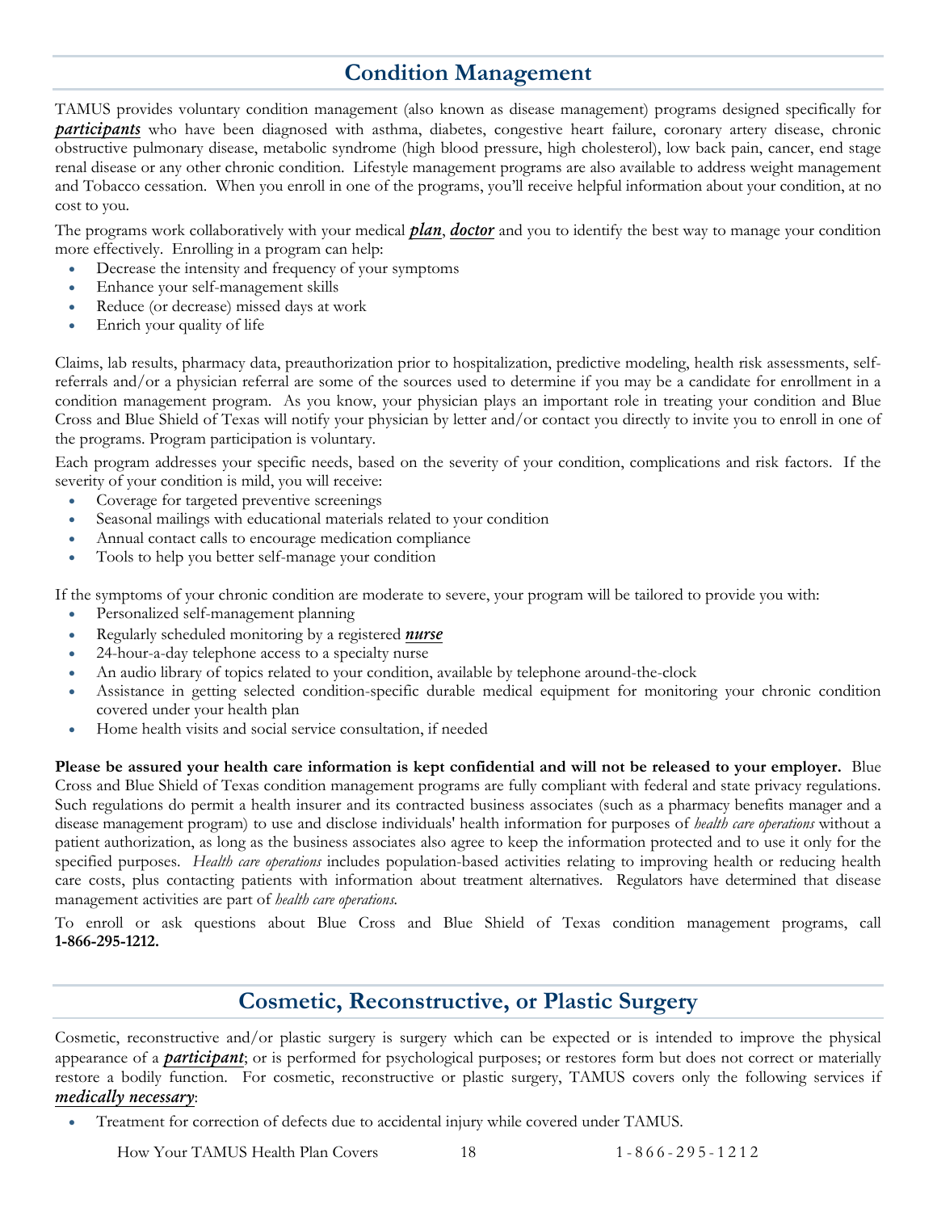## Condition Management

TAMUS provides voluntary condition management (also known as disease management) programs designed specifically for ***participants*** who have been diagnosed with asthma, diabetes, congestive heart failure, coronary artery disease, chronic obstructive pulmonary disease, metabolic syndrome (high blood pressure, high cholesterol), low back pain, cancer, end stage renal disease or any other chronic condition. Lifestyle management programs are also available to address weight management and Tobacco cessation. When you enroll in one of the programs, you'll receive helpful information about your condition, at no cost to you.

The programs work collaboratively with your medical ***plan***, ***doctor*** and you to identify the best way to manage your condition more effectively. Enrolling in a program can help:

- Decrease the intensity and frequency of your symptoms
- Enhance your self-management skills
- Reduce (or decrease) missed days at work
- Enrich your quality of life

Claims, lab results, pharmacy data, preauthorization prior to hospitalization, predictive modeling, health risk assessments, self-referrals and/or a physician referral are some of the sources used to determine if you may be a candidate for enrollment in a condition management program. As you know, your physician plays an important role in treating your condition and Blue Cross and Blue Shield of Texas will notify your physician by letter and/or contact you directly to invite you to enroll in one of the programs. Program participation is voluntary.

Each program addresses your specific needs, based on the severity of your condition, complications and risk factors. If the severity of your condition is mild, you will receive:

- Coverage for targeted preventive screenings
- Seasonal mailings with educational materials related to your condition
- Annual contact calls to encourage medication compliance
- Tools to help you better self-manage your condition

If the symptoms of your chronic condition are moderate to severe, your program will be tailored to provide you with:

- Personalized self-management planning
- Regularly scheduled monitoring by a registered ***nurse***
- 24-hour-a-day telephone access to a specialty nurse
- An audio library of topics related to your condition, available by telephone around-the-clock
- Assistance in getting selected condition-specific durable medical equipment for monitoring your chronic condition covered under your health plan
- Home health visits and social service consultation, if needed

**Please be assured your health care information is kept confidential and will not be released to your employer.** Blue Cross and Blue Shield of Texas condition management programs are fully compliant with federal and state privacy regulations. Such regulations do permit a health insurer and its contracted business associates (such as a pharmacy benefits manager and a disease management program) to use and disclose individuals' health information for purposes of *health care operations* without a patient authorization, as long as the business associates also agree to keep the information protected and to use it only for the specified purposes. *Health care operations* includes population-based activities relating to improving health or reducing health care costs, plus contacting patients with information about treatment alternatives. Regulators have determined that disease management activities are part of *health care operations.*

To enroll or ask questions about Blue Cross and Blue Shield of Texas condition management programs, call **1-866-295-1212.**

## Cosmetic, Reconstructive, or Plastic Surgery

Cosmetic, reconstructive and/or plastic surgery is surgery which can be expected or is intended to improve the physical appearance of a ***participant***; or is performed for psychological purposes; or restores form but does not correct or materially restore a bodily function. For cosmetic, reconstructive or plastic surgery, TAMUS covers only the following services if ***medically necessary***:

- Treatment for correction of defects due to accidental injury while covered under TAMUS.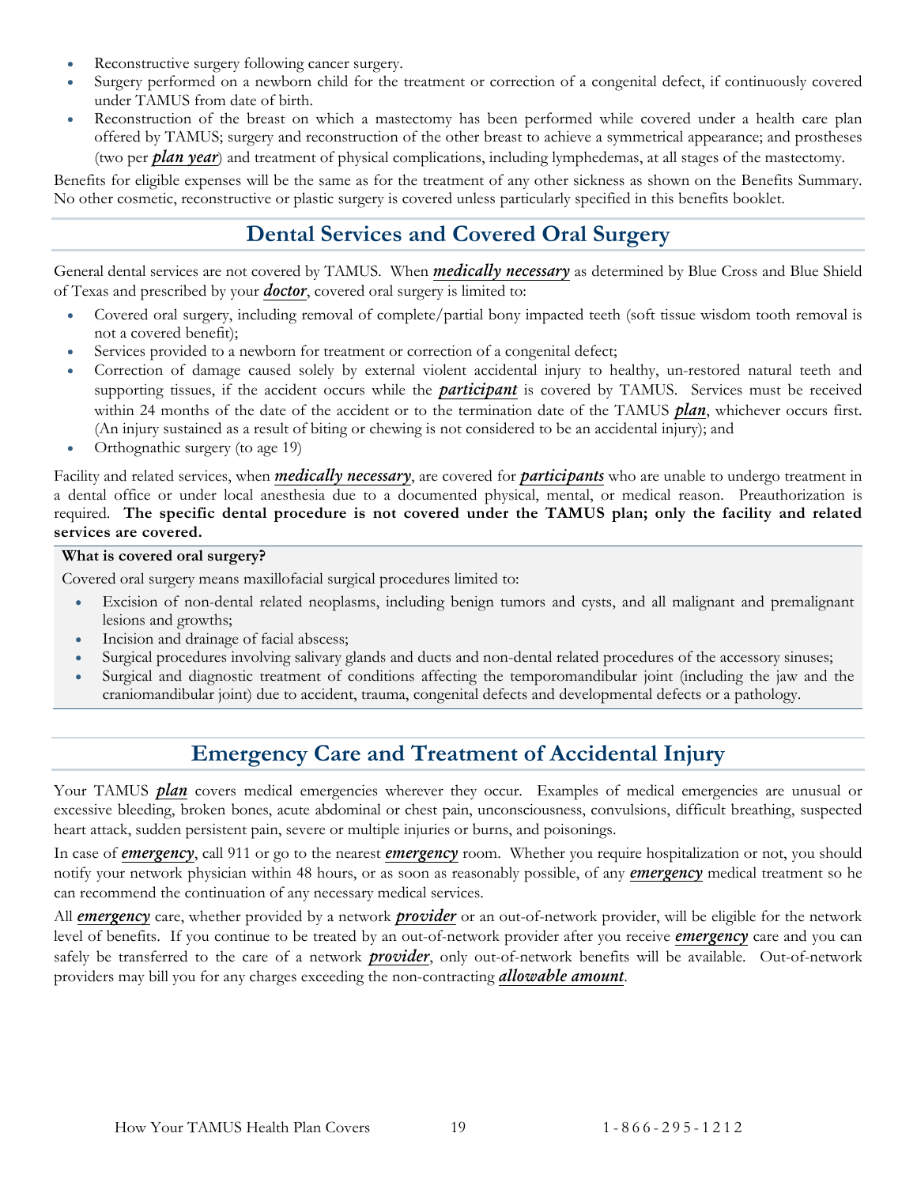- Reconstructive surgery following cancer surgery.
- Surgery performed on a newborn child for the treatment or correction of a congenital defect, if continuously covered under TAMUS from date of birth.
- Reconstruction of the breast on which a mastectomy has been performed while covered under a health care plan offered by TAMUS; surgery and reconstruction of the other breast to achieve a symmetrical appearance; and prostheses (two per ***plan year***) and treatment of physical complications, including lymphedemas, at all stages of the mastectomy.

Benefits for eligible expenses will be the same as for the treatment of any other sickness as shown on the Benefits Summary. No other cosmetic, reconstructive or plastic surgery is covered unless particularly specified in this benefits booklet.

## Dental Services and Covered Oral Surgery

General dental services are not covered by TAMUS. When ***medically necessary*** as determined by Blue Cross and Blue Shield of Texas and prescribed by your ***doctor***, covered oral surgery is limited to:

- Covered oral surgery, including removal of complete/partial bony impacted teeth (soft tissue wisdom tooth removal is not a covered benefit);
- Services provided to a newborn for treatment or correction of a congenital defect;
- Correction of damage caused solely by external violent accidental injury to healthy, un-restored natural teeth and supporting tissues, if the accident occurs while the ***participant*** is covered by TAMUS. Services must be received within 24 months of the date of the accident or to the termination date of the TAMUS ***plan***, whichever occurs first. (An injury sustained as a result of biting or chewing is not considered to be an accidental injury); and
- Orthognathic surgery (to age 19)

Facility and related services, when ***medically necessary***, are covered for ***participants*** who are unable to undergo treatment in a dental office or under local anesthesia due to a documented physical, mental, or medical reason. Preauthorization is required. **The specific dental procedure is not covered under the TAMUS plan; only the facility and related services are covered.**

**What is covered oral surgery?**

Covered oral surgery means maxillofacial surgical procedures limited to:

- Excision of non-dental related neoplasms, including benign tumors and cysts, and all malignant and premalignant lesions and growths;
- Incision and drainage of facial abscess;
- Surgical procedures involving salivary glands and ducts and non-dental related procedures of the accessory sinuses;
- Surgical and diagnostic treatment of conditions affecting the temporomandibular joint (including the jaw and the craniomandibular joint) due to accident, trauma, congenital defects and developmental defects or a pathology.

## Emergency Care and Treatment of Accidental Injury

Your TAMUS ***plan*** covers medical emergencies wherever they occur. Examples of medical emergencies are unusual or excessive bleeding, broken bones, acute abdominal or chest pain, unconsciousness, convulsions, difficult breathing, suspected heart attack, sudden persistent pain, severe or multiple injuries or burns, and poisonings.

In case of ***emergency***, call 911 or go to the nearest ***emergency*** room. Whether you require hospitalization or not, you should notify your network physician within 48 hours, or as soon as reasonably possible, of any ***emergency*** medical treatment so he can recommend the continuation of any necessary medical services.

All ***emergency*** care, whether provided by a network ***provider*** or an out-of-network provider, will be eligible for the network level of benefits. If you continue to be treated by an out-of-network provider after you receive ***emergency*** care and you can safely be transferred to the care of a network ***provider***, only out-of-network benefits will be available. Out-of-network providers may bill you for any charges exceeding the non-contracting ***allowable amount***.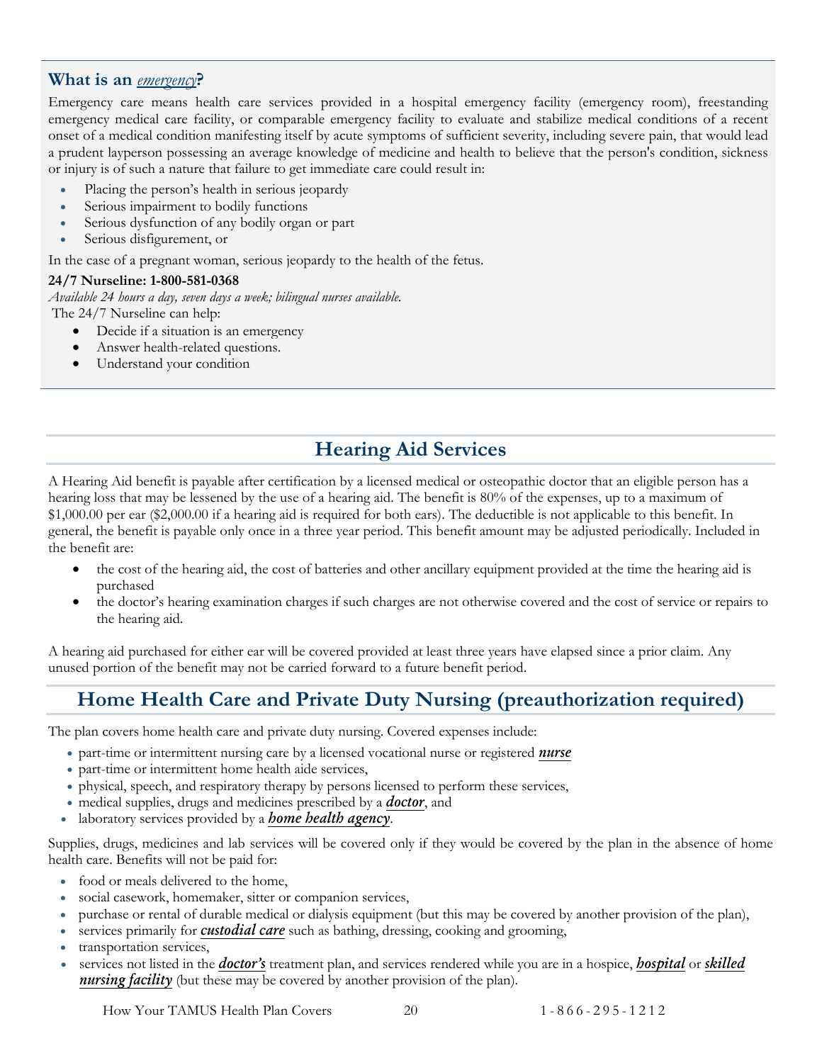### What is an *emergency*?

Emergency care means health care services provided in a hospital emergency facility (emergency room), freestanding emergency medical care facility, or comparable emergency facility to evaluate and stabilize medical conditions of a recent onset of a medical condition manifesting itself by acute symptoms of sufficient severity, including severe pain, that would lead a prudent layperson possessing an average knowledge of medicine and health to believe that the person's condition, sickness or injury is of such a nature that failure to get immediate care could result in:

- Placing the person's health in serious jeopardy
- Serious impairment to bodily functions
- Serious dysfunction of any bodily organ or part
- Serious disfigurement, or

In the case of a pregnant woman, serious jeopardy to the health of the fetus.

**24/7 Nurseline: 1-800-581-0368**

*Available 24 hours a day, seven days a week; bilingual nurses available.*

The 24/7 Nurseline can help:

- Decide if a situation is an emergency
- Answer health-related questions.
- Understand your condition

## Hearing Aid Services

A Hearing Aid benefit is payable after certification by a licensed medical or osteopathic doctor that an eligible person has a hearing loss that may be lessened by the use of a hearing aid. The benefit is 80% of the expenses, up to a maximum of $1,000.00 per ear ($2,000.00 if a hearing aid is required for both ears). The deductible is not applicable to this benefit. In general, the benefit is payable only once in a three year period. This benefit amount may be adjusted periodically. Included in the benefit are:

- the cost of the hearing aid, the cost of batteries and other ancillary equipment provided at the time the hearing aid is purchased
- the doctor's hearing examination charges if such charges are not otherwise covered and the cost of service or repairs to the hearing aid.

A hearing aid purchased for either ear will be covered provided at least three years have elapsed since a prior claim. Any unused portion of the benefit may not be carried forward to a future benefit period.

## Home Health Care and Private Duty Nursing (preauthorization required)

The plan covers home health care and private duty nursing. Covered expenses include:

- part-time or intermittent nursing care by a licensed vocational nurse or registered ***nurse***
- part-time or intermittent home health aide services,
- physical, speech, and respiratory therapy by persons licensed to perform these services,
- medical supplies, drugs and medicines prescribed by a ***doctor***, and
- laboratory services provided by a ***home health agency***.

Supplies, drugs, medicines and lab services will be covered only if they would be covered by the plan in the absence of home health care. Benefits will not be paid for:

- food or meals delivered to the home,
- social casework, homemaker, sitter or companion services,
- purchase or rental of durable medical or dialysis equipment (but this may be covered by another provision of the plan),
- services primarily for ***custodial care*** such as bathing, dressing, cooking and grooming,
- transportation services,
- services not listed in the ***doctor's*** treatment plan, and services rendered while you are in a hospice, ***hospital*** or ***skilled nursing facility*** (but these may be covered by another provision of the plan).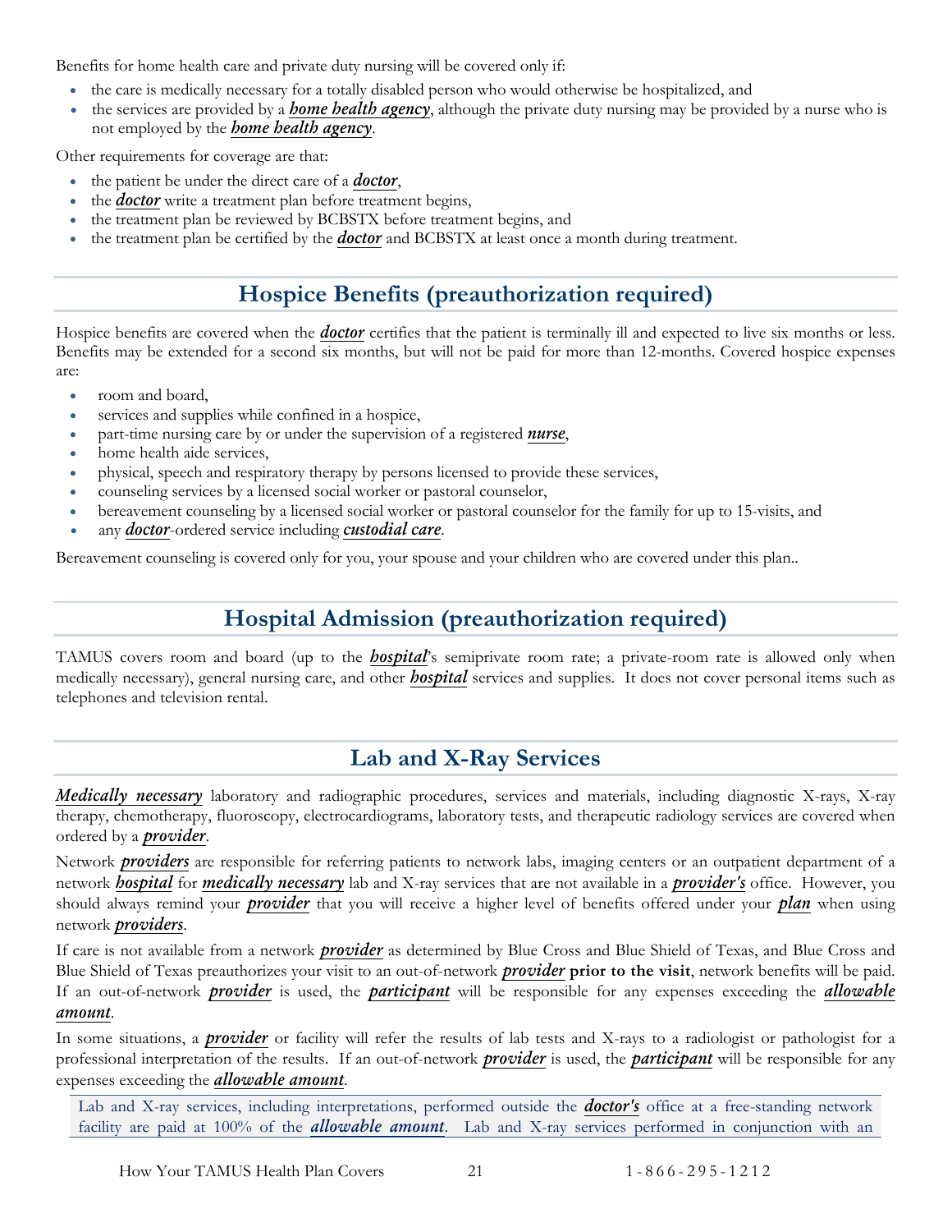Benefits for home health care and private duty nursing will be covered only if:

- the care is medically necessary for a totally disabled person who would otherwise be hospitalized, and
- the services are provided by a ***home health agency***, although the private duty nursing may be provided by a nurse who is not employed by the ***home health agency***.

Other requirements for coverage are that:

- the patient be under the direct care of a ***doctor***,
- the ***doctor*** write a treatment plan before treatment begins,
- the treatment plan be reviewed by BCBSTX before treatment begins, and
- the treatment plan be certified by the ***doctor*** and BCBSTX at least once a month during treatment.

## Hospice Benefits (preauthorization required)

Hospice benefits are covered when the ***doctor*** certifies that the patient is terminally ill and expected to live six months or less. Benefits may be extended for a second six months, but will not be paid for more than 12-months. Covered hospice expenses are:

- room and board,
- services and supplies while confined in a hospice,
- part-time nursing care by or under the supervision of a registered ***nurse***,
- home health aide services,
- physical, speech and respiratory therapy by persons licensed to provide these services,
- counseling services by a licensed social worker or pastoral counselor,
- bereavement counseling by a licensed social worker or pastoral counselor for the family for up to 15-visits, and
- any ***doctor***-ordered service including ***custodial care***.

Bereavement counseling is covered only for you, your spouse and your children who are covered under this plan..

## Hospital Admission (preauthorization required)

TAMUS covers room and board (up to the ***hospital***'s semiprivate room rate; a private-room rate is allowed only when medically necessary), general nursing care, and other ***hospital*** services and supplies. It does not cover personal items such as telephones and television rental.

## Lab and X-Ray Services

***Medically necessary*** laboratory and radiographic procedures, services and materials, including diagnostic X-rays, X-ray therapy, chemotherapy, fluoroscopy, electrocardiograms, laboratory tests, and therapeutic radiology services are covered when ordered by a ***provider***.

Network ***providers*** are responsible for referring patients to network labs, imaging centers or an outpatient department of a network ***hospital*** for ***medically necessary*** lab and X-ray services that are not available in a ***provider's*** office. However, you should always remind your ***provider*** that you will receive a higher level of benefits offered under your ***plan*** when using network ***providers***.

If care is not available from a network ***provider*** as determined by Blue Cross and Blue Shield of Texas, and Blue Cross and Blue Shield of Texas preauthorizes your visit to an out-of-network ***provider*** **prior to the visit**, network benefits will be paid. If an out-of-network ***provider*** is used, the ***participant*** will be responsible for any expenses exceeding the ***allowable amount***.

In some situations, a ***provider*** or facility will refer the results of lab tests and X-rays to a radiologist or pathologist for a professional interpretation of the results. If an out-of-network ***provider*** is used, the ***participant*** will be responsible for any expenses exceeding the ***allowable amount***.

Lab and X-ray services, including interpretations, performed outside the ***doctor's*** office at a free-standing network facility are paid at 100% of the ***allowable amount***. Lab and X-ray services performed in conjunction with an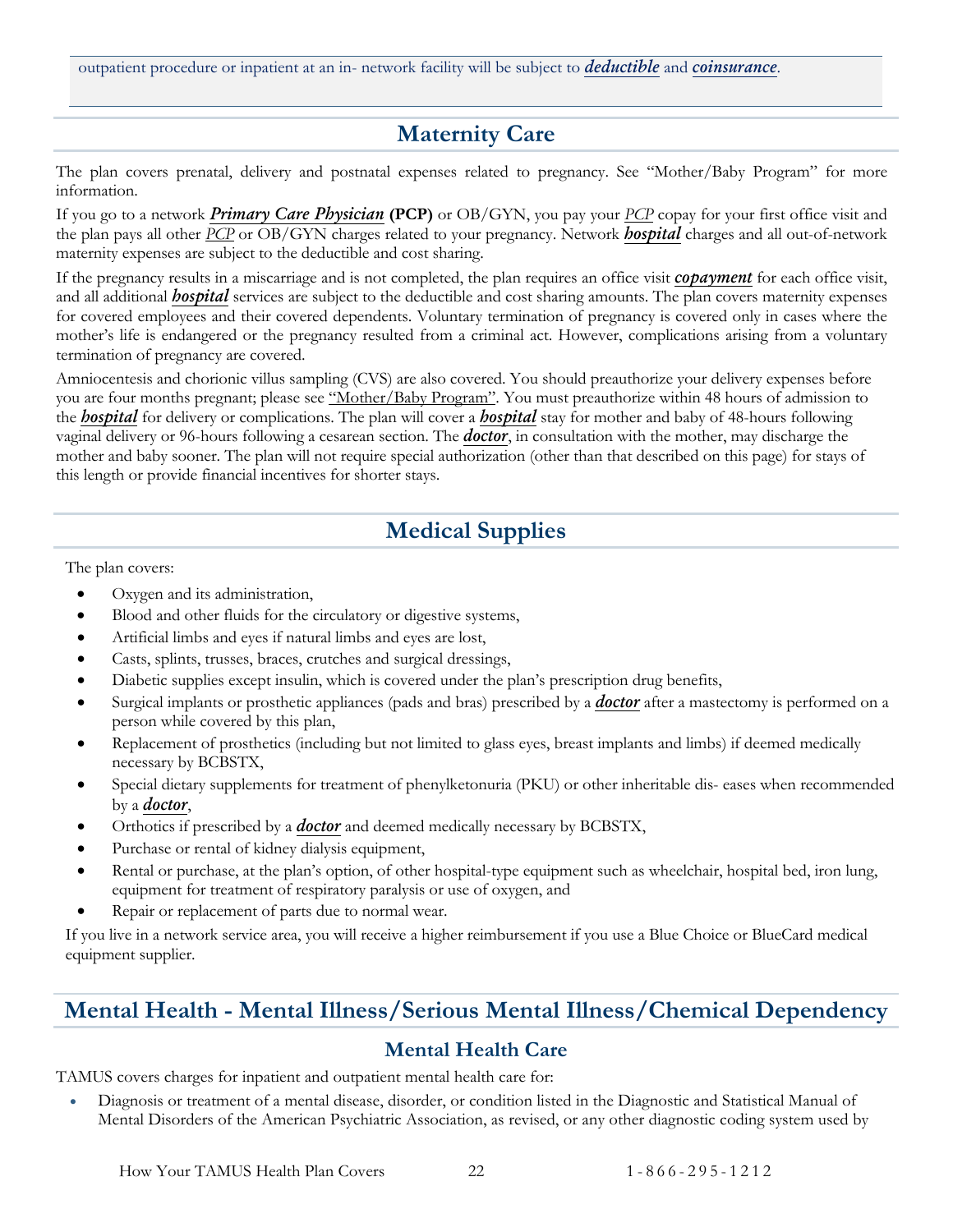outpatient procedure or inpatient at an in- network facility will be subject to ***deductible*** and ***coinsurance***.

## Maternity Care

The plan covers prenatal, delivery and postnatal expenses related to pregnancy. See "Mother/Baby Program" for more information.

If you go to a network ***Primary Care Physician*** **(PCP)** or OB/GYN, you pay your *PCP* copay for your first office visit and the plan pays all other *PCP* or OB/GYN charges related to your pregnancy. Network ***hospital*** charges and all out-of-network maternity expenses are subject to the deductible and cost sharing.

If the pregnancy results in a miscarriage and is not completed, the plan requires an office visit ***copayment*** for each office visit, and all additional ***hospital*** services are subject to the deductible and cost sharing amounts. The plan covers maternity expenses for covered employees and their covered dependents. Voluntary termination of pregnancy is covered only in cases where the mother's life is endangered or the pregnancy resulted from a criminal act. However, complications arising from a voluntary termination of pregnancy are covered.

Amniocentesis and chorionic villus sampling (CVS) are also covered. You should preauthorize your delivery expenses before you are four months pregnant; please see "Mother/Baby Program". You must preauthorize within 48 hours of admission to the ***hospital*** for delivery or complications. The plan will cover a ***hospital*** stay for mother and baby of 48-hours following vaginal delivery or 96-hours following a cesarean section. The ***doctor***, in consultation with the mother, may discharge the mother and baby sooner. The plan will not require special authorization (other than that described on this page) for stays of this length or provide financial incentives for shorter stays.

## Medical Supplies

The plan covers:

- Oxygen and its administration,
- Blood and other fluids for the circulatory or digestive systems,
- Artificial limbs and eyes if natural limbs and eyes are lost,
- Casts, splints, trusses, braces, crutches and surgical dressings,
- Diabetic supplies except insulin, which is covered under the plan's prescription drug benefits,
- Surgical implants or prosthetic appliances (pads and bras) prescribed by a ***doctor*** after a mastectomy is performed on a person while covered by this plan,
- Replacement of prosthetics (including but not limited to glass eyes, breast implants and limbs) if deemed medically necessary by BCBSTX,
- Special dietary supplements for treatment of phenylketonuria (PKU) or other inheritable dis- eases when recommended by a ***doctor***,
- Orthotics if prescribed by a ***doctor*** and deemed medically necessary by BCBSTX,
- Purchase or rental of kidney dialysis equipment,
- Rental or purchase, at the plan's option, of other hospital-type equipment such as wheelchair, hospital bed, iron lung, equipment for treatment of respiratory paralysis or use of oxygen, and
- Repair or replacement of parts due to normal wear.

If you live in a network service area, you will receive a higher reimbursement if you use a Blue Choice or BlueCard medical equipment supplier.

## Mental Health - Mental Illness/Serious Mental Illness/Chemical Dependency

### Mental Health Care

TAMUS covers charges for inpatient and outpatient mental health care for:

- Diagnosis or treatment of a mental disease, disorder, or condition listed in the Diagnostic and Statistical Manual of Mental Disorders of the American Psychiatric Association, as revised, or any other diagnostic coding system used by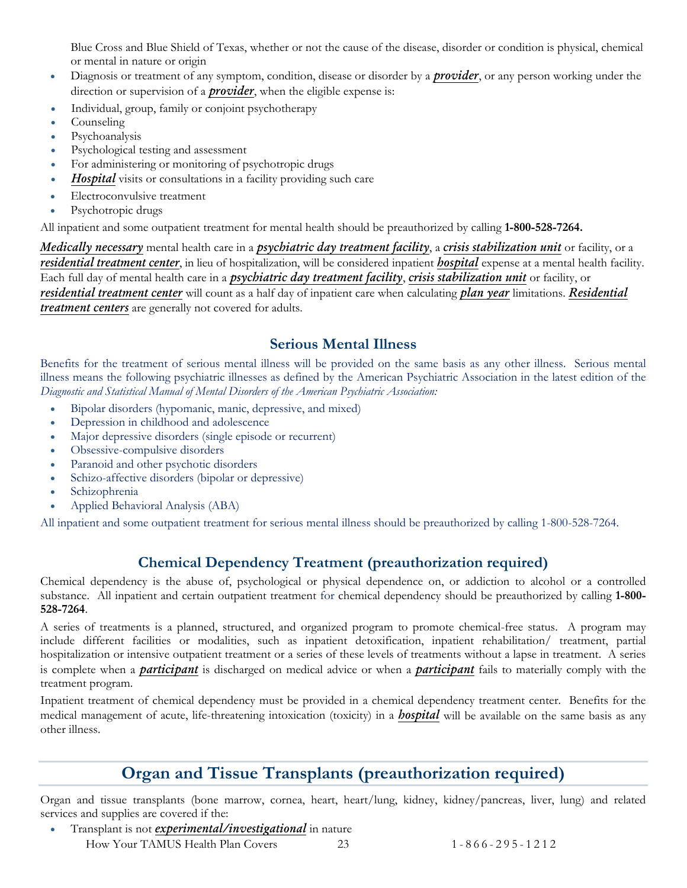Blue Cross and Blue Shield of Texas, whether or not the cause of the disease, disorder or condition is physical, chemical or mental in nature or origin

- Diagnosis or treatment of any symptom, condition, disease or disorder by a ***provider***, or any person working under the direction or supervision of a ***provider***, when the eligible expense is:
- Individual, group, family or conjoint psychotherapy
- Counseling
- Psychoanalysis
- Psychological testing and assessment
- For administering or monitoring of psychotropic drugs
- ***Hospital*** visits or consultations in a facility providing such care
- Electroconvulsive treatment
- Psychotropic drugs

All inpatient and some outpatient treatment for mental health should be preauthorized by calling **1-800-528-7264.**

***Medically necessary*** mental health care in a ***psychiatric day treatment facility***, a ***crisis stabilization unit*** or facility, or a ***residential treatment center***, in lieu of hospitalization, will be considered inpatient ***hospital*** expense at a mental health facility. Each full day of mental health care in a ***psychiatric day treatment facility***, ***crisis stabilization unit*** or facility, or ***residential treatment center*** will count as a half day of inpatient care when calculating ***plan year*** limitations. ***Residential treatment centers*** are generally not covered for adults.

### Serious Mental Illness

Benefits for the treatment of serious mental illness will be provided on the same basis as any other illness. Serious mental illness means the following psychiatric illnesses as defined by the American Psychiatric Association in the latest edition of the *Diagnostic and Statistical Manual of Mental Disorders of the American Psychiatric Association:*

- Bipolar disorders (hypomanic, manic, depressive, and mixed)
- Depression in childhood and adolescence
- Major depressive disorders (single episode or recurrent)
- Obsessive-compulsive disorders
- Paranoid and other psychotic disorders
- Schizo-affective disorders (bipolar or depressive)
- Schizophrenia
- Applied Behavioral Analysis (ABA)

All inpatient and some outpatient treatment for serious mental illness should be preauthorized by calling 1-800-528-7264.

### Chemical Dependency Treatment (preauthorization required)

Chemical dependency is the abuse of, psychological or physical dependence on, or addiction to alcohol or a controlled substance. All inpatient and certain outpatient treatment for chemical dependency should be preauthorized by calling **1-800-528-7264**.

A series of treatments is a planned, structured, and organized program to promote chemical-free status. A program may include different facilities or modalities, such as inpatient detoxification, inpatient rehabilitation/ treatment, partial hospitalization or intensive outpatient treatment or a series of these levels of treatments without a lapse in treatment. A series is complete when a ***participant*** is discharged on medical advice or when a ***participant*** fails to materially comply with the treatment program.

Inpatient treatment of chemical dependency must be provided in a chemical dependency treatment center. Benefits for the medical management of acute, life-threatening intoxication (toxicity) in a ***hospital*** will be available on the same basis as any other illness.

## Organ and Tissue Transplants (preauthorization required)

Organ and tissue transplants (bone marrow, cornea, heart, heart/lung, kidney, kidney/pancreas, liver, lung) and related services and supplies are covered if the:

- Transplant is not ***experimental/investigational*** in nature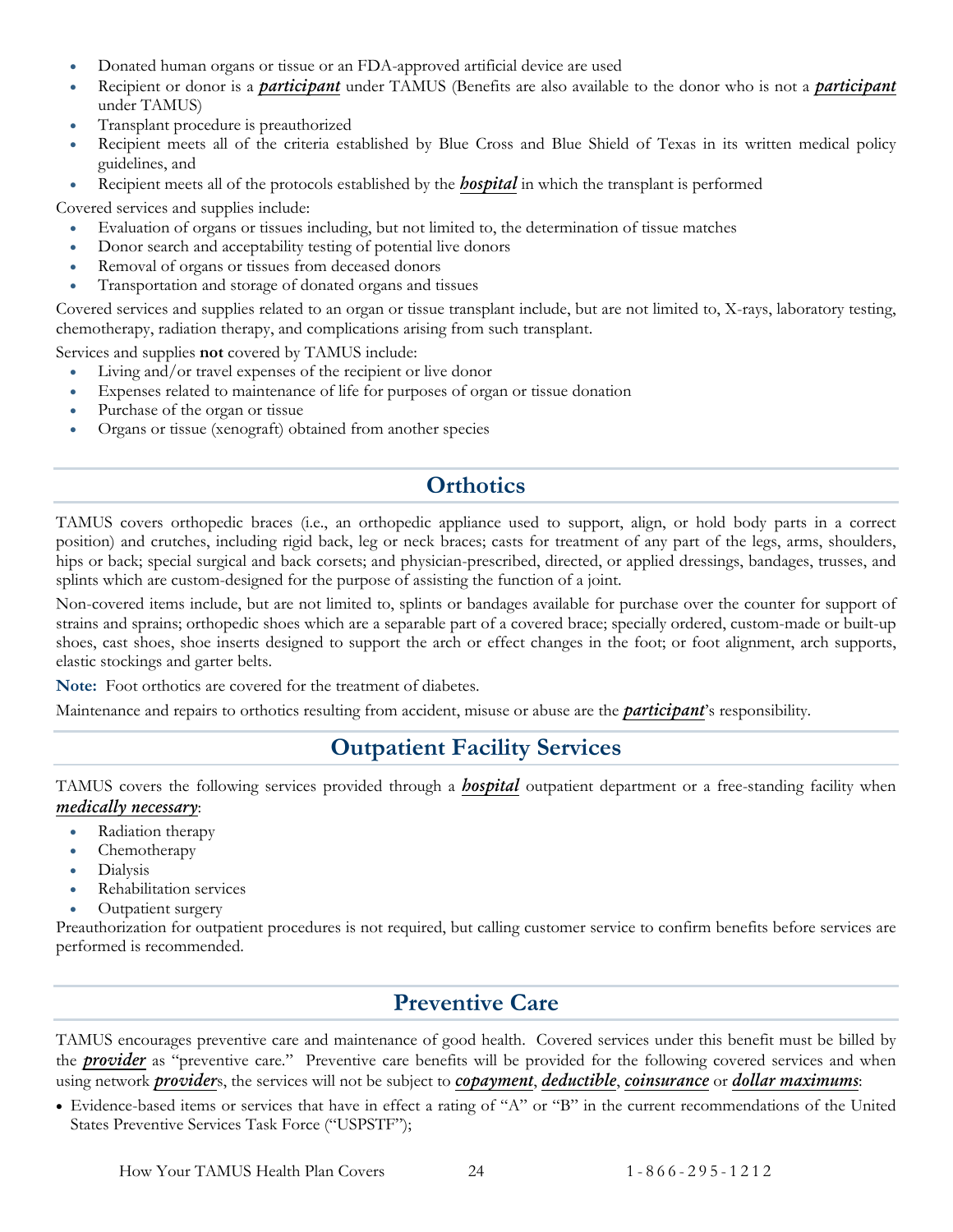- Donated human organs or tissue or an FDA-approved artificial device are used
- Recipient or donor is a ***participant*** under TAMUS (Benefits are also available to the donor who is not a ***participant*** under TAMUS)
- Transplant procedure is preauthorized
- Recipient meets all of the criteria established by Blue Cross and Blue Shield of Texas in its written medical policy guidelines, and
- Recipient meets all of the protocols established by the ***hospital*** in which the transplant is performed

Covered services and supplies include:

- Evaluation of organs or tissues including, but not limited to, the determination of tissue matches
- Donor search and acceptability testing of potential live donors
- Removal of organs or tissues from deceased donors
- Transportation and storage of donated organs and tissues

Covered services and supplies related to an organ or tissue transplant include, but are not limited to, X-rays, laboratory testing, chemotherapy, radiation therapy, and complications arising from such transplant.

Services and supplies **not** covered by TAMUS include:

- Living and/or travel expenses of the recipient or live donor
- Expenses related to maintenance of life for purposes of organ or tissue donation
- Purchase of the organ or tissue
- Organs or tissue (xenograft) obtained from another species

## Orthotics

TAMUS covers orthopedic braces (i.e., an orthopedic appliance used to support, align, or hold body parts in a correct position) and crutches, including rigid back, leg or neck braces; casts for treatment of any part of the legs, arms, shoulders, hips or back; special surgical and back corsets; and physician-prescribed, directed, or applied dressings, bandages, trusses, and splints which are custom-designed for the purpose of assisting the function of a joint.

Non-covered items include, but are not limited to, splints or bandages available for purchase over the counter for support of strains and sprains; orthopedic shoes which are a separable part of a covered brace; specially ordered, custom-made or built-up shoes, cast shoes, shoe inserts designed to support the arch or effect changes in the foot; or foot alignment, arch supports, elastic stockings and garter belts.

**Note:** Foot orthotics are covered for the treatment of diabetes.

Maintenance and repairs to orthotics resulting from accident, misuse or abuse are the ***participant***'s responsibility.

## Outpatient Facility Services

TAMUS covers the following services provided through a ***hospital*** outpatient department or a free-standing facility when ***medically necessary***:

- Radiation therapy
- Chemotherapy
- Dialysis
- Rehabilitation services
- Outpatient surgery

Preauthorization for outpatient procedures is not required, but calling customer service to confirm benefits before services are performed is recommended.

## Preventive Care

TAMUS encourages preventive care and maintenance of good health. Covered services under this benefit must be billed by the ***provider*** as "preventive care." Preventive care benefits will be provided for the following covered services and when using network ***provider***s, the services will not be subject to ***copayment***, ***deductible***, ***coinsurance*** or ***dollar maximums***:

- Evidence-based items or services that have in effect a rating of "A" or "B" in the current recommendations of the United States Preventive Services Task Force ("USPSTF");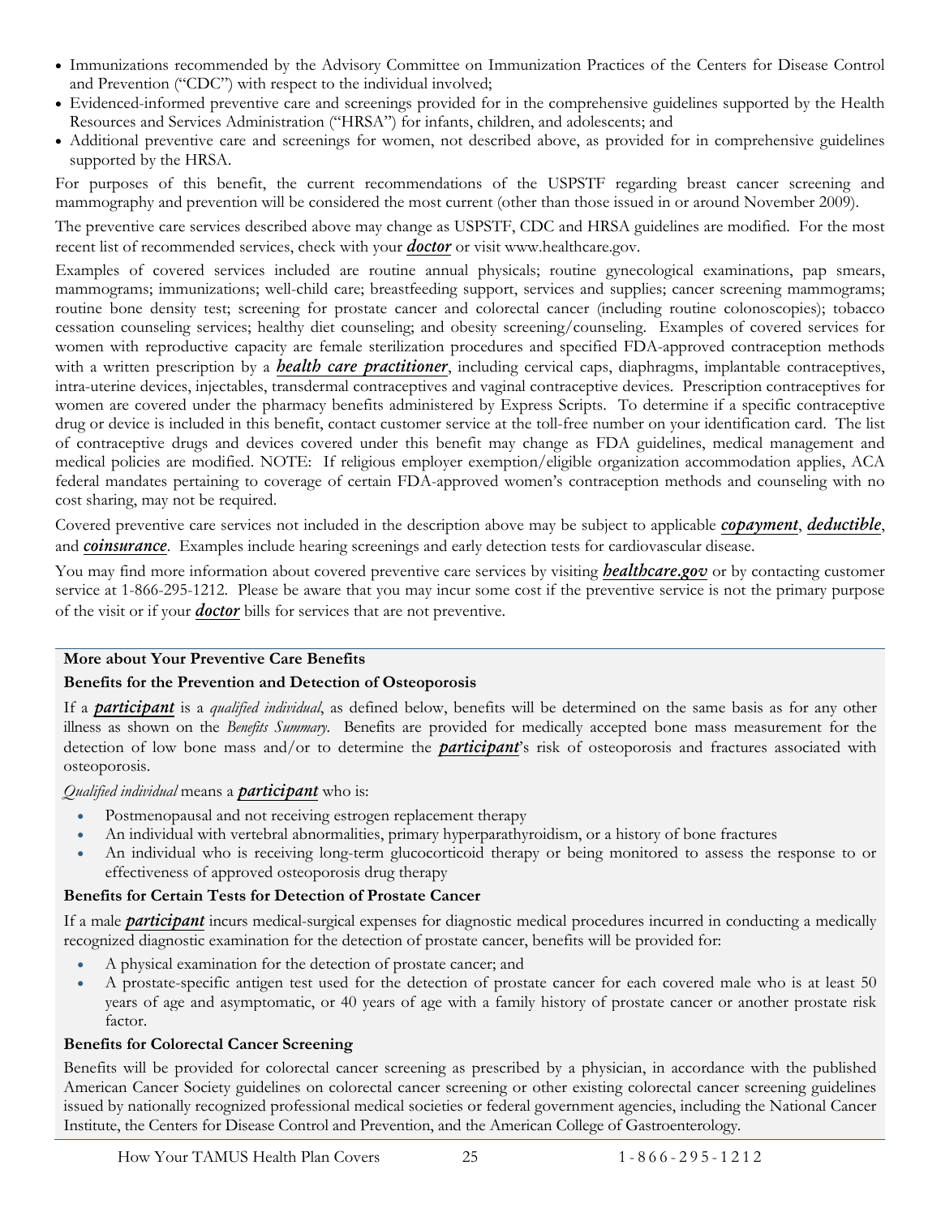- Immunizations recommended by the Advisory Committee on Immunization Practices of the Centers for Disease Control and Prevention ("CDC") with respect to the individual involved;
- Evidenced-informed preventive care and screenings provided for in the comprehensive guidelines supported by the Health Resources and Services Administration ("HRSA") for infants, children, and adolescents; and
- Additional preventive care and screenings for women, not described above, as provided for in comprehensive guidelines supported by the HRSA.

For purposes of this benefit, the current recommendations of the USPSTF regarding breast cancer screening and mammography and prevention will be considered the most current (other than those issued in or around November 2009).

The preventive care services described above may change as USPSTF, CDC and HRSA guidelines are modified. For the most recent list of recommended services, check with your ***doctor*** or visit www.healthcare.gov.

Examples of covered services included are routine annual physicals; routine gynecological examinations, pap smears, mammograms; immunizations; well-child care; breastfeeding support, services and supplies; cancer screening mammograms; routine bone density test; screening for prostate cancer and colorectal cancer (including routine colonoscopies); tobacco cessation counseling services; healthy diet counseling; and obesity screening/counseling. Examples of covered services for women with reproductive capacity are female sterilization procedures and specified FDA-approved contraception methods with a written prescription by a ***health care practitioner***, including cervical caps, diaphragms, implantable contraceptives, intra-uterine devices, injectables, transdermal contraceptives and vaginal contraceptive devices. Prescription contraceptives for women are covered under the pharmacy benefits administered by Express Scripts. To determine if a specific contraceptive drug or device is included in this benefit, contact customer service at the toll-free number on your identification card. The list of contraceptive drugs and devices covered under this benefit may change as FDA guidelines, medical management and medical policies are modified. NOTE: If religious employer exemption/eligible organization accommodation applies, ACA federal mandates pertaining to coverage of certain FDA-approved women's contraception methods and counseling with no cost sharing, may not be required.

Covered preventive care services not included in the description above may be subject to applicable ***copayment***, ***deductible***, and ***coinsurance***. Examples include hearing screenings and early detection tests for cardiovascular disease.

You may find more information about covered preventive care services by visiting ***healthcare.gov*** or by contacting customer service at 1-866-295-1212. Please be aware that you may incur some cost if the preventive service is not the primary purpose of the visit or if your ***doctor*** bills for services that are not preventive.

**More about Your Preventive Care Benefits**

**Benefits for the Prevention and Detection of Osteoporosis**

If a ***participant*** is a *qualified individual*, as defined below, benefits will be determined on the same basis as for any other illness as shown on the *Benefits Summary*. Benefits are provided for medically accepted bone mass measurement for the detection of low bone mass and/or to determine the ***participant***'s risk of osteoporosis and fractures associated with osteoporosis.

*Qualified individual* means a ***participant*** who is:

- Postmenopausal and not receiving estrogen replacement therapy
- An individual with vertebral abnormalities, primary hyperparathyroidism, or a history of bone fractures
- An individual who is receiving long-term glucocorticoid therapy or being monitored to assess the response to or effectiveness of approved osteoporosis drug therapy

**Benefits for Certain Tests for Detection of Prostate Cancer**

If a male ***participant*** incurs medical-surgical expenses for diagnostic medical procedures incurred in conducting a medically recognized diagnostic examination for the detection of prostate cancer, benefits will be provided for:

- A physical examination for the detection of prostate cancer; and
- A prostate-specific antigen test used for the detection of prostate cancer for each covered male who is at least 50 years of age and asymptomatic, or 40 years of age with a family history of prostate cancer or another prostate risk factor.

**Benefits for Colorectal Cancer Screening**

Benefits will be provided for colorectal cancer screening as prescribed by a physician, in accordance with the published American Cancer Society guidelines on colorectal cancer screening or other existing colorectal cancer screening guidelines issued by nationally recognized professional medical societies or federal government agencies, including the National Cancer Institute, the Centers for Disease Control and Prevention, and the American College of Gastroenterology.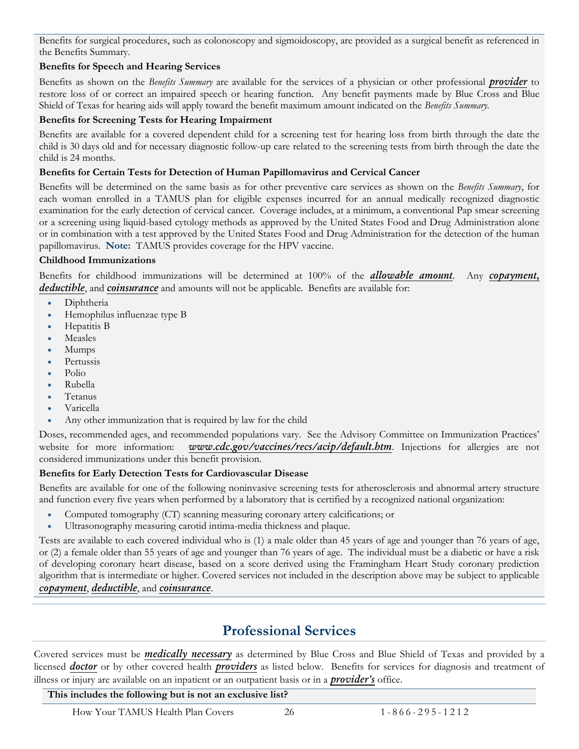Benefits for surgical procedures, such as colonoscopy and sigmoidoscopy, are provided as a surgical benefit as referenced in the Benefits Summary.

**Benefits for Speech and Hearing Services**

Benefits as shown on the *Benefits Summary* are available for the services of a physician or other professional ***provider*** to restore loss of or correct an impaired speech or hearing function. Any benefit payments made by Blue Cross and Blue Shield of Texas for hearing aids will apply toward the benefit maximum amount indicated on the *Benefits Summary*.

**Benefits for Screening Tests for Hearing Impairment**

Benefits are available for a covered dependent child for a screening test for hearing loss from birth through the date the child is 30 days old and for necessary diagnostic follow-up care related to the screening tests from birth through the date the child is 24 months.

**Benefits for Certain Tests for Detection of Human Papillomavirus and Cervical Cancer**

Benefits will be determined on the same basis as for other preventive care services as shown on the *Benefits Summary*, for each woman enrolled in a TAMUS plan for eligible expenses incurred for an annual medically recognized diagnostic examination for the early detection of cervical cancer. Coverage includes, at a minimum, a conventional Pap smear screening or a screening using liquid-based cytology methods as approved by the United States Food and Drug Administration alone or in combination with a test approved by the United States Food and Drug Administration for the detection of the human papillomavirus. **Note:** TAMUS provides coverage for the HPV vaccine.

**Childhood Immunizations**

Benefits for childhood immunizations will be determined at 100% of the ***allowable amount***. Any ***copayment, deductible***, and ***coinsurance*** and amounts will not be applicable. Benefits are available for:

- Diphtheria
- Hemophilus influenzae type B
- Hepatitis B
- Measles
- Mumps
- Pertussis
- Polio
- Rubella
- Tetanus
- Varicella
- Any other immunization that is required by law for the child

Doses, recommended ages, and recommended populations vary. See the Advisory Committee on Immunization Practices' website for more information: ***www.cdc.gov/vaccines/recs/acip/default.htm***. Injections for allergies are not considered immunizations under this benefit provision.

**Benefits for Early Detection Tests for Cardiovascular Disease**

Benefits are available for one of the following noninvasive screening tests for atherosclerosis and abnormal artery structure and function every five years when performed by a laboratory that is certified by a recognized national organization:

- Computed tomography (CT) scanning measuring coronary artery calcifications; or
- Ultrasonography measuring carotid intima-media thickness and plaque.

Tests are available to each covered individual who is (1) a male older than 45 years of age and younger than 76 years of age, or (2) a female older than 55 years of age and younger than 76 years of age. The individual must be a diabetic or have a risk of developing coronary heart disease, based on a score derived using the Framingham Heart Study coronary prediction algorithm that is intermediate or higher. Covered services not included in the description above may be subject to applicable ***copayment***, ***deductible***, and ***coinsurance***.

## Professional Services

Covered services must be ***medically necessary*** as determined by Blue Cross and Blue Shield of Texas and provided by a licensed ***doctor*** or by other covered health ***providers*** as listed below. Benefits for services for diagnosis and treatment of illness or injury are available on an inpatient or an outpatient basis or in a ***provider's*** office.

**This includes the following but is not an exclusive list?**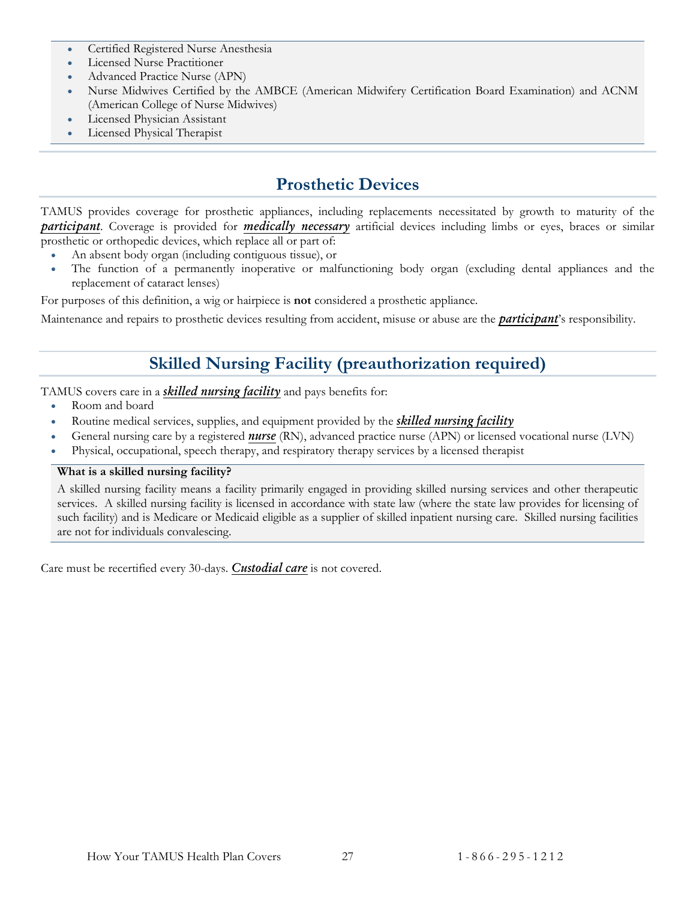- Certified Registered Nurse Anesthesia
- Licensed Nurse Practitioner
- Advanced Practice Nurse (APN)
- Nurse Midwives Certified by the AMBCE (American Midwifery Certification Board Examination) and ACNM (American College of Nurse Midwives)
- Licensed Physician Assistant
- Licensed Physical Therapist

## Prosthetic Devices

TAMUS provides coverage for prosthetic appliances, including replacements necessitated by growth to maturity of the ***participant***. Coverage is provided for ***medically necessary*** artificial devices including limbs or eyes, braces or similar prosthetic or orthopedic devices, which replace all or part of:

- An absent body organ (including contiguous tissue), or
- The function of a permanently inoperative or malfunctioning body organ (excluding dental appliances and the replacement of cataract lenses)

For purposes of this definition, a wig or hairpiece is **not** considered a prosthetic appliance.

Maintenance and repairs to prosthetic devices resulting from accident, misuse or abuse are the ***participant***'s responsibility.

## Skilled Nursing Facility (preauthorization required)

TAMUS covers care in a ***skilled nursing facility*** and pays benefits for:

- Room and board
- Routine medical services, supplies, and equipment provided by the ***skilled nursing facility***
- General nursing care by a registered ***nurse*** (RN), advanced practice nurse (APN) or licensed vocational nurse (LVN)
- Physical, occupational, speech therapy, and respiratory therapy services by a licensed therapist

**What is a skilled nursing facility?**

A skilled nursing facility means a facility primarily engaged in providing skilled nursing services and other therapeutic services. A skilled nursing facility is licensed in accordance with state law (where the state law provides for licensing of such facility) and is Medicare or Medicaid eligible as a supplier of skilled inpatient nursing care. Skilled nursing facilities are not for individuals convalescing.

Care must be recertified every 30-days. ***Custodial care*** is not covered.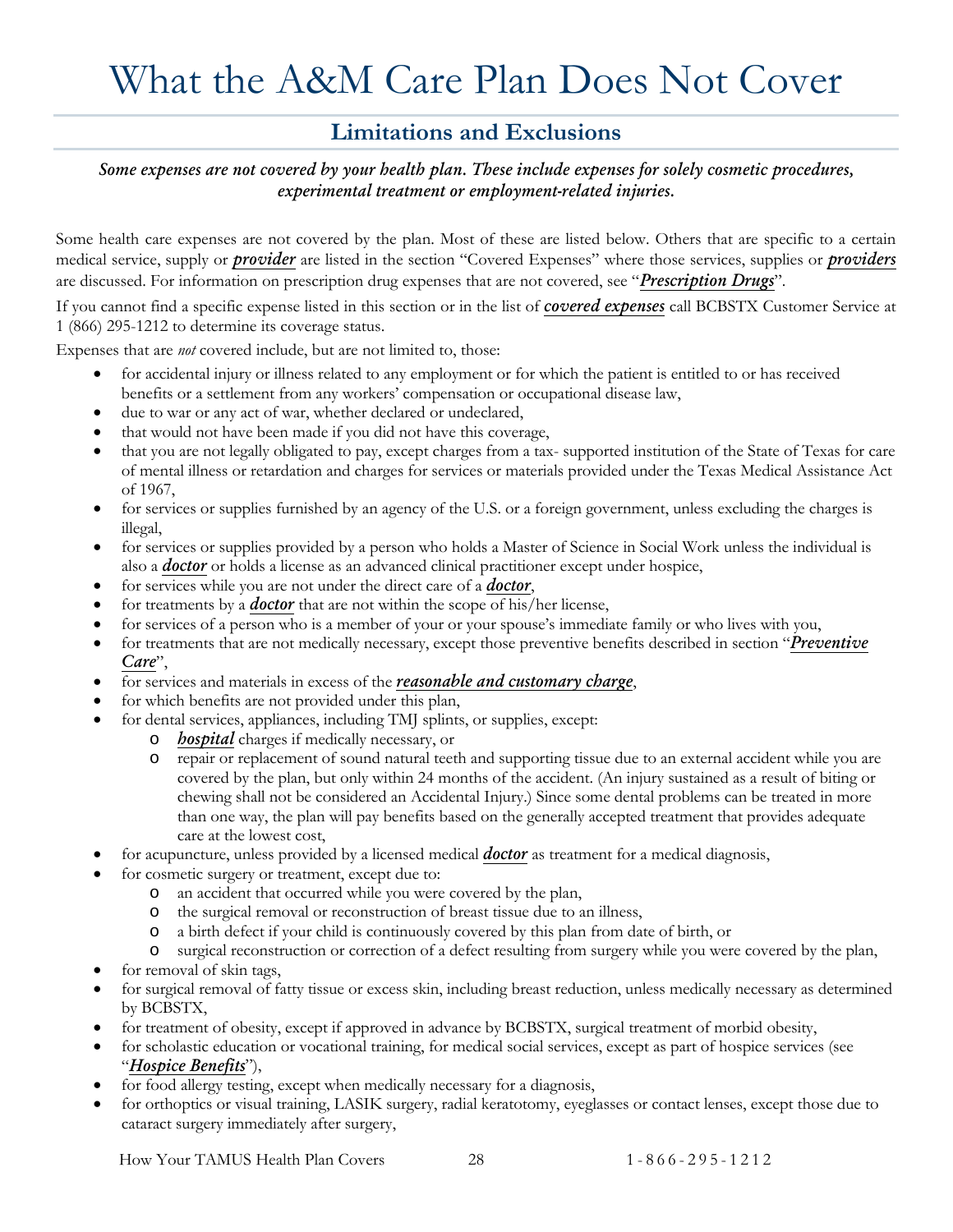# What the A&M Care Plan Does Not Cover

## Limitations and Exclusions

***Some expenses are not covered by your health plan. These include expenses for solely cosmetic procedures, experimental treatment or employment-related injuries.***

Some health care expenses are not covered by the plan. Most of these are listed below. Others that are specific to a certain medical service, supply or ***provider*** are listed in the section "Covered Expenses" where those services, supplies or ***providers*** are discussed. For information on prescription drug expenses that are not covered, see "***Prescription Drugs***".

If you cannot find a specific expense listed in this section or in the list of ***covered expenses*** call BCBSTX Customer Service at 1 (866) 295-1212 to determine its coverage status.

Expenses that are *not* covered include, but are not limited to, those:

- for accidental injury or illness related to any employment or for which the patient is entitled to or has received benefits or a settlement from any workers' compensation or occupational disease law,
- due to war or any act of war, whether declared or undeclared,
- that would not have been made if you did not have this coverage,
- that you are not legally obligated to pay, except charges from a tax- supported institution of the State of Texas for care of mental illness or retardation and charges for services or materials provided under the Texas Medical Assistance Act of 1967,
- for services or supplies furnished by an agency of the U.S. or a foreign government, unless excluding the charges is illegal,
- for services or supplies provided by a person who holds a Master of Science in Social Work unless the individual is also a ***doctor*** or holds a license as an advanced clinical practitioner except under hospice,
- for services while you are not under the direct care of a ***doctor***,
- for treatments by a ***doctor*** that are not within the scope of his/her license,
- for services of a person who is a member of your or your spouse's immediate family or who lives with you,
- for treatments that are not medically necessary, except those preventive benefits described in section "***Preventive Care***",
- for services and materials in excess of the ***reasonable and customary charge***,
- for which benefits are not provided under this plan,
- for dental services, appliances, including TMJ splints, or supplies, except:
  - ***hospital*** charges if medically necessary, or
  - repair or replacement of sound natural teeth and supporting tissue due to an external accident while you are covered by the plan, but only within 24 months of the accident. (An injury sustained as a result of biting or chewing shall not be considered an Accidental Injury.) Since some dental problems can be treated in more than one way, the plan will pay benefits based on the generally accepted treatment that provides adequate care at the lowest cost,
- for acupuncture, unless provided by a licensed medical ***doctor*** as treatment for a medical diagnosis,
- for cosmetic surgery or treatment, except due to:
  - an accident that occurred while you were covered by the plan,
  - the surgical removal or reconstruction of breast tissue due to an illness,
  - a birth defect if your child is continuously covered by this plan from date of birth, or
  - surgical reconstruction or correction of a defect resulting from surgery while you were covered by the plan,
- for removal of skin tags,
- for surgical removal of fatty tissue or excess skin, including breast reduction, unless medically necessary as determined by BCBSTX,
- for treatment of obesity, except if approved in advance by BCBSTX, surgical treatment of morbid obesity,
- for scholastic education or vocational training, for medical social services, except as part of hospice services (see "***Hospice Benefits***"),
- for food allergy testing, except when medically necessary for a diagnosis,
- for orthoptics or visual training, LASIK surgery, radial keratotomy, eyeglasses or contact lenses, except those due to cataract surgery immediately after surgery,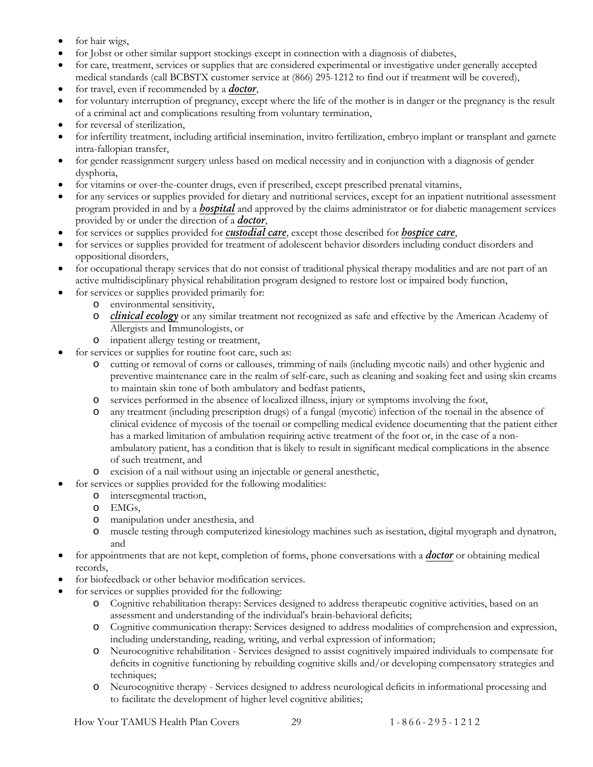- for hair wigs,
- for Jobst or other similar support stockings except in connection with a diagnosis of diabetes,
- for care, treatment, services or supplies that are considered experimental or investigative under generally accepted medical standards (call BCBSTX customer service at (866) 295-1212 to find out if treatment will be covered),
- for travel, even if recommended by a ***doctor***,
- for voluntary interruption of pregnancy, except where the life of the mother is in danger or the pregnancy is the result of a criminal act and complications resulting from voluntary termination,
- for reversal of sterilization,
- for infertility treatment, including artificial insemination, invitro fertilization, embryo implant or transplant and gamete intra-fallopian transfer,
- for gender reassignment surgery unless based on medical necessity and in conjunction with a diagnosis of gender dysphoria,
- for vitamins or over-the-counter drugs, even if prescribed, except prescribed prenatal vitamins,
- for any services or supplies provided for dietary and nutritional services, except for an inpatient nutritional assessment program provided in and by a ***hospital*** and approved by the claims administrator or for diabetic management services provided by or under the direction of a ***doctor***,
- for services or supplies provided for ***custodial care***, except those described for ***hospice care***,
- for services or supplies provided for treatment of adolescent behavior disorders including conduct disorders and oppositional disorders,
- for occupational therapy services that do not consist of traditional physical therapy modalities and are not part of an active multidisciplinary physical rehabilitation program designed to restore lost or impaired body function,
- for services or supplies provided primarily for:
  - environmental sensitivity,
  - ***clinical ecology*** or any similar treatment not recognized as safe and effective by the American Academy of Allergists and Immunologists, or
  - inpatient allergy testing or treatment,
- for services or supplies for routine foot care, such as:
  - cutting or removal of corns or callouses, trimming of nails (including mycotic nails) and other hygienic and preventive maintenance care in the realm of self-care, such as cleaning and soaking feet and using skin creams to maintain skin tone of both ambulatory and bedfast patients,
  - services performed in the absence of localized illness, injury or symptoms involving the foot,
  - any treatment (including prescription drugs) of a fungal (mycotic) infection of the toenail in the absence of clinical evidence of mycosis of the toenail or compelling medical evidence documenting that the patient either has a marked limitation of ambulation requiring active treatment of the foot or, in the case of a non-ambulatory patient, has a condition that is likely to result in significant medical complications in the absence of such treatment, and
  - excision of a nail without using an injectable or general anesthetic,
- for services or supplies provided for the following modalities:
  - intersegmental traction,
  - EMGs,
  - manipulation under anesthesia, and
  - muscle testing through computerized kinesiology machines such as isestation, digital myograph and dynatron, and
- for appointments that are not kept, completion of forms, phone conversations with a ***doctor*** or obtaining medical records,
- for biofeedback or other behavior modification services.
- for services or supplies provided for the following:
  - Cognitive rehabilitation therapy: Services designed to address therapeutic cognitive activities, based on an assessment and understanding of the individual's brain-behavioral deficits;
  - Cognitive communication therapy: Services designed to address modalities of comprehension and expression, including understanding, reading, writing, and verbal expression of information;
  - Neurocognitive rehabilitation - Services designed to assist cognitively impaired individuals to compensate for deficits in cognitive functioning by rebuilding cognitive skills and/or developing compensatory strategies and techniques;
  - Neurocognitive therapy - Services designed to address neurological deficits in informational processing and to facilitate the development of higher level cognitive abilities;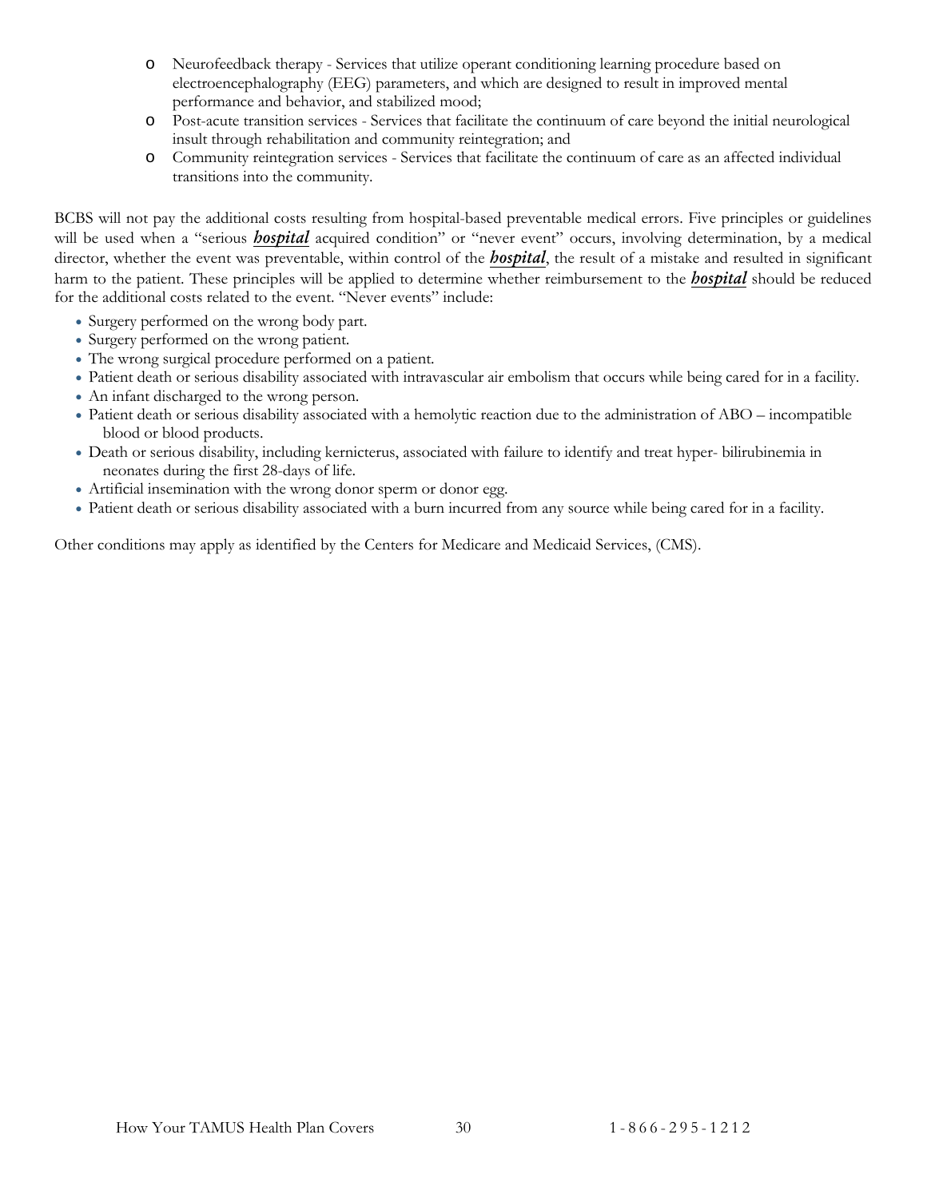- Neurofeedback therapy - Services that utilize operant conditioning learning procedure based on electroencephalography (EEG) parameters, and which are designed to result in improved mental performance and behavior, and stabilized mood;
- Post-acute transition services - Services that facilitate the continuum of care beyond the initial neurological insult through rehabilitation and community reintegration; and
- Community reintegration services - Services that facilitate the continuum of care as an affected individual transitions into the community.

BCBS will not pay the additional costs resulting from hospital-based preventable medical errors. Five principles or guidelines will be used when a "serious ***hospital*** acquired condition" or "never event" occurs, involving determination, by a medical director, whether the event was preventable, within control of the ***hospital***, the result of a mistake and resulted in significant harm to the patient. These principles will be applied to determine whether reimbursement to the ***hospital*** should be reduced for the additional costs related to the event. "Never events" include:

- Surgery performed on the wrong body part.
- Surgery performed on the wrong patient.
- The wrong surgical procedure performed on a patient.
- Patient death or serious disability associated with intravascular air embolism that occurs while being cared for in a facility.
- An infant discharged to the wrong person.
- Patient death or serious disability associated with a hemolytic reaction due to the administration of ABO – incompatible blood or blood products.
- Death or serious disability, including kernicterus, associated with failure to identify and treat hyper- bilirubinemia in neonates during the first 28-days of life.
- Artificial insemination with the wrong donor sperm or donor egg.
- Patient death or serious disability associated with a burn incurred from any source while being cared for in a facility.

Other conditions may apply as identified by the Centers for Medicare and Medicaid Services, (CMS).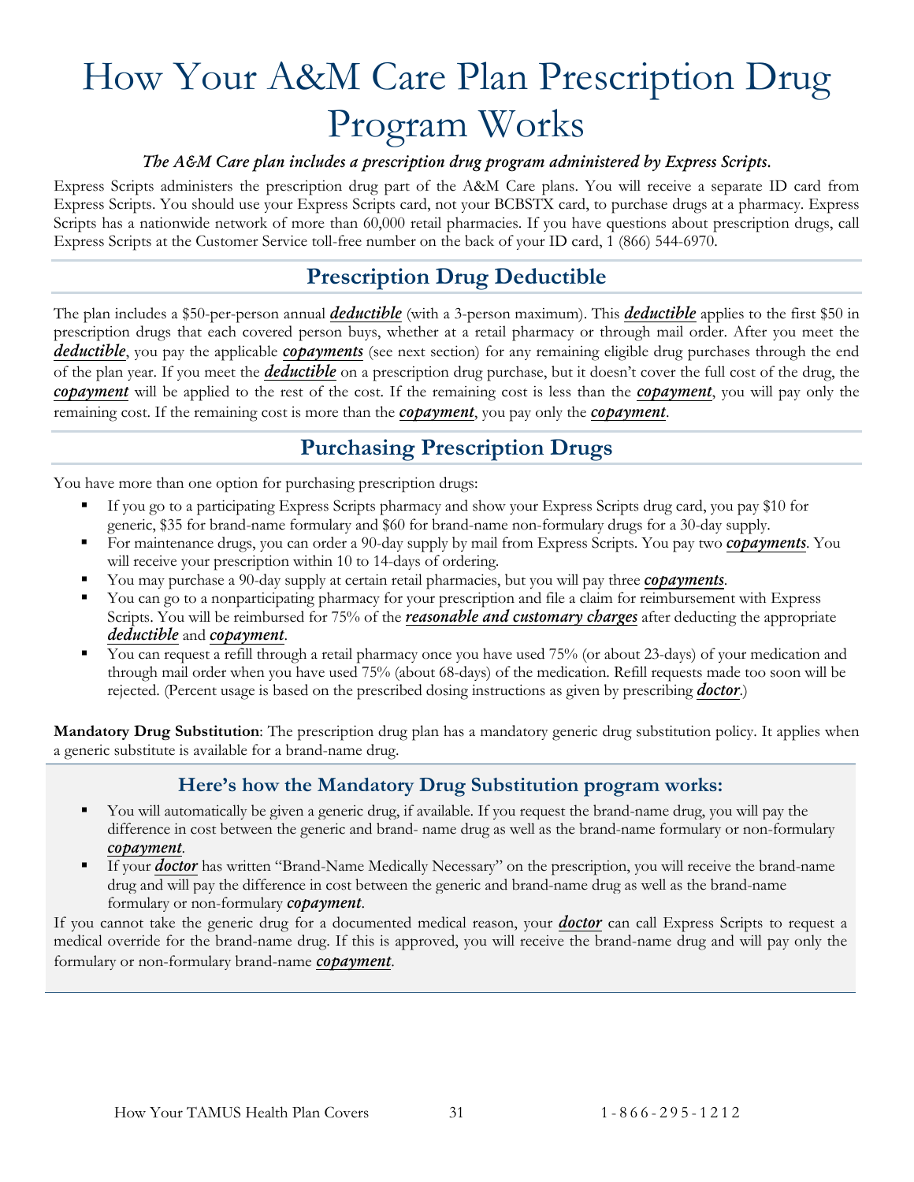# How Your A&M Care Plan Prescription Drug Program Works

***The A&M Care plan includes a prescription drug program administered by Express Scripts.***

Express Scripts administers the prescription drug part of the A&M Care plans. You will receive a separate ID card from Express Scripts. You should use your Express Scripts card, not your BCBSTX card, to purchase drugs at a pharmacy. Express Scripts has a nationwide network of more than 60,000 retail pharmacies. If you have questions about prescription drugs, call Express Scripts at the Customer Service toll-free number on the back of your ID card, 1 (866) 544-6970.

## Prescription Drug Deductible

The plan includes a $50-per-person annual ***deductible*** (with a 3-person maximum). This ***deductible*** applies to the first $50 in prescription drugs that each covered person buys, whether at a retail pharmacy or through mail order. After you meet the ***deductible***, you pay the applicable ***copayments*** (see next section) for any remaining eligible drug purchases through the end of the plan year. If you meet the ***deductible*** on a prescription drug purchase, but it doesn't cover the full cost of the drug, the ***copayment*** will be applied to the rest of the cost. If the remaining cost is less than the ***copayment***, you will pay only the remaining cost. If the remaining cost is more than the ***copayment***, you pay only the ***copayment***.

## Purchasing Prescription Drugs

You have more than one option for purchasing prescription drugs:

- If you go to a participating Express Scripts pharmacy and show your Express Scripts drug card, you pay $10 for generic, $35 for brand-name formulary and $60 for brand-name non-formulary drugs for a 30-day supply.
- For maintenance drugs, you can order a 90-day supply by mail from Express Scripts. You pay two ***copayments***. You will receive your prescription within 10 to 14-days of ordering.
- You may purchase a 90-day supply at certain retail pharmacies, but you will pay three ***copayments***.
- You can go to a nonparticipating pharmacy for your prescription and file a claim for reimbursement with Express Scripts. You will be reimbursed for 75% of the ***reasonable and customary charges*** after deducting the appropriate ***deductible*** and ***copayment***.
- You can request a refill through a retail pharmacy once you have used 75% (or about 23-days) of your medication and through mail order when you have used 75% (about 68-days) of the medication. Refill requests made too soon will be rejected. (Percent usage is based on the prescribed dosing instructions as given by prescribing ***doctor***.)

**Mandatory Drug Substitution**: The prescription drug plan has a mandatory generic drug substitution policy. It applies when a generic substitute is available for a brand-name drug.

### Here's how the Mandatory Drug Substitution program works:

- You will automatically be given a generic drug, if available. If you request the brand-name drug, you will pay the difference in cost between the generic and brand- name drug as well as the brand-name formulary or non-formulary ***copayment***.
- If your ***doctor*** has written "Brand-Name Medically Necessary" on the prescription, you will receive the brand-name drug and will pay the difference in cost between the generic and brand-name drug as well as the brand-name formulary or non-formulary ***copayment***.

If you cannot take the generic drug for a documented medical reason, your ***doctor*** can call Express Scripts to request a medical override for the brand-name drug. If this is approved, you will receive the brand-name drug and will pay only the formulary or non-formulary brand-name ***copayment***.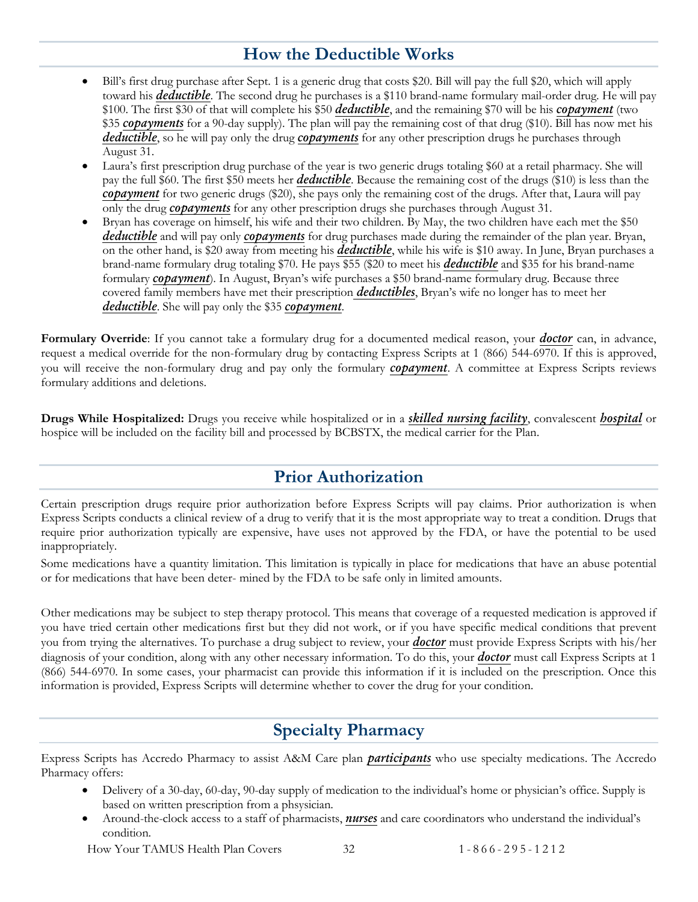## How the Deductible Works

- Bill's first drug purchase after Sept. 1 is a generic drug that costs $20. Bill will pay the full $20, which will apply toward his ***deductible***. The second drug he purchases is a $110 brand-name formulary mail-order drug. He will pay $100. The first $30 of that will complete his $50 ***deductible***, and the remaining $70 will be his ***copayment*** (two $35 ***copayments*** for a 90-day supply). The plan will pay the remaining cost of that drug ($10). Bill has now met his ***deductible***, so he will pay only the drug ***copayments*** for any other prescription drugs he purchases through August 31.
- Laura's first prescription drug purchase of the year is two generic drugs totaling $60 at a retail pharmacy. She will pay the full $60. The first $50 meets her ***deductible***. Because the remaining cost of the drugs ($10) is less than the ***copayment*** for two generic drugs ($20), she pays only the remaining cost of the drugs. After that, Laura will pay only the drug ***copayments*** for any other prescription drugs she purchases through August 31.
- Bryan has coverage on himself, his wife and their two children. By May, the two children have each met the $50 ***deductible*** and will pay only ***copayments*** for drug purchases made during the remainder of the plan year. Bryan, on the other hand, is $20 away from meeting his ***deductible***, while his wife is $10 away. In June, Bryan purchases a brand-name formulary drug totaling $70. He pays $55 ($20 to meet his ***deductible*** and $35 for his brand-name formulary ***copayment***). In August, Bryan's wife purchases a $50 brand-name formulary drug. Because three covered family members have met their prescription ***deductibles***, Bryan's wife no longer has to meet her ***deductible***. She will pay only the $35 ***copayment***.

**Formulary Override**: If you cannot take a formulary drug for a documented medical reason, your ***doctor*** can, in advance, request a medical override for the non-formulary drug by contacting Express Scripts at 1 (866) 544-6970. If this is approved, you will receive the non-formulary drug and pay only the formulary ***copayment***. A committee at Express Scripts reviews formulary additions and deletions.

**Drugs While Hospitalized:** Drugs you receive while hospitalized or in a ***skilled nursing facility***, convalescent ***hospital*** or hospice will be included on the facility bill and processed by BCBSTX, the medical carrier for the Plan.

## Prior Authorization

Certain prescription drugs require prior authorization before Express Scripts will pay claims. Prior authorization is when Express Scripts conducts a clinical review of a drug to verify that it is the most appropriate way to treat a condition. Drugs that require prior authorization typically are expensive, have uses not approved by the FDA, or have the potential to be used inappropriately.

Some medications have a quantity limitation. This limitation is typically in place for medications that have an abuse potential or for medications that have been deter- mined by the FDA to be safe only in limited amounts.

Other medications may be subject to step therapy protocol. This means that coverage of a requested medication is approved if you have tried certain other medications first but they did not work, or if you have specific medical conditions that prevent you from trying the alternatives. To purchase a drug subject to review, your ***doctor*** must provide Express Scripts with his/her diagnosis of your condition, along with any other necessary information. To do this, your ***doctor*** must call Express Scripts at 1 (866) 544-6970. In some cases, your pharmacist can provide this information if it is included on the prescription. Once this information is provided, Express Scripts will determine whether to cover the drug for your condition.

## Specialty Pharmacy

Express Scripts has Accredo Pharmacy to assist A&M Care plan ***participants*** who use specialty medications. The Accredo Pharmacy offers:

- Delivery of a 30-day, 60-day, 90-day supply of medication to the individual's home or physician's office. Supply is based on written prescription from a phsysician.
- Around-the-clock access to a staff of pharmacists, ***nurses*** and care coordinators who understand the individual's condition.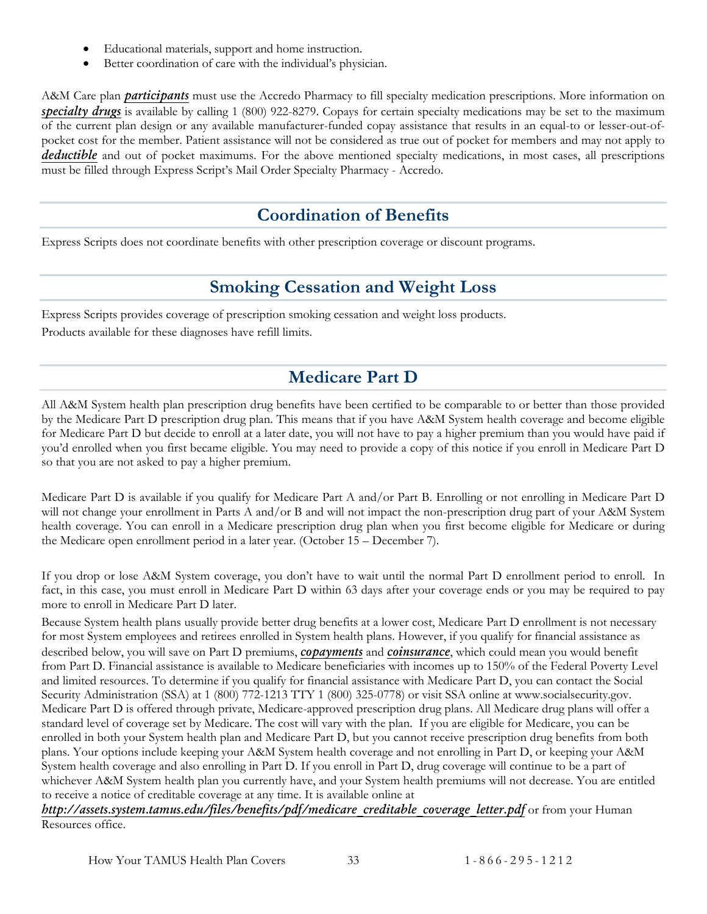- Educational materials, support and home instruction.
- Better coordination of care with the individual's physician.

A&M Care plan ***participants*** must use the Accredo Pharmacy to fill specialty medication prescriptions. More information on ***specialty drugs*** is available by calling 1 (800) 922-8279. Copays for certain specialty medications may be set to the maximum of the current plan design or any available manufacturer-funded copay assistance that results in an equal-to or lesser-out-of-pocket cost for the member. Patient assistance will not be considered as true out of pocket for members and may not apply to ***deductible*** and out of pocket maximums. For the above mentioned specialty medications, in most cases, all prescriptions must be filled through Express Script's Mail Order Specialty Pharmacy - Accredo.

## Coordination of Benefits

Express Scripts does not coordinate benefits with other prescription coverage or discount programs.

## Smoking Cessation and Weight Loss

Express Scripts provides coverage of prescription smoking cessation and weight loss products.

Products available for these diagnoses have refill limits.

## Medicare Part D

All A&M System health plan prescription drug benefits have been certified to be comparable to or better than those provided by the Medicare Part D prescription drug plan. This means that if you have A&M System health coverage and become eligible for Medicare Part D but decide to enroll at a later date, you will not have to pay a higher premium than you would have paid if you'd enrolled when you first became eligible. You may need to provide a copy of this notice if you enroll in Medicare Part D so that you are not asked to pay a higher premium.

Medicare Part D is available if you qualify for Medicare Part A and/or Part B. Enrolling or not enrolling in Medicare Part D will not change your enrollment in Parts A and/or B and will not impact the non-prescription drug part of your A&M System health coverage. You can enroll in a Medicare prescription drug plan when you first become eligible for Medicare or during the Medicare open enrollment period in a later year. (October 15 – December 7).

If you drop or lose A&M System coverage, you don't have to wait until the normal Part D enrollment period to enroll. In fact, in this case, you must enroll in Medicare Part D within 63 days after your coverage ends or you may be required to pay more to enroll in Medicare Part D later.

Because System health plans usually provide better drug benefits at a lower cost, Medicare Part D enrollment is not necessary for most System employees and retirees enrolled in System health plans. However, if you qualify for financial assistance as described below, you will save on Part D premiums, ***copayments*** and ***coinsurance***, which could mean you would benefit from Part D. Financial assistance is available to Medicare beneficiaries with incomes up to 150% of the Federal Poverty Level and limited resources. To determine if you qualify for financial assistance with Medicare Part D, you can contact the Social Security Administration (SSA) at 1 (800) 772-1213 TTY 1 (800) 325-0778) or visit SSA online at www.socialsecurity.gov. Medicare Part D is offered through private, Medicare-approved prescription drug plans. All Medicare drug plans will offer a standard level of coverage set by Medicare. The cost will vary with the plan. If you are eligible for Medicare, you can be enrolled in both your System health plan and Medicare Part D, but you cannot receive prescription drug benefits from both plans. Your options include keeping your A&M System health coverage and not enrolling in Part D, or keeping your A&M System health coverage and also enrolling in Part D. If you enroll in Part D, drug coverage will continue to be a part of whichever A&M System health plan you currently have, and your System health premiums will not decrease. You are entitled to receive a notice of creditable coverage at any time. It is available online at ***http://assets.system.tamus.edu/files/benefits/pdf/medicare_creditable_coverage_letter.pdf*** or from your Human Resources office.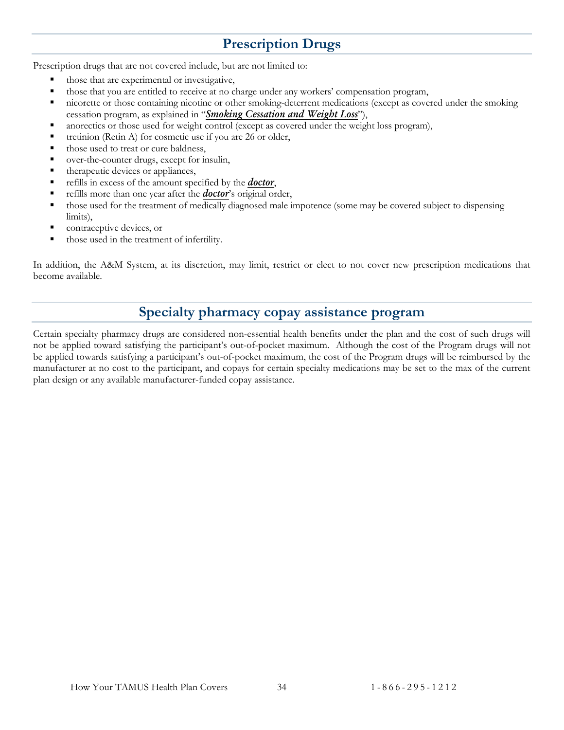## Prescription Drugs

Prescription drugs that are not covered include, but are not limited to:

- those that are experimental or investigative,
- those that you are entitled to receive at no charge under any workers' compensation program,
- nicorette or those containing nicotine or other smoking-deterrent medications (except as covered under the smoking cessation program, as explained in "***Smoking Cessation and Weight Loss***"),
- anorectics or those used for weight control (except as covered under the weight loss program),
- tretinion (Retin A) for cosmetic use if you are 26 or older,
- those used to treat or cure baldness,
- over-the-counter drugs, except for insulin,
- therapeutic devices or appliances,
- refills in excess of the amount specified by the ***doctor***,
- refills more than one year after the ***doctor***'s original order,
- those used for the treatment of medically diagnosed male impotence (some may be covered subject to dispensing limits),
- contraceptive devices, or
- those used in the treatment of infertility.

In addition, the A&M System, at its discretion, may limit, restrict or elect to not cover new prescription medications that become available.

## Specialty pharmacy copay assistance program

Certain specialty pharmacy drugs are considered non-essential health benefits under the plan and the cost of such drugs will not be applied toward satisfying the participant's out-of-pocket maximum. Although the cost of the Program drugs will not be applied towards satisfying a participant's out-of-pocket maximum, the cost of the Program drugs will be reimbursed by the manufacturer at no cost to the participant, and copays for certain specialty medications may be set to the max of the current plan design or any available manufacturer-funded copay assistance.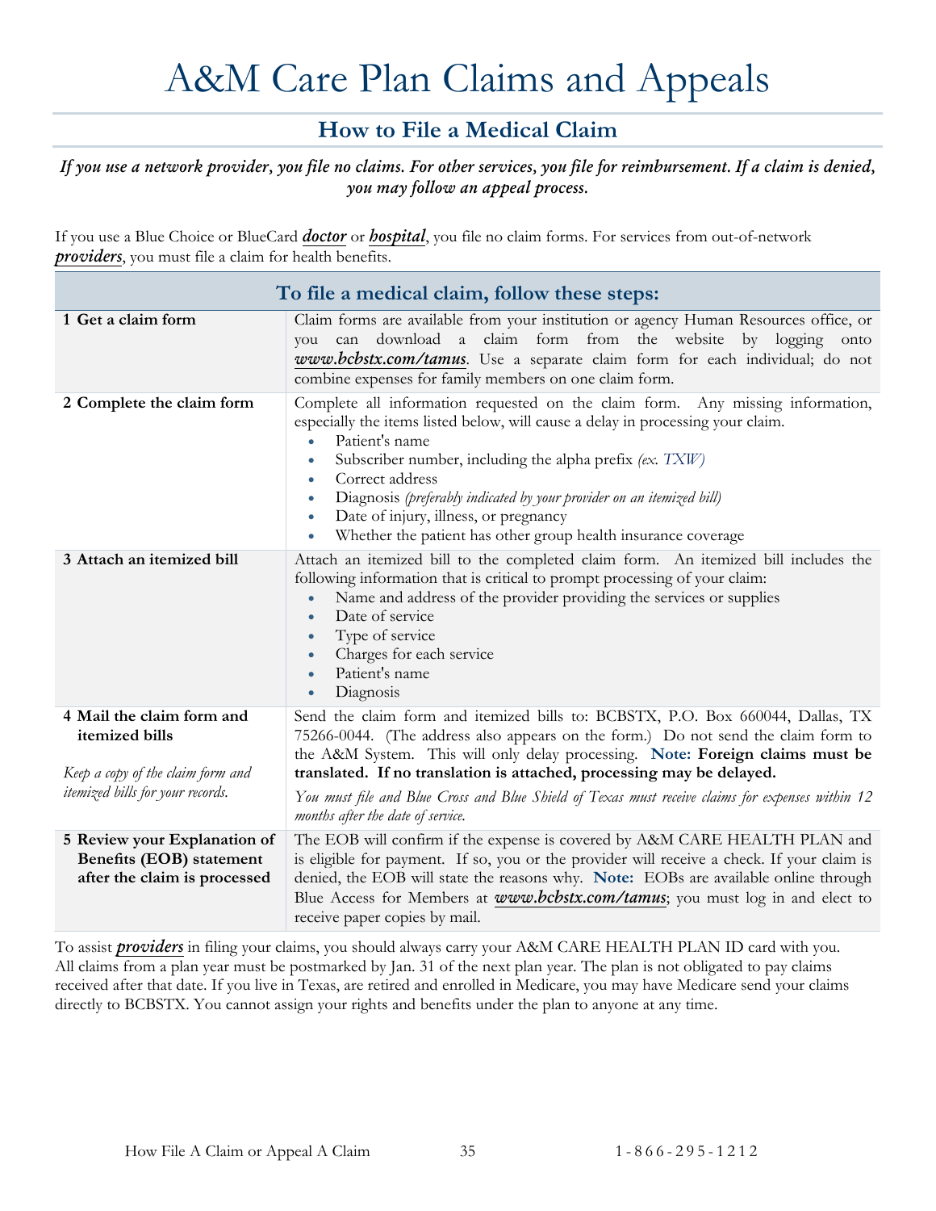# A&M Care Plan Claims and Appeals

## How to File a Medical Claim

***If you use a network provider, you file no claims. For other services, you file for reimbursement. If a claim is denied, you may follow an appeal process.***

If you use a Blue Choice or BlueCard ***doctor*** or ***hospital***, you file no claim forms. For services from out-of-network ***providers***, you must file a claim for health benefits.

| To file a medical claim, follow these steps: | |
|---|---|
| **1 Get a claim form** | Claim forms are available from your institution or agency Human Resources office, or you can download a claim form from the website by logging onto ***www.bcbstx.com/tamus***. Use a separate claim form for each individual; do not combine expenses for family members on one claim form. |
| **2 Complete the claim form** | Complete all information requested on the claim form. Any missing information, especially the items listed below, will cause a delay in processing your claim.<br>• Patient's name<br>• Subscriber number, including the alpha prefix *(ex. TXW)*<br>• Correct address<br>• Diagnosis *(preferably indicated by your provider on an itemized bill)*<br>• Date of injury, illness, or pregnancy<br>• Whether the patient has other group health insurance coverage |
| **3 Attach an itemized bill** | Attach an itemized bill to the completed claim form. An itemized bill includes the following information that is critical to prompt processing of your claim:<br>• Name and address of the provider providing the services or supplies<br>• Date of service<br>• Type of service<br>• Charges for each service<br>• Patient's name<br>• Diagnosis |
| **4 Mail the claim form and itemized bills**<br><br>*Keep a copy of the claim form and itemized bills for your records.* | Send the claim form and itemized bills to: BCBSTX, P.O. Box 660044, Dallas, TX 75266-0044. (The address also appears on the form.) Do not send the claim form to the A&M System. This will only delay processing. **Note: Foreign claims must be translated. If no translation is attached, processing may be delayed.**<br><br>*You must file and Blue Cross and Blue Shield of Texas must receive claims for expenses within 12 months after the date of service.* |
| **5 Review your Explanation of Benefits (EOB) statement after the claim is processed** | The EOB will confirm if the expense is covered by A&M CARE HEALTH PLAN and is eligible for payment. If so, you or the provider will receive a check. If your claim is denied, the EOB will state the reasons why. **Note:** EOBs are available online through Blue Access for Members at ***www.bcbstx.com/tamus***; you must log in and elect to receive paper copies by mail. |

To assist ***providers*** in filing your claims, you should always carry your A&M CARE HEALTH PLAN ID card with you. All claims from a plan year must be postmarked by Jan. 31 of the next plan year. The plan is not obligated to pay claims received after that date. If you live in Texas, are retired and enrolled in Medicare, you may have Medicare send your claims directly to BCBSTX. You cannot assign your rights and benefits under the plan to anyone at any time.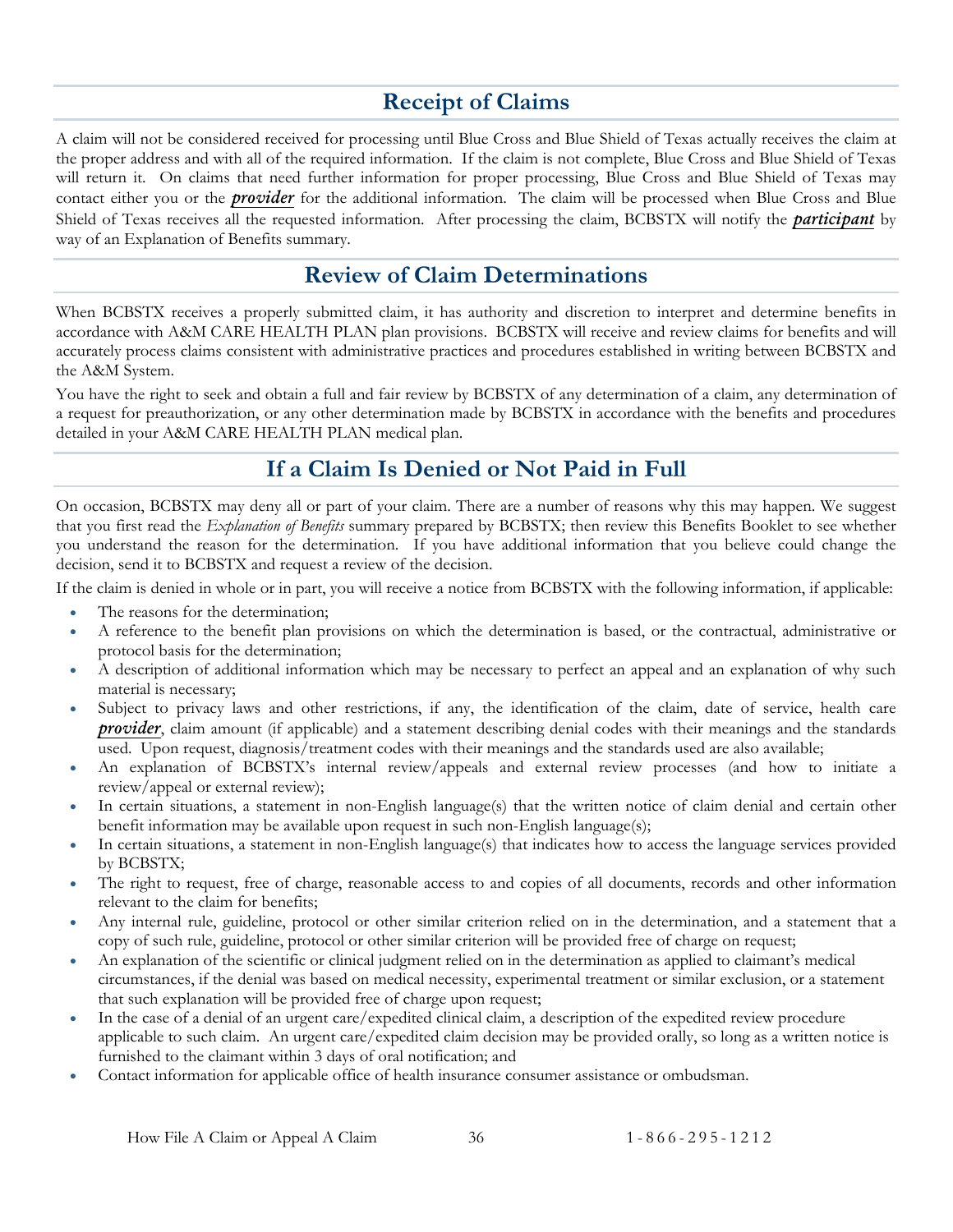## Receipt of Claims

A claim will not be considered received for processing until Blue Cross and Blue Shield of Texas actually receives the claim at the proper address and with all of the required information. If the claim is not complete, Blue Cross and Blue Shield of Texas will return it. On claims that need further information for proper processing, Blue Cross and Blue Shield of Texas may contact either you or the ***provider*** for the additional information. The claim will be processed when Blue Cross and Blue Shield of Texas receives all the requested information. After processing the claim, BCBSTX will notify the ***participant*** by way of an Explanation of Benefits summary.

## Review of Claim Determinations

When BCBSTX receives a properly submitted claim, it has authority and discretion to interpret and determine benefits in accordance with A&M CARE HEALTH PLAN plan provisions. BCBSTX will receive and review claims for benefits and will accurately process claims consistent with administrative practices and procedures established in writing between BCBSTX and the A&M System.

You have the right to seek and obtain a full and fair review by BCBSTX of any determination of a claim, any determination of a request for preauthorization, or any other determination made by BCBSTX in accordance with the benefits and procedures detailed in your A&M CARE HEALTH PLAN medical plan.

## If a Claim Is Denied or Not Paid in Full

On occasion, BCBSTX may deny all or part of your claim. There are a number of reasons why this may happen. We suggest that you first read the *Explanation of Benefits* summary prepared by BCBSTX; then review this Benefits Booklet to see whether you understand the reason for the determination. If you have additional information that you believe could change the decision, send it to BCBSTX and request a review of the decision.

If the claim is denied in whole or in part, you will receive a notice from BCBSTX with the following information, if applicable:

- The reasons for the determination;
- A reference to the benefit plan provisions on which the determination is based, or the contractual, administrative or protocol basis for the determination;
- A description of additional information which may be necessary to perfect an appeal and an explanation of why such material is necessary;
- Subject to privacy laws and other restrictions, if any, the identification of the claim, date of service, health care ***provider***, claim amount (if applicable) and a statement describing denial codes with their meanings and the standards used. Upon request, diagnosis/treatment codes with their meanings and the standards used are also available;
- An explanation of BCBSTX's internal review/appeals and external review processes (and how to initiate a review/appeal or external review);
- In certain situations, a statement in non-English language(s) that the written notice of claim denial and certain other benefit information may be available upon request in such non-English language(s);
- In certain situations, a statement in non-English language(s) that indicates how to access the language services provided by BCBSTX;
- The right to request, free of charge, reasonable access to and copies of all documents, records and other information relevant to the claim for benefits;
- Any internal rule, guideline, protocol or other similar criterion relied on in the determination, and a statement that a copy of such rule, guideline, protocol or other similar criterion will be provided free of charge on request;
- An explanation of the scientific or clinical judgment relied on in the determination as applied to claimant's medical circumstances, if the denial was based on medical necessity, experimental treatment or similar exclusion, or a statement that such explanation will be provided free of charge upon request;
- In the case of a denial of an urgent care/expedited clinical claim, a description of the expedited review procedure applicable to such claim. An urgent care/expedited claim decision may be provided orally, so long as a written notice is furnished to the claimant within 3 days of oral notification; and
- Contact information for applicable office of health insurance consumer assistance or ombudsman.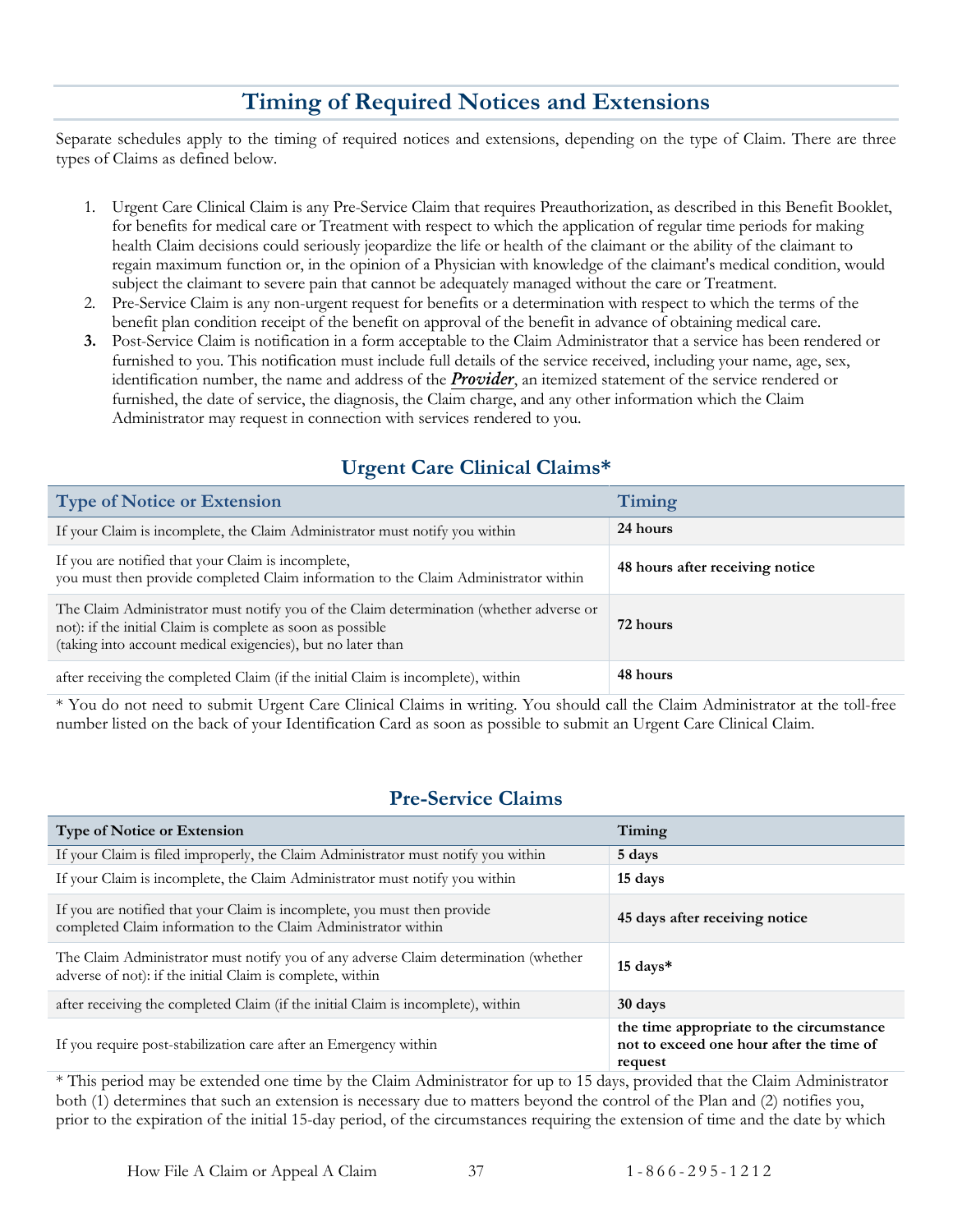## Timing of Required Notices and Extensions

Separate schedules apply to the timing of required notices and extensions, depending on the type of Claim. There are three types of Claims as defined below.

1. Urgent Care Clinical Claim is any Pre-Service Claim that requires Preauthorization, as described in this Benefit Booklet, for benefits for medical care or Treatment with respect to which the application of regular time periods for making health Claim decisions could seriously jeopardize the life or health of the claimant or the ability of the claimant to regain maximum function or, in the opinion of a Physician with knowledge of the claimant's medical condition, would subject the claimant to severe pain that cannot be adequately managed without the care or Treatment.
2. Pre-Service Claim is any non-urgent request for benefits or a determination with respect to which the terms of the benefit plan condition receipt of the benefit on approval of the benefit in advance of obtaining medical care.
3. Post-Service Claim is notification in a form acceptable to the Claim Administrator that a service has been rendered or furnished to you. This notification must include full details of the service received, including your name, age, sex, identification number, the name and address of the ***Provider***, an itemized statement of the service rendered or furnished, the date of service, the diagnosis, the Claim charge, and any other information which the Claim Administrator may request in connection with services rendered to you.

### Urgent Care Clinical Claims*

| Type of Notice or Extension | Timing |
|---|---|
| If your Claim is incomplete, the Claim Administrator must notify you within | **24 hours** |
| If you are notified that your Claim is incomplete, you must then provide completed Claim information to the Claim Administrator within | **48 hours after receiving notice** |
| The Claim Administrator must notify you of the Claim determination (whether adverse or not): if the initial Claim is complete as soon as possible (taking into account medical exigencies), but no later than | **72 hours** |
| after receiving the completed Claim (if the initial Claim is incomplete), within | **48 hours** |

\* You do not need to submit Urgent Care Clinical Claims in writing. You should call the Claim Administrator at the toll-free number listed on the back of your Identification Card as soon as possible to submit an Urgent Care Clinical Claim.

### Pre-Service Claims

| Type of Notice or Extension | Timing |
|---|---|
| If your Claim is filed improperly, the Claim Administrator must notify you within | **5 days** |
| If your Claim is incomplete, the Claim Administrator must notify you within | **15 days** |
| If you are notified that your Claim is incomplete, you must then provide completed Claim information to the Claim Administrator within | **45 days after receiving notice** |
| The Claim Administrator must notify you of any adverse Claim determination (whether adverse of not): if the initial Claim is complete, within | **15 days*** |
| after receiving the completed Claim (if the initial Claim is incomplete), within | **30 days** |
| If you require post-stabilization care after an Emergency within | **the time appropriate to the circumstance not to exceed one hour after the time of request** |

\* This period may be extended one time by the Claim Administrator for up to 15 days, provided that the Claim Administrator both (1) determines that such an extension is necessary due to matters beyond the control of the Plan and (2) notifies you, prior to the expiration of the initial 15-day period, of the circumstances requiring the extension of time and the date by which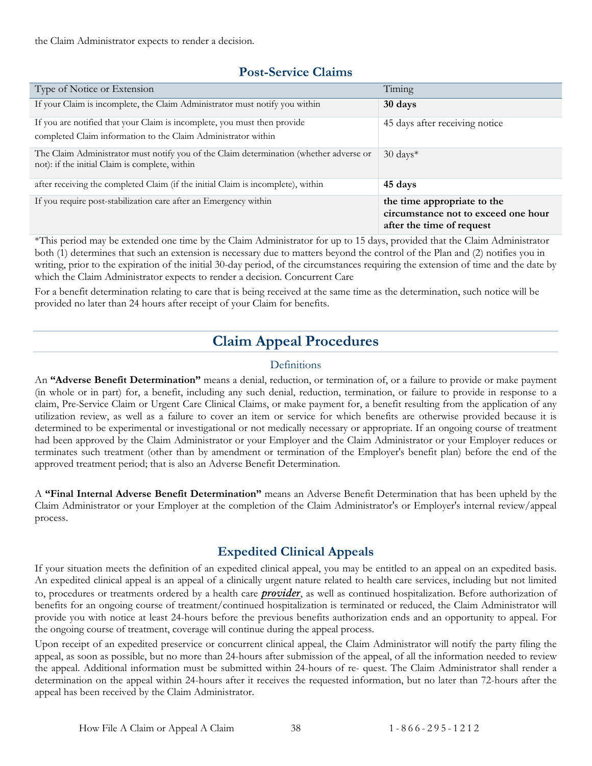the Claim Administrator expects to render a decision.

## Post-Service Claims

| Type of Notice or Extension | Timing |
|---|---|
| If your Claim is incomplete, the Claim Administrator must notify you within | **30 days** |
| If you are notified that your Claim is incomplete, you must then provide completed Claim information to the Claim Administrator within | 45 days after receiving notice |
| The Claim Administrator must notify you of the Claim determination (whether adverse or not): if the initial Claim is complete, within | 30 days* |
| after receiving the completed Claim (if the initial Claim is incomplete), within | **45 days** |
| If you require post-stabilization care after an Emergency within | **the time appropriate to the circumstance not to exceed one hour after the time of request** |

*This period may be extended one time by the Claim Administrator for up to 15 days, provided that the Claim Administrator both (1) determines that such an extension is necessary due to matters beyond the control of the Plan and (2) notifies you in writing, prior to the expiration of the initial 30-day period, of the circumstances requiring the extension of time and the date by which the Claim Administrator expects to render a decision. Concurrent Care

For a benefit determination relating to care that is being received at the same time as the determination, such notice will be provided no later than 24 hours after receipt of your Claim for benefits.

# Claim Appeal Procedures

### Definitions

An **"Adverse Benefit Determination"** means a denial, reduction, or termination of, or a failure to provide or make payment (in whole or in part) for, a benefit, including any such denial, reduction, termination, or failure to provide in response to a claim, Pre-Service Claim or Urgent Care Clinical Claims, or make payment for, a benefit resulting from the application of any utilization review, as well as a failure to cover an item or service for which benefits are otherwise provided because it is determined to be experimental or investigational or not medically necessary or appropriate. If an ongoing course of treatment had been approved by the Claim Administrator or your Employer and the Claim Administrator or your Employer reduces or terminates such treatment (other than by amendment or termination of the Employer's benefit plan) before the end of the approved treatment period; that is also an Adverse Benefit Determination.

A **"Final Internal Adverse Benefit Determination"** means an Adverse Benefit Determination that has been upheld by the Claim Administrator or your Employer at the completion of the Claim Administrator's or Employer's internal review/appeal process.

## Expedited Clinical Appeals

If your situation meets the definition of an expedited clinical appeal, you may be entitled to an appeal on an expedited basis. An expedited clinical appeal is an appeal of a clinically urgent nature related to health care services, including but not limited to, procedures or treatments ordered by a health care ***provider***, as well as continued hospitalization. Before authorization of benefits for an ongoing course of treatment/continued hospitalization is terminated or reduced, the Claim Administrator will provide you with notice at least 24-hours before the previous benefits authorization ends and an opportunity to appeal. For the ongoing course of treatment, coverage will continue during the appeal process.

Upon receipt of an expedited preservice or concurrent clinical appeal, the Claim Administrator will notify the party filing the appeal, as soon as possible, but no more than 24-hours after submission of the appeal, of all the information needed to review the appeal. Additional information must be submitted within 24-hours of re- quest. The Claim Administrator shall render a determination on the appeal within 24-hours after it receives the requested information, but no later than 72-hours after the appeal has been received by the Claim Administrator.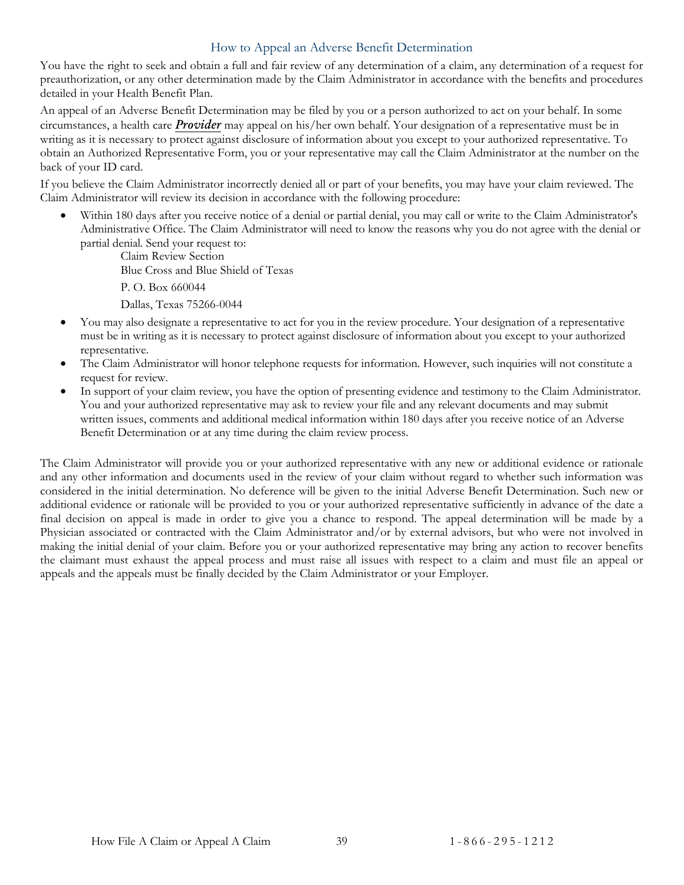## How to Appeal an Adverse Benefit Determination

You have the right to seek and obtain a full and fair review of any determination of a claim, any determination of a request for preauthorization, or any other determination made by the Claim Administrator in accordance with the benefits and procedures detailed in your Health Benefit Plan.

An appeal of an Adverse Benefit Determination may be filed by you or a person authorized to act on your behalf. In some circumstances, a health care ***Provider*** may appeal on his/her own behalf. Your designation of a representative must be in writing as it is necessary to protect against disclosure of information about you except to your authorized representative. To obtain an Authorized Representative Form, you or your representative may call the Claim Administrator at the number on the back of your ID card.

If you believe the Claim Administrator incorrectly denied all or part of your benefits, you may have your claim reviewed. The Claim Administrator will review its decision in accordance with the following procedure:

- Within 180 days after you receive notice of a denial or partial denial, you may call or write to the Claim Administrator's Administrative Office. The Claim Administrator will need to know the reasons why you do not agree with the denial or partial denial. Send your request to:

  Claim Review Section
  Blue Cross and Blue Shield of Texas
  P. O. Box 660044
  Dallas, Texas 75266-0044
- You may also designate a representative to act for you in the review procedure. Your designation of a representative must be in writing as it is necessary to protect against disclosure of information about you except to your authorized representative.
- The Claim Administrator will honor telephone requests for information. However, such inquiries will not constitute a request for review.
- In support of your claim review, you have the option of presenting evidence and testimony to the Claim Administrator. You and your authorized representative may ask to review your file and any relevant documents and may submit written issues, comments and additional medical information within 180 days after you receive notice of an Adverse Benefit Determination or at any time during the claim review process.

The Claim Administrator will provide you or your authorized representative with any new or additional evidence or rationale and any other information and documents used in the review of your claim without regard to whether such information was considered in the initial determination. No deference will be given to the initial Adverse Benefit Determination. Such new or additional evidence or rationale will be provided to you or your authorized representative sufficiently in advance of the date a final decision on appeal is made in order to give you a chance to respond. The appeal determination will be made by a Physician associated or contracted with the Claim Administrator and/or by external advisors, but who were not involved in making the initial denial of your claim. Before you or your authorized representative may bring any action to recover benefits the claimant must exhaust the appeal process and must raise all issues with respect to a claim and must file an appeal or appeals and the appeals must be finally decided by the Claim Administrator or your Employer.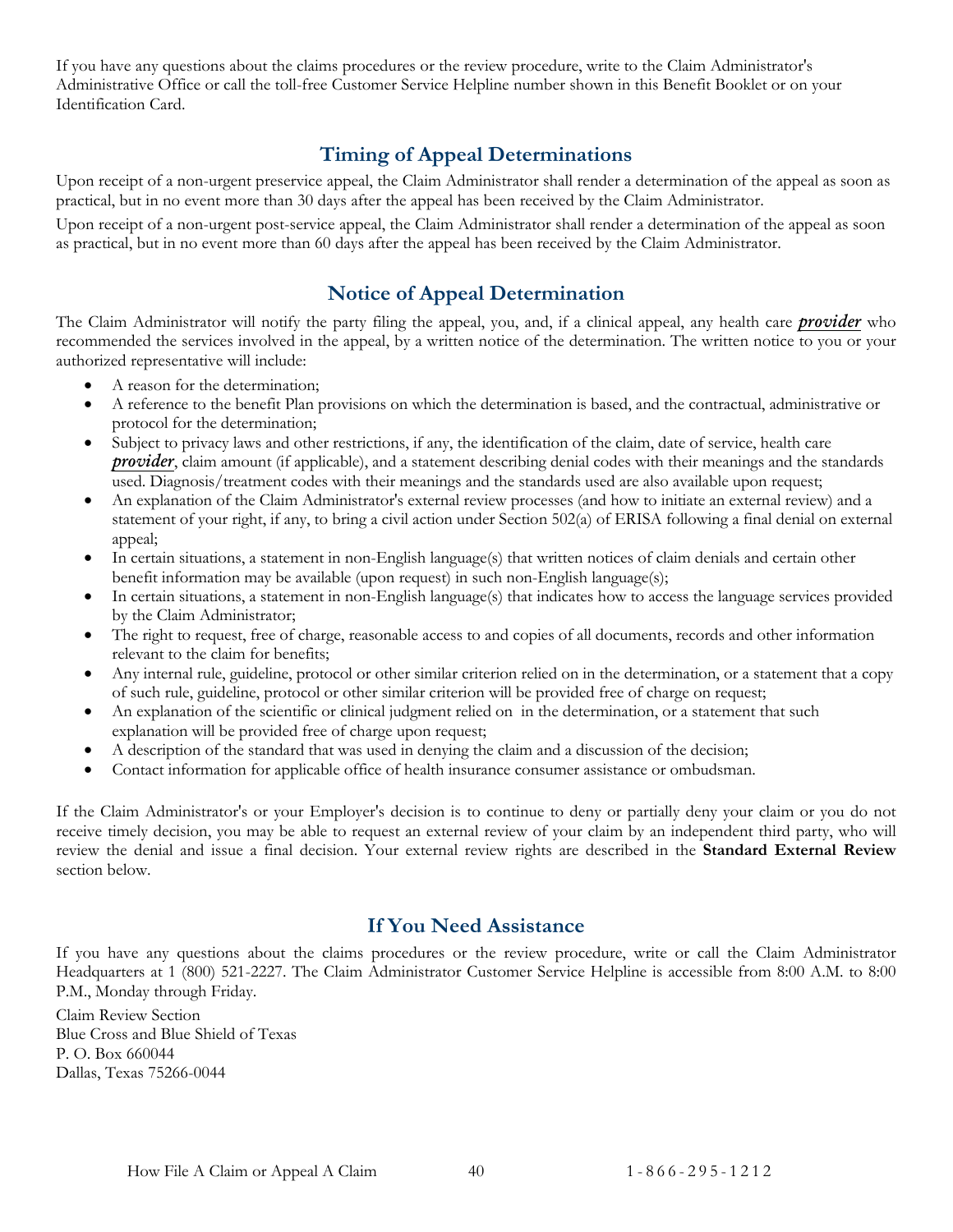If you have any questions about the claims procedures or the review procedure, write to the Claim Administrator's Administrative Office or call the toll-free Customer Service Helpline number shown in this Benefit Booklet or on your Identification Card.

## Timing of Appeal Determinations

Upon receipt of a non-urgent preservice appeal, the Claim Administrator shall render a determination of the appeal as soon as practical, but in no event more than 30 days after the appeal has been received by the Claim Administrator.

Upon receipt of a non-urgent post-service appeal, the Claim Administrator shall render a determination of the appeal as soon as practical, but in no event more than 60 days after the appeal has been received by the Claim Administrator.

## Notice of Appeal Determination

The Claim Administrator will notify the party filing the appeal, you, and, if a clinical appeal, any health care ***provider*** who recommended the services involved in the appeal, by a written notice of the determination. The written notice to you or your authorized representative will include:

- A reason for the determination;
- A reference to the benefit Plan provisions on which the determination is based, and the contractual, administrative or protocol for the determination;
- Subject to privacy laws and other restrictions, if any, the identification of the claim, date of service, health care ***provider***, claim amount (if applicable), and a statement describing denial codes with their meanings and the standards used. Diagnosis/treatment codes with their meanings and the standards used are also available upon request;
- An explanation of the Claim Administrator's external review processes (and how to initiate an external review) and a statement of your right, if any, to bring a civil action under Section 502(a) of ERISA following a final denial on external appeal;
- In certain situations, a statement in non-English language(s) that written notices of claim denials and certain other benefit information may be available (upon request) in such non-English language(s);
- In certain situations, a statement in non-English language(s) that indicates how to access the language services provided by the Claim Administrator;
- The right to request, free of charge, reasonable access to and copies of all documents, records and other information relevant to the claim for benefits;
- Any internal rule, guideline, protocol or other similar criterion relied on in the determination, or a statement that a copy of such rule, guideline, protocol or other similar criterion will be provided free of charge on request;
- An explanation of the scientific or clinical judgment relied on in the determination, or a statement that such explanation will be provided free of charge upon request;
- A description of the standard that was used in denying the claim and a discussion of the decision;
- Contact information for applicable office of health insurance consumer assistance or ombudsman.

If the Claim Administrator's or your Employer's decision is to continue to deny or partially deny your claim or you do not receive timely decision, you may be able to request an external review of your claim by an independent third party, who will review the denial and issue a final decision. Your external review rights are described in the **Standard External Review** section below.

## If You Need Assistance

If you have any questions about the claims procedures or the review procedure, write or call the Claim Administrator Headquarters at 1 (800) 521-2227. The Claim Administrator Customer Service Helpline is accessible from 8:00 A.M. to 8:00 P.M., Monday through Friday.

Claim Review Section
Blue Cross and Blue Shield of Texas
P. O. Box 660044
Dallas, Texas 75266-0044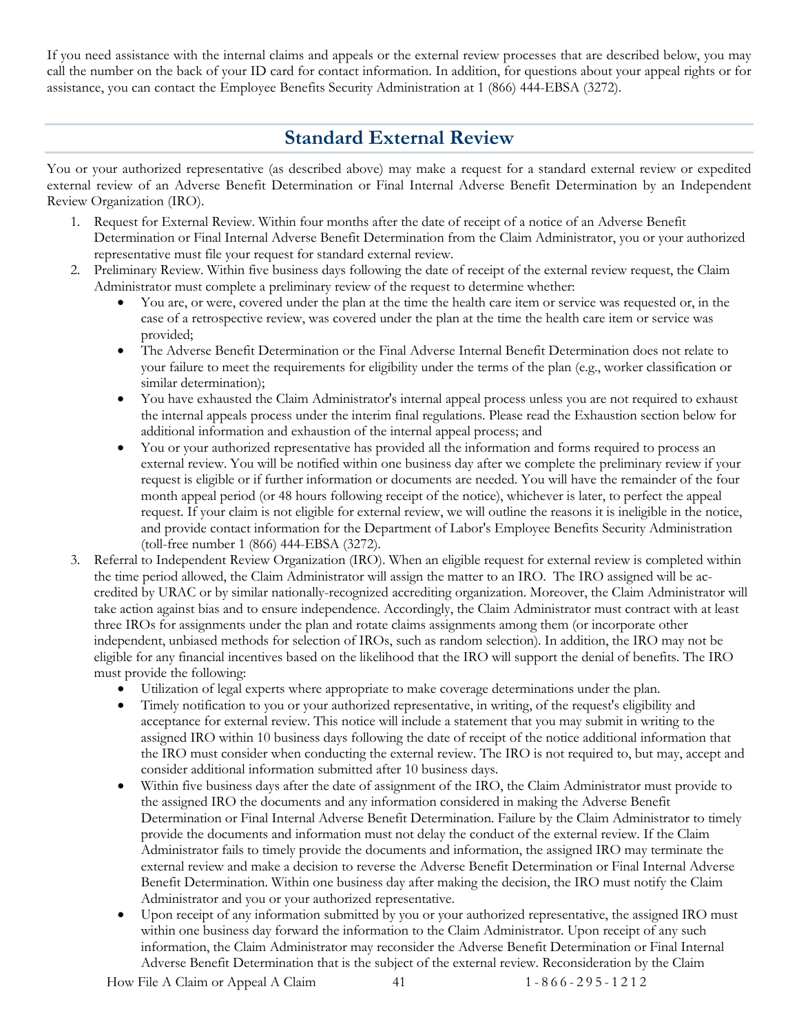If you need assistance with the internal claims and appeals or the external review processes that are described below, you may call the number on the back of your ID card for contact information. In addition, for questions about your appeal rights or for assistance, you can contact the Employee Benefits Security Administration at 1 (866) 444-EBSA (3272).

## Standard External Review

You or your authorized representative (as described above) may make a request for a standard external review or expedited external review of an Adverse Benefit Determination or Final Internal Adverse Benefit Determination by an Independent Review Organization (IRO).

1. Request for External Review. Within four months after the date of receipt of a notice of an Adverse Benefit Determination or Final Internal Adverse Benefit Determination from the Claim Administrator, you or your authorized representative must file your request for standard external review.
2. Preliminary Review. Within five business days following the date of receipt of the external review request, the Claim Administrator must complete a preliminary review of the request to determine whether:
   - You are, or were, covered under the plan at the time the health care item or service was requested or, in the case of a retrospective review, was covered under the plan at the time the health care item or service was provided;
   - The Adverse Benefit Determination or the Final Adverse Internal Benefit Determination does not relate to your failure to meet the requirements for eligibility under the terms of the plan (e.g., worker classification or similar determination);
   - You have exhausted the Claim Administrator's internal appeal process unless you are not required to exhaust the internal appeals process under the interim final regulations. Please read the Exhaustion section below for additional information and exhaustion of the internal appeal process; and
   - You or your authorized representative has provided all the information and forms required to process an external review. You will be notified within one business day after we complete the preliminary review if your request is eligible or if further information or documents are needed. You will have the remainder of the four month appeal period (or 48 hours following receipt of the notice), whichever is later, to perfect the appeal request. If your claim is not eligible for external review, we will outline the reasons it is ineligible in the notice, and provide contact information for the Department of Labor's Employee Benefits Security Administration (toll-free number 1 (866) 444-EBSA (3272).
3. Referral to Independent Review Organization (IRO). When an eligible request for external review is completed within the time period allowed, the Claim Administrator will assign the matter to an IRO. The IRO assigned will be accredited by URAC or by similar nationally-recognized accrediting organization. Moreover, the Claim Administrator will take action against bias and to ensure independence. Accordingly, the Claim Administrator must contract with at least three IROs for assignments under the plan and rotate claims assignments among them (or incorporate other independent, unbiased methods for selection of IROs, such as random selection). In addition, the IRO may not be eligible for any financial incentives based on the likelihood that the IRO will support the denial of benefits. The IRO must provide the following:
   - Utilization of legal experts where appropriate to make coverage determinations under the plan.
   - Timely notification to you or your authorized representative, in writing, of the request's eligibility and acceptance for external review. This notice will include a statement that you may submit in writing to the assigned IRO within 10 business days following the date of receipt of the notice additional information that the IRO must consider when conducting the external review. The IRO is not required to, but may, accept and consider additional information submitted after 10 business days.
   - Within five business days after the date of assignment of the IRO, the Claim Administrator must provide to the assigned IRO the documents and any information considered in making the Adverse Benefit Determination or Final Internal Adverse Benefit Determination. Failure by the Claim Administrator to timely provide the documents and information must not delay the conduct of the external review. If the Claim Administrator fails to timely provide the documents and information, the assigned IRO may terminate the external review and make a decision to reverse the Adverse Benefit Determination or Final Internal Adverse Benefit Determination. Within one business day after making the decision, the IRO must notify the Claim Administrator and you or your authorized representative.
   - Upon receipt of any information submitted by you or your authorized representative, the assigned IRO must within one business day forward the information to the Claim Administrator. Upon receipt of any such information, the Claim Administrator may reconsider the Adverse Benefit Determination or Final Internal Adverse Benefit Determination that is the subject of the external review. Reconsideration by the Claim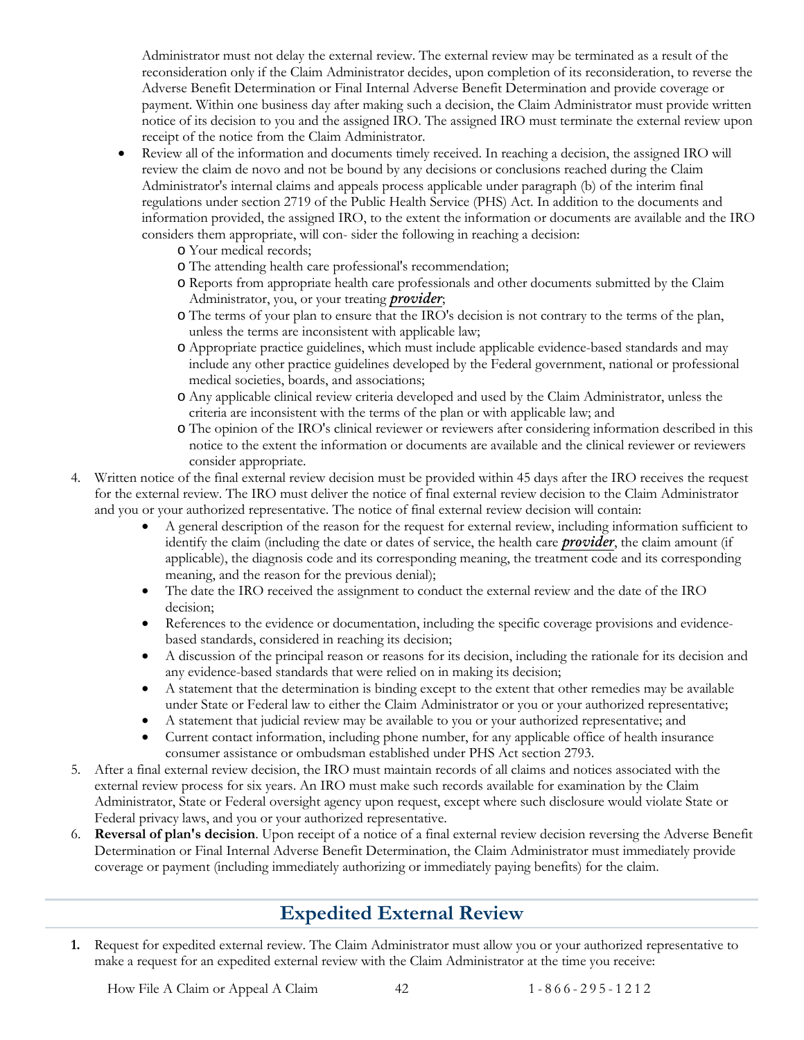Administrator must not delay the external review. The external review may be terminated as a result of the reconsideration only if the Claim Administrator decides, upon completion of its reconsideration, to reverse the Adverse Benefit Determination or Final Internal Adverse Benefit Determination and provide coverage or payment. Within one business day after making such a decision, the Claim Administrator must provide written notice of its decision to you and the assigned IRO. The assigned IRO must terminate the external review upon receipt of the notice from the Claim Administrator.

- Review all of the information and documents timely received. In reaching a decision, the assigned IRO will review the claim de novo and not be bound by any decisions or conclusions reached during the Claim Administrator's internal claims and appeals process applicable under paragraph (b) of the interim final regulations under section 2719 of the Public Health Service (PHS) Act. In addition to the documents and information provided, the assigned IRO, to the extent the information or documents are available and the IRO considers them appropriate, will con- sider the following in reaching a decision:
  - Your medical records;
  - The attending health care professional's recommendation;
  - Reports from appropriate health care professionals and other documents submitted by the Claim Administrator, you, or your treating ***provider***;
  - The terms of your plan to ensure that the IRO's decision is not contrary to the terms of the plan, unless the terms are inconsistent with applicable law;
  - Appropriate practice guidelines, which must include applicable evidence-based standards and may include any other practice guidelines developed by the Federal government, national or professional medical societies, boards, and associations;
  - Any applicable clinical review criteria developed and used by the Claim Administrator, unless the criteria are inconsistent with the terms of the plan or with applicable law; and
  - The opinion of the IRO's clinical reviewer or reviewers after considering information described in this notice to the extent the information or documents are available and the clinical reviewer or reviewers consider appropriate.

4. Written notice of the final external review decision must be provided within 45 days after the IRO receives the request for the external review. The IRO must deliver the notice of final external review decision to the Claim Administrator and you or your authorized representative. The notice of final external review decision will contain:
   - A general description of the reason for the request for external review, including information sufficient to identify the claim (including the date or dates of service, the health care ***provider***, the claim amount (if applicable), the diagnosis code and its corresponding meaning, the treatment code and its corresponding meaning, and the reason for the previous denial);
   - The date the IRO received the assignment to conduct the external review and the date of the IRO decision;
   - References to the evidence or documentation, including the specific coverage provisions and evidence-based standards, considered in reaching its decision;
   - A discussion of the principal reason or reasons for its decision, including the rationale for its decision and any evidence-based standards that were relied on in making its decision;
   - A statement that the determination is binding except to the extent that other remedies may be available under State or Federal law to either the Claim Administrator or you or your authorized representative;
   - A statement that judicial review may be available to you or your authorized representative; and
   - Current contact information, including phone number, for any applicable office of health insurance consumer assistance or ombudsman established under PHS Act section 2793.
5. After a final external review decision, the IRO must maintain records of all claims and notices associated with the external review process for six years. An IRO must make such records available for examination by the Claim Administrator, State or Federal oversight agency upon request, except where such disclosure would violate State or Federal privacy laws, and you or your authorized representative.
6. **Reversal of plan's decision**. Upon receipt of a notice of a final external review decision reversing the Adverse Benefit Determination or Final Internal Adverse Benefit Determination, the Claim Administrator must immediately provide coverage or payment (including immediately authorizing or immediately paying benefits) for the claim.

## Expedited External Review

**1.** Request for expedited external review. The Claim Administrator must allow you or your authorized representative to make a request for an expedited external review with the Claim Administrator at the time you receive: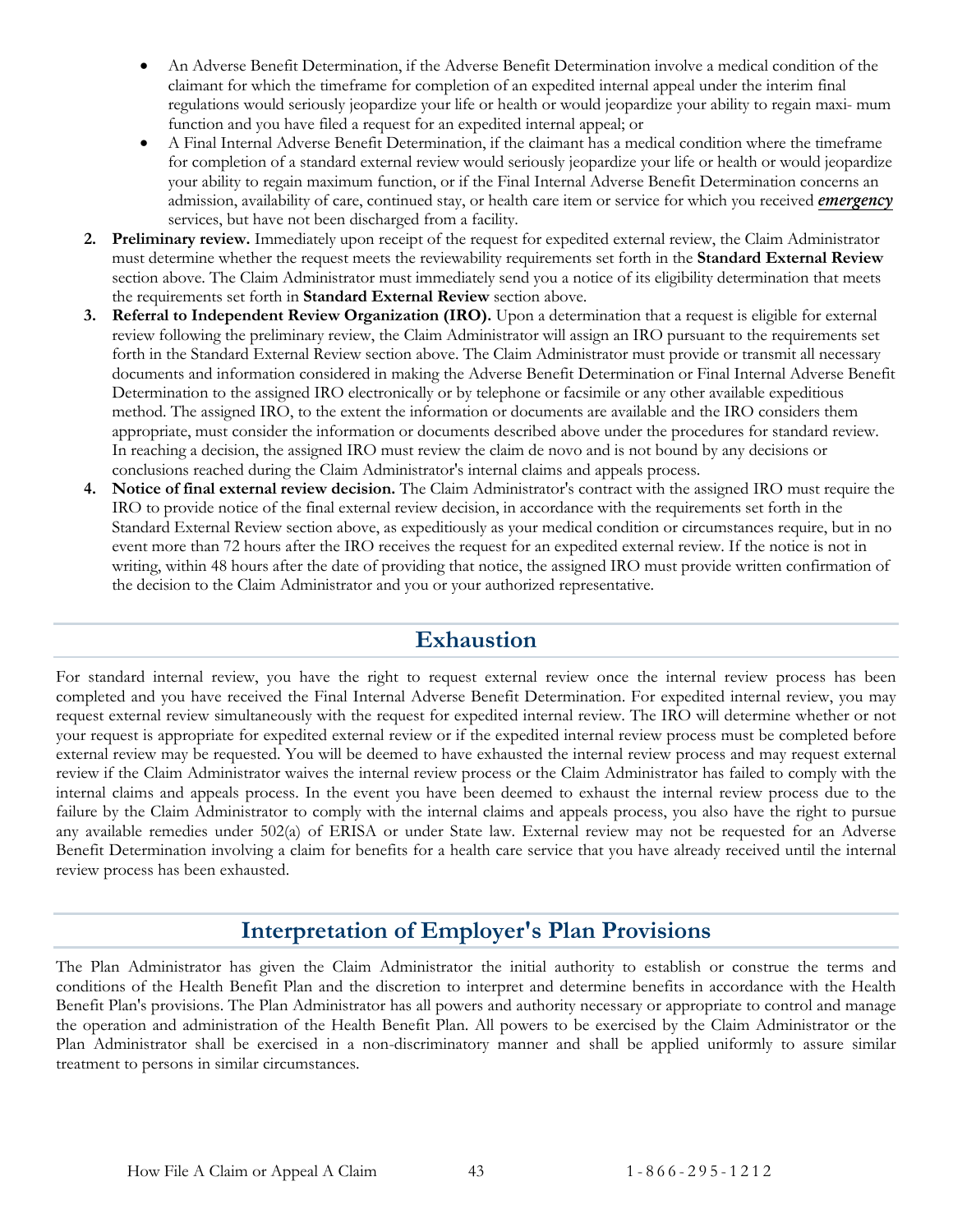- An Adverse Benefit Determination, if the Adverse Benefit Determination involve a medical condition of the claimant for which the timeframe for completion of an expedited internal appeal under the interim final regulations would seriously jeopardize your life or health or would jeopardize your ability to regain maxi- mum function and you have filed a request for an expedited internal appeal; or
- A Final Internal Adverse Benefit Determination, if the claimant has a medical condition where the timeframe for completion of a standard external review would seriously jeopardize your life or health or would jeopardize your ability to regain maximum function, or if the Final Internal Adverse Benefit Determination concerns an admission, availability of care, continued stay, or health care item or service for which you received ***emergency*** services, but have not been discharged from a facility.

2. **Preliminary review.** Immediately upon receipt of the request for expedited external review, the Claim Administrator must determine whether the request meets the reviewability requirements set forth in the **Standard External Review** section above. The Claim Administrator must immediately send you a notice of its eligibility determination that meets the requirements set forth in **Standard External Review** section above.
3. **Referral to Independent Review Organization (IRO).** Upon a determination that a request is eligible for external review following the preliminary review, the Claim Administrator will assign an IRO pursuant to the requirements set forth in the Standard External Review section above. The Claim Administrator must provide or transmit all necessary documents and information considered in making the Adverse Benefit Determination or Final Internal Adverse Benefit Determination to the assigned IRO electronically or by telephone or facsimile or any other available expeditious method. The assigned IRO, to the extent the information or documents are available and the IRO considers them appropriate, must consider the information or documents described above under the procedures for standard review. In reaching a decision, the assigned IRO must review the claim de novo and is not bound by any decisions or conclusions reached during the Claim Administrator's internal claims and appeals process.
4. **Notice of final external review decision.** The Claim Administrator's contract with the assigned IRO must require the IRO to provide notice of the final external review decision, in accordance with the requirements set forth in the Standard External Review section above, as expeditiously as your medical condition or circumstances require, but in no event more than 72 hours after the IRO receives the request for an expedited external review. If the notice is not in writing, within 48 hours after the date of providing that notice, the assigned IRO must provide written confirmation of the decision to the Claim Administrator and you or your authorized representative.

## Exhaustion

For standard internal review, you have the right to request external review once the internal review process has been completed and you have received the Final Internal Adverse Benefit Determination. For expedited internal review, you may request external review simultaneously with the request for expedited internal review. The IRO will determine whether or not your request is appropriate for expedited external review or if the expedited internal review process must be completed before external review may be requested. You will be deemed to have exhausted the internal review process and may request external review if the Claim Administrator waives the internal review process or the Claim Administrator has failed to comply with the internal claims and appeals process. In the event you have been deemed to exhaust the internal review process due to the failure by the Claim Administrator to comply with the internal claims and appeals process, you also have the right to pursue any available remedies under 502(a) of ERISA or under State law. External review may not be requested for an Adverse Benefit Determination involving a claim for benefits for a health care service that you have already received until the internal review process has been exhausted.

## Interpretation of Employer's Plan Provisions

The Plan Administrator has given the Claim Administrator the initial authority to establish or construe the terms and conditions of the Health Benefit Plan and the discretion to interpret and determine benefits in accordance with the Health Benefit Plan's provisions. The Plan Administrator has all powers and authority necessary or appropriate to control and manage the operation and administration of the Health Benefit Plan. All powers to be exercised by the Claim Administrator or the Plan Administrator shall be exercised in a non-discriminatory manner and shall be applied uniformly to assure similar treatment to persons in similar circumstances.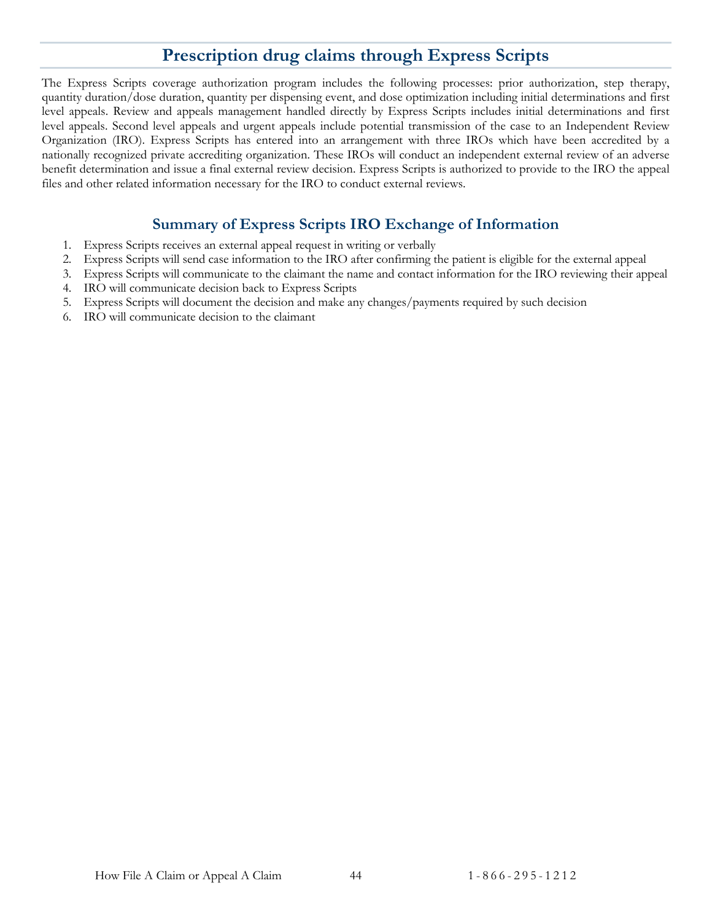## Prescription drug claims through Express Scripts

The Express Scripts coverage authorization program includes the following processes: prior authorization, step therapy, quantity duration/dose duration, quantity per dispensing event, and dose optimization including initial determinations and first level appeals. Review and appeals management handled directly by Express Scripts includes initial determinations and first level appeals. Second level appeals and urgent appeals include potential transmission of the case to an Independent Review Organization (IRO). Express Scripts has entered into an arrangement with three IROs which have been accredited by a nationally recognized private accrediting organization. These IROs will conduct an independent external review of an adverse benefit determination and issue a final external review decision. Express Scripts is authorized to provide to the IRO the appeal files and other related information necessary for the IRO to conduct external reviews.

### Summary of Express Scripts IRO Exchange of Information

1. Express Scripts receives an external appeal request in writing or verbally
2. Express Scripts will send case information to the IRO after confirming the patient is eligible for the external appeal
3. Express Scripts will communicate to the claimant the name and contact information for the IRO reviewing their appeal
4. IRO will communicate decision back to Express Scripts
5. Express Scripts will document the decision and make any changes/payments required by such decision
6. IRO will communicate decision to the claimant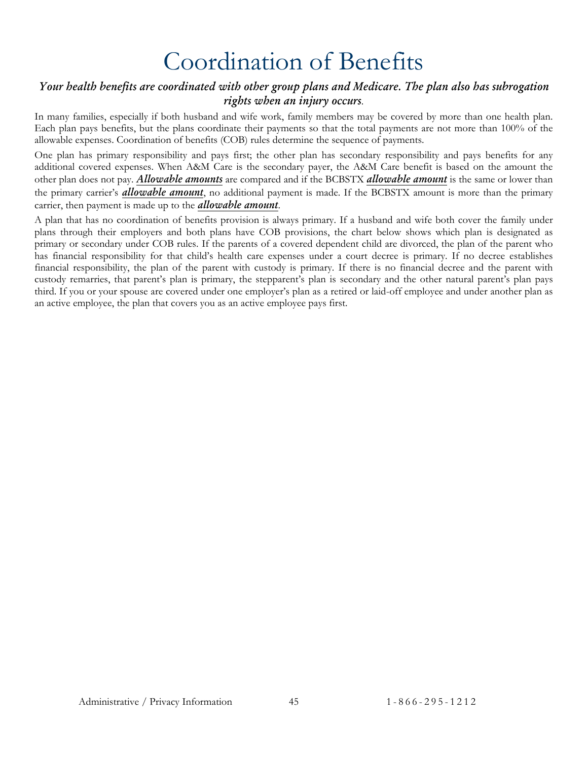# Coordination of Benefits

***Your health benefits are coordinated with other group plans and Medicare. The plan also has subrogation rights when an injury occurs.***

In many families, especially if both husband and wife work, family members may be covered by more than one health plan. Each plan pays benefits, but the plans coordinate their payments so that the total payments are not more than 100% of the allowable expenses. Coordination of benefits (COB) rules determine the sequence of payments.

One plan has primary responsibility and pays first; the other plan has secondary responsibility and pays benefits for any additional covered expenses. When A&M Care is the secondary payer, the A&M Care benefit is based on the amount the other plan does not pay. ***Allowable amounts*** are compared and if the BCBSTX ***allowable amount*** is the same or lower than the primary carrier's ***allowable amount***, no additional payment is made. If the BCBSTX amount is more than the primary carrier, then payment is made up to the ***allowable amount***.

A plan that has no coordination of benefits provision is always primary. If a husband and wife both cover the family under plans through their employers and both plans have COB provisions, the chart below shows which plan is designated as primary or secondary under COB rules. If the parents of a covered dependent child are divorced, the plan of the parent who has financial responsibility for that child's health care expenses under a court decree is primary. If no decree establishes financial responsibility, the plan of the parent with custody is primary. If there is no financial decree and the parent with custody remarries, that parent's plan is primary, the stepparent's plan is secondary and the other natural parent's plan pays third. If you or your spouse are covered under one employer's plan as a retired or laid-off employee and under another plan as an active employee, the plan that covers you as an active employee pays first.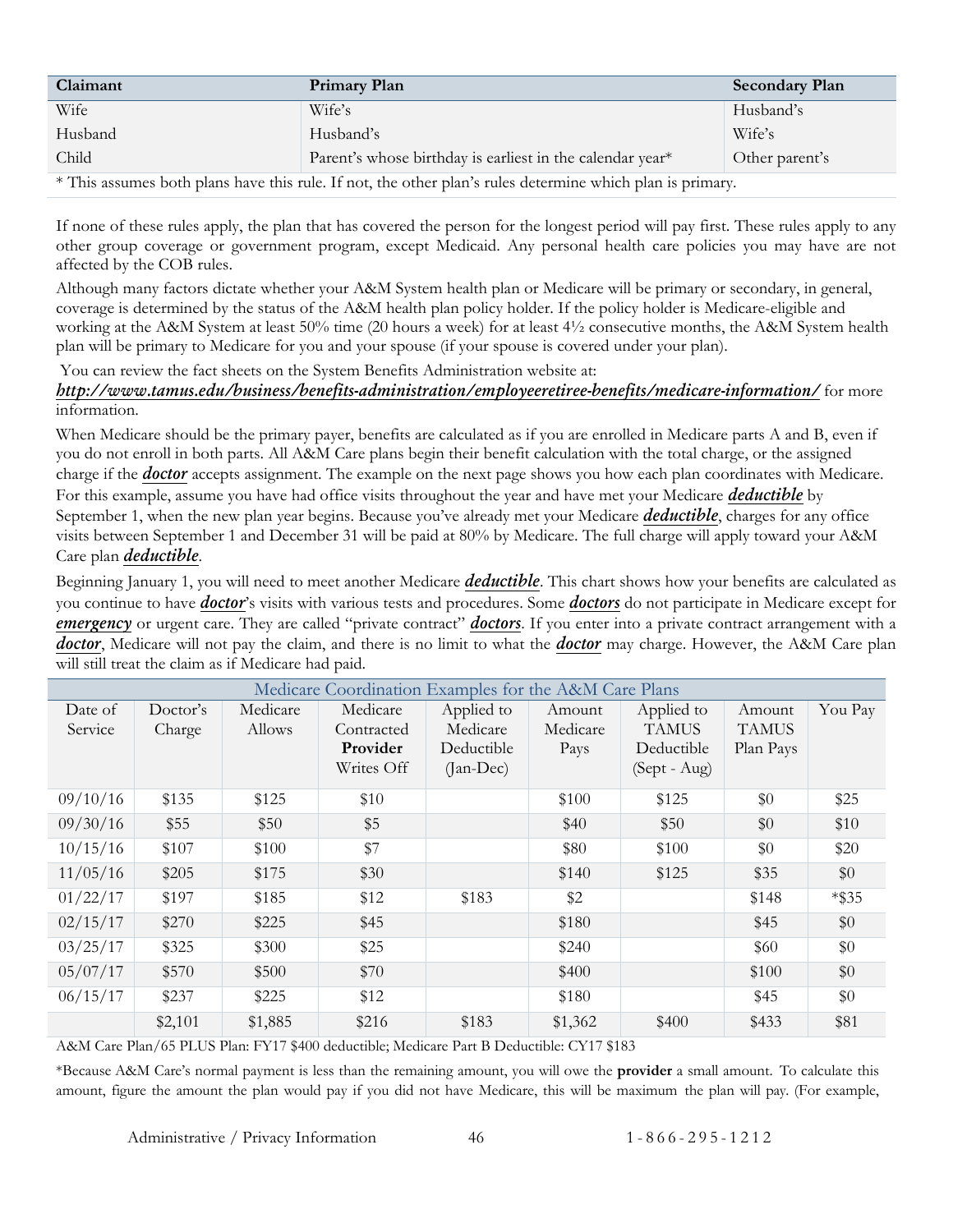| Claimant | Primary Plan | Secondary Plan |
| --- | --- | --- |
| Wife | Wife's | Husband's |
| Husband | Husband's | Wife's |
| Child | Parent's whose birthday is earliest in the calendar year* | Other parent's |

* This assumes both plans have this rule. If not, the other plan's rules determine which plan is primary.

If none of these rules apply, the plan that has covered the person for the longest period will pay first. These rules apply to any other group coverage or government program, except Medicaid. Any personal health care policies you may have are not affected by the COB rules.

Although many factors dictate whether your A&M System health plan or Medicare will be primary or secondary, in general, coverage is determined by the status of the A&M health plan policy holder. If the policy holder is Medicare-eligible and working at the A&M System at least 50% time (20 hours a week) for at least 4½ consecutive months, the A&M System health plan will be primary to Medicare for you and your spouse (if your spouse is covered under your plan).

You can review the fact sheets on the System Benefits Administration website at: ***http://www.tamus.edu/business/benefits-administration/employeeretiree-benefits/medicare-information/*** for more information.

When Medicare should be the primary payer, benefits are calculated as if you are enrolled in Medicare parts A and B, even if you do not enroll in both parts. All A&M Care plans begin their benefit calculation with the total charge, or the assigned charge if the ***doctor*** accepts assignment. The example on the next page shows you how each plan coordinates with Medicare. For this example, assume you have had office visits throughout the year and have met your Medicare ***deductible*** by September 1, when the new plan year begins. Because you've already met your Medicare ***deductible***, charges for any office visits between September 1 and December 31 will be paid at 80% by Medicare. The full charge will apply toward your A&M Care plan ***deductible***.

Beginning January 1, you will need to meet another Medicare ***deductible***. This chart shows how your benefits are calculated as you continue to have ***doctor***'s visits with various tests and procedures. Some ***doctors*** do not participate in Medicare except for ***emergency*** or urgent care. They are called "private contract" ***doctors***. If you enter into a private contract arrangement with a ***doctor***, Medicare will not pay the claim, and there is no limit to what the ***doctor*** may charge. However, the A&M Care plan will still treat the claim as if Medicare had paid.

| Medicare Coordination Examples for the A&M Care Plans | | | | | | | | |
| --- | --- | --- | --- | --- | --- | --- | --- | --- |
| Date of Service | Doctor's Charge | Medicare Allows | Medicare Contracted **Provider** Writes Off | Applied to Medicare Deductible (Jan-Dec) | Amount Medicare Pays | Applied to TAMUS Deductible (Sept - Aug) | Amount TAMUS Plan Pays | You Pay |
| 09/10/16 | $135 | $125 | $10 | | $100 | $125 | $0 | $25 |
| 09/30/16 | $55 | $50 | $5 | | $40 | $50 | $0 | $10 |
| 10/15/16 | $107 | $100 | $7 | | $80 | $100 | $0 | $20 |
| 11/05/16 | $205 | $175 | $30 | | $140 | $125 | $35 | $0 |
| 01/22/17 | $197 | $185 | $12 | $183 | $2 | | $148 | *$35 |
| 02/15/17 | $270 | $225 | $45 | | $180 | | $45 | $0 |
| 03/25/17 | $325 | $300 | $25 | | $240 | | $60 | $0 |
| 05/07/17 | $570 | $500 | $70 | | $400 | | $100 | $0 |
| 06/15/17 | $237 | $225 | $12 | | $180 | | $45 | $0 |
| | $2,101 | $1,885 | $216 | $183 | $1,362 | $400 | $433 | $81 |

A&M Care Plan/65 PLUS Plan: FY17 $400 deductible; Medicare Part B Deductible: CY17 $183

*Because A&M Care's normal payment is less than the remaining amount, you will owe the **provider** a small amount. To calculate this amount, figure the amount the plan would pay if you did not have Medicare, this will be maximum the plan will pay. (For example,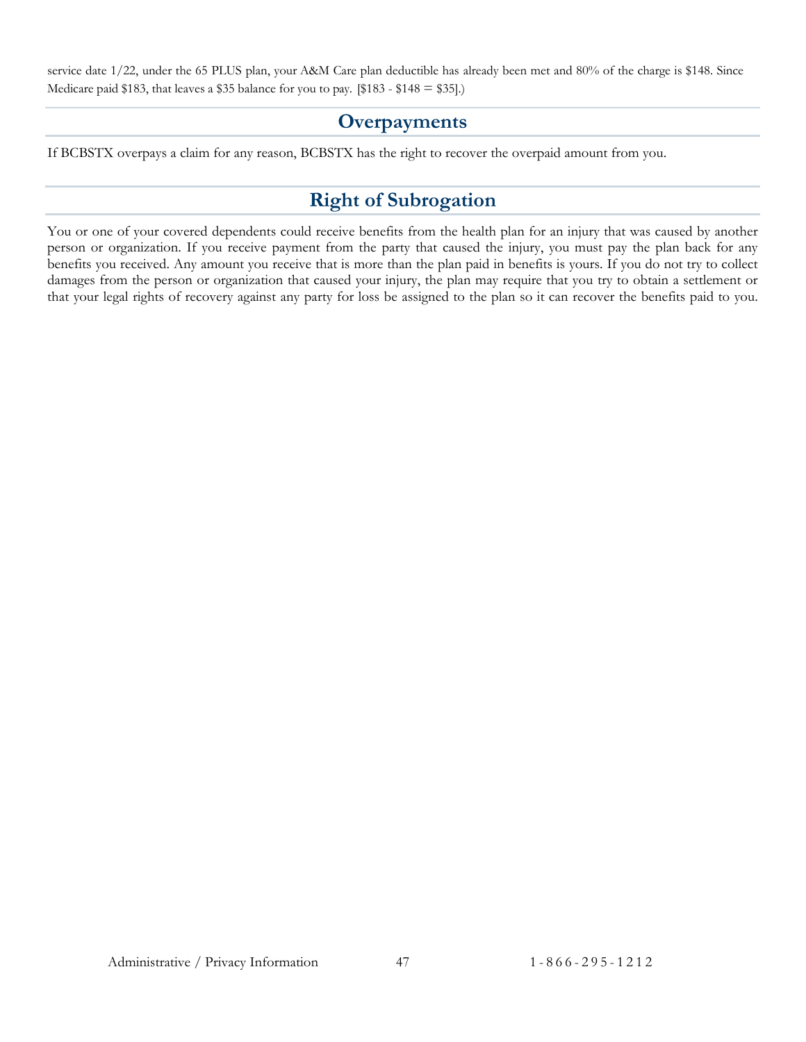service date 1/22, under the 65 PLUS plan, your A&M Care plan deductible has already been met and 80% of the charge is $148. Since Medicare paid $183, that leaves a $35 balance for you to pay. [$183 - $148 = $35].)

## Overpayments

If BCBSTX overpays a claim for any reason, BCBSTX has the right to recover the overpaid amount from you.

## Right of Subrogation

You or one of your covered dependents could receive benefits from the health plan for an injury that was caused by another person or organization. If you receive payment from the party that caused the injury, you must pay the plan back for any benefits you received. Any amount you receive that is more than the plan paid in benefits is yours. If you do not try to collect damages from the person or organization that caused your injury, the plan may require that you try to obtain a settlement or that your legal rights of recovery against any party for loss be assigned to the plan so it can recover the benefits paid to you.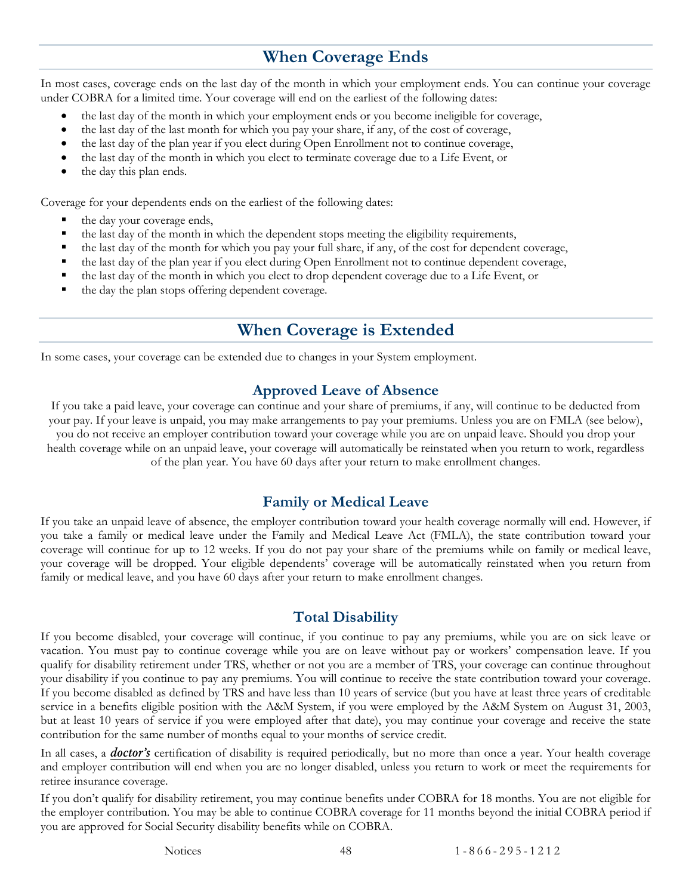## When Coverage Ends

In most cases, coverage ends on the last day of the month in which your employment ends. You can continue your coverage under COBRA for a limited time. Your coverage will end on the earliest of the following dates:

- the last day of the month in which your employment ends or you become ineligible for coverage,
- the last day of the last month for which you pay your share, if any, of the cost of coverage,
- the last day of the plan year if you elect during Open Enrollment not to continue coverage,
- the last day of the month in which you elect to terminate coverage due to a Life Event, or
- the day this plan ends.

Coverage for your dependents ends on the earliest of the following dates:

- the day your coverage ends,
- the last day of the month in which the dependent stops meeting the eligibility requirements,
- the last day of the month for which you pay your full share, if any, of the cost for dependent coverage,
- the last day of the plan year if you elect during Open Enrollment not to continue dependent coverage,
- the last day of the month in which you elect to drop dependent coverage due to a Life Event, or
- the day the plan stops offering dependent coverage.

## When Coverage is Extended

In some cases, your coverage can be extended due to changes in your System employment.

### Approved Leave of Absence

If you take a paid leave, your coverage can continue and your share of premiums, if any, will continue to be deducted from your pay. If your leave is unpaid, you may make arrangements to pay your premiums. Unless you are on FMLA (see below), you do not receive an employer contribution toward your coverage while you are on unpaid leave. Should you drop your health coverage while on an unpaid leave, your coverage will automatically be reinstated when you return to work, regardless of the plan year. You have 60 days after your return to make enrollment changes.

### Family or Medical Leave

If you take an unpaid leave of absence, the employer contribution toward your health coverage normally will end. However, if you take a family or medical leave under the Family and Medical Leave Act (FMLA), the state contribution toward your coverage will continue for up to 12 weeks. If you do not pay your share of the premiums while on family or medical leave, your coverage will be dropped. Your eligible dependents' coverage will be automatically reinstated when you return from family or medical leave, and you have 60 days after your return to make enrollment changes.

### Total Disability

If you become disabled, your coverage will continue, if you continue to pay any premiums, while you are on sick leave or vacation. You must pay to continue coverage while you are on leave without pay or workers' compensation leave. If you qualify for disability retirement under TRS, whether or not you are a member of TRS, your coverage can continue throughout your disability if you continue to pay any premiums. You will continue to receive the state contribution toward your coverage. If you become disabled as defined by TRS and have less than 10 years of service (but you have at least three years of creditable service in a benefits eligible position with the A&M System, if you were employed by the A&M System on August 31, 2003, but at least 10 years of service if you were employed after that date), you may continue your coverage and receive the state contribution for the same number of months equal to your months of service credit.

In all cases, a ***doctor's*** certification of disability is required periodically, but no more than once a year. Your health coverage and employer contribution will end when you are no longer disabled, unless you return to work or meet the requirements for retiree insurance coverage.

If you don't qualify for disability retirement, you may continue benefits under COBRA for 18 months. You are not eligible for the employer contribution. You may be able to continue COBRA coverage for 11 months beyond the initial COBRA period if you are approved for Social Security disability benefits while on COBRA.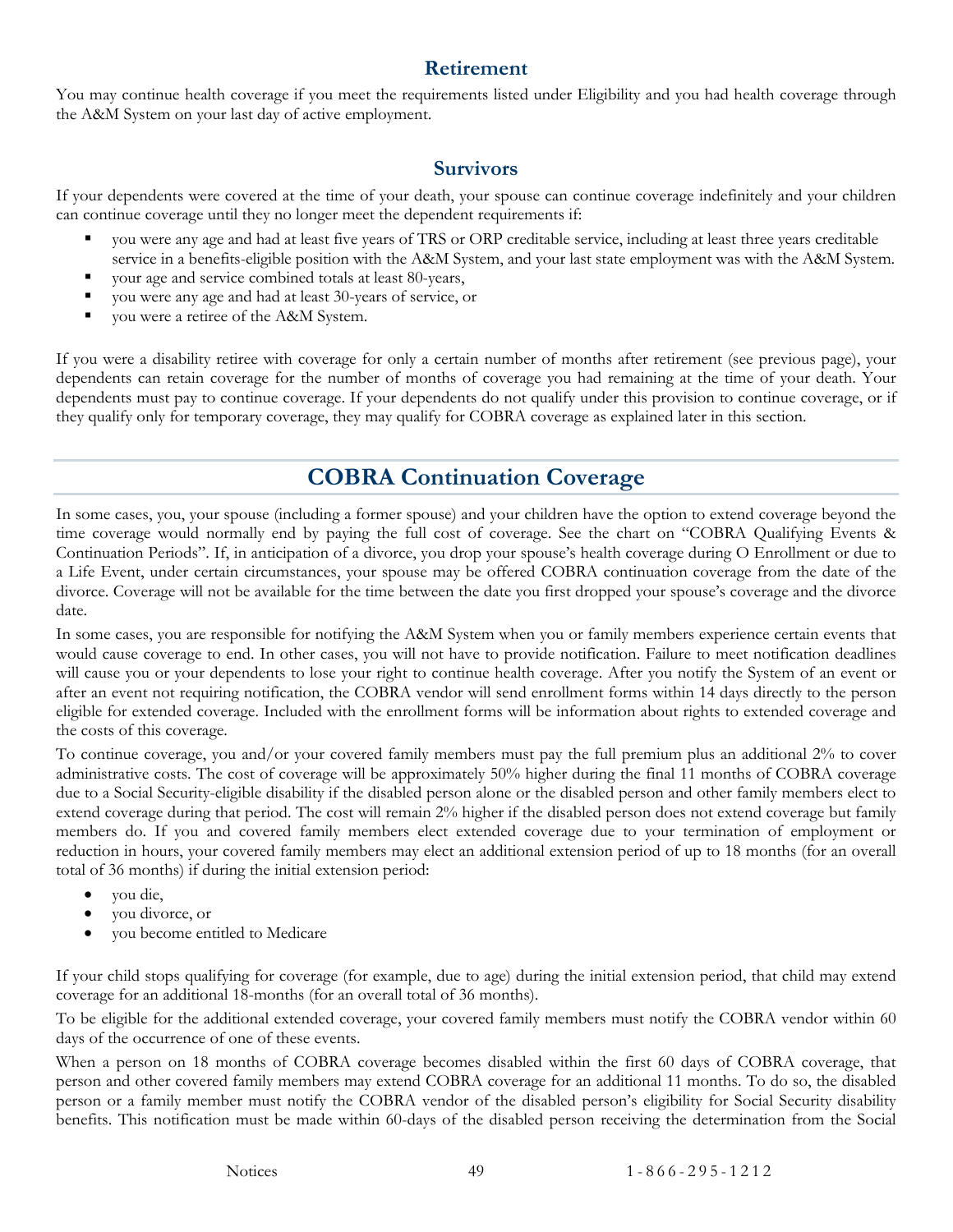## Retirement

You may continue health coverage if you meet the requirements listed under Eligibility and you had health coverage through the A&M System on your last day of active employment.

## Survivors

If your dependents were covered at the time of your death, your spouse can continue coverage indefinitely and your children can continue coverage until they no longer meet the dependent requirements if:

- you were any age and had at least five years of TRS or ORP creditable service, including at least three years creditable service in a benefits-eligible position with the A&M System, and your last state employment was with the A&M System.
- your age and service combined totals at least 80-years,
- you were any age and had at least 30-years of service, or
- you were a retiree of the A&M System.

If you were a disability retiree with coverage for only a certain number of months after retirement (see previous page), your dependents can retain coverage for the number of months of coverage you had remaining at the time of your death. Your dependents must pay to continue coverage. If your dependents do not qualify under this provision to continue coverage, or if they qualify only for temporary coverage, they may qualify for COBRA coverage as explained later in this section.

# COBRA Continuation Coverage

In some cases, you, your spouse (including a former spouse) and your children have the option to extend coverage beyond the time coverage would normally end by paying the full cost of coverage. See the chart on "COBRA Qualifying Events & Continuation Periods". If, in anticipation of a divorce, you drop your spouse's health coverage during O Enrollment or due to a Life Event, under certain circumstances, your spouse may be offered COBRA continuation coverage from the date of the divorce. Coverage will not be available for the time between the date you first dropped your spouse's coverage and the divorce date.

In some cases, you are responsible for notifying the A&M System when you or family members experience certain events that would cause coverage to end. In other cases, you will not have to provide notification. Failure to meet notification deadlines will cause you or your dependents to lose your right to continue health coverage. After you notify the System of an event or after an event not requiring notification, the COBRA vendor will send enrollment forms within 14 days directly to the person eligible for extended coverage. Included with the enrollment forms will be information about rights to extended coverage and the costs of this coverage.

To continue coverage, you and/or your covered family members must pay the full premium plus an additional 2% to cover administrative costs. The cost of coverage will be approximately 50% higher during the final 11 months of COBRA coverage due to a Social Security-eligible disability if the disabled person alone or the disabled person and other family members elect to extend coverage during that period. The cost will remain 2% higher if the disabled person does not extend coverage but family members do. If you and covered family members elect extended coverage due to your termination of employment or reduction in hours, your covered family members may elect an additional extension period of up to 18 months (for an overall total of 36 months) if during the initial extension period:

- you die,
- you divorce, or
- you become entitled to Medicare

If your child stops qualifying for coverage (for example, due to age) during the initial extension period, that child may extend coverage for an additional 18-months (for an overall total of 36 months).

To be eligible for the additional extended coverage, your covered family members must notify the COBRA vendor within 60 days of the occurrence of one of these events.

When a person on 18 months of COBRA coverage becomes disabled within the first 60 days of COBRA coverage, that person and other covered family members may extend COBRA coverage for an additional 11 months. To do so, the disabled person or a family member must notify the COBRA vendor of the disabled person's eligibility for Social Security disability benefits. This notification must be made within 60-days of the disabled person receiving the determination from the Social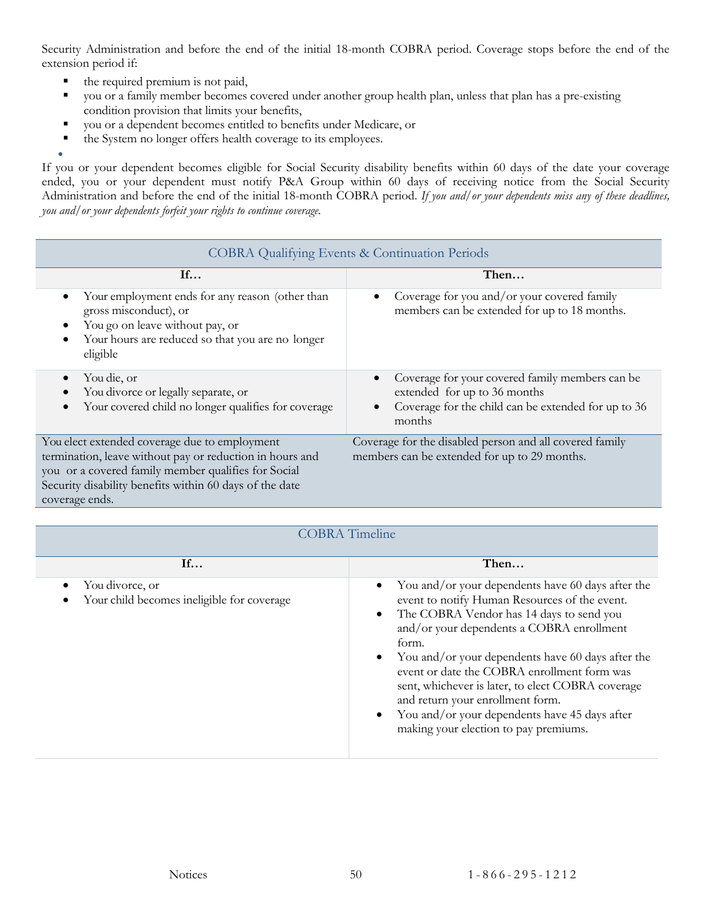Security Administration and before the end of the initial 18-month COBRA period. Coverage stops before the end of the extension period if:

- the required premium is not paid,
- you or a family member becomes covered under another group health plan, unless that plan has a pre-existing condition provision that limits your benefits,
- you or a dependent becomes entitled to benefits under Medicare, or
- the System no longer offers health coverage to its employees.

If you or your dependent becomes eligible for Social Security disability benefits within 60 days of the date your coverage ended, you or your dependent must notify P&A Group within 60 days of receiving notice from the Social Security Administration and before the end of the initial 18-month COBRA period. *If you and/or your dependents miss any of these deadlines, you and/or your dependents forfeit your rights to continue coverage.*

| COBRA Qualifying Events & Continuation Periods | |
|---|---|
| **If…** | **Then…** |
| • Your employment ends for any reason (other than gross misconduct), or<br>• You go on leave without pay, or<br>• Your hours are reduced so that you are no longer eligible | • Coverage for you and/or your covered family members can be extended for up to 18 months. |
| • You die, or<br>• You divorce or legally separate, or<br>• Your covered child no longer qualifies for coverage | • Coverage for your covered family members can be extended for up to 36 months<br>• Coverage for the child can be extended for up to 36 months |
| You elect extended coverage due to employment termination, leave without pay or reduction in hours and you or a covered family member qualifies for Social Security disability benefits within 60 days of the date coverage ends. | Coverage for the disabled person and all covered family members can be extended for up to 29 months. |

| COBRA Timeline | |
|---|---|
| **If…** | **Then…** |
| • You divorce, or<br>• Your child becomes ineligible for coverage | • You and/or your dependents have 60 days after the event to notify Human Resources of the event.<br>• The COBRA Vendor has 14 days to send you and/or your dependents a COBRA enrollment form.<br>• You and/or your dependents have 60 days after the event or date the COBRA enrollment form was sent, whichever is later, to elect COBRA coverage and return your enrollment form.<br>• You and/or your dependents have 45 days after making your election to pay premiums. |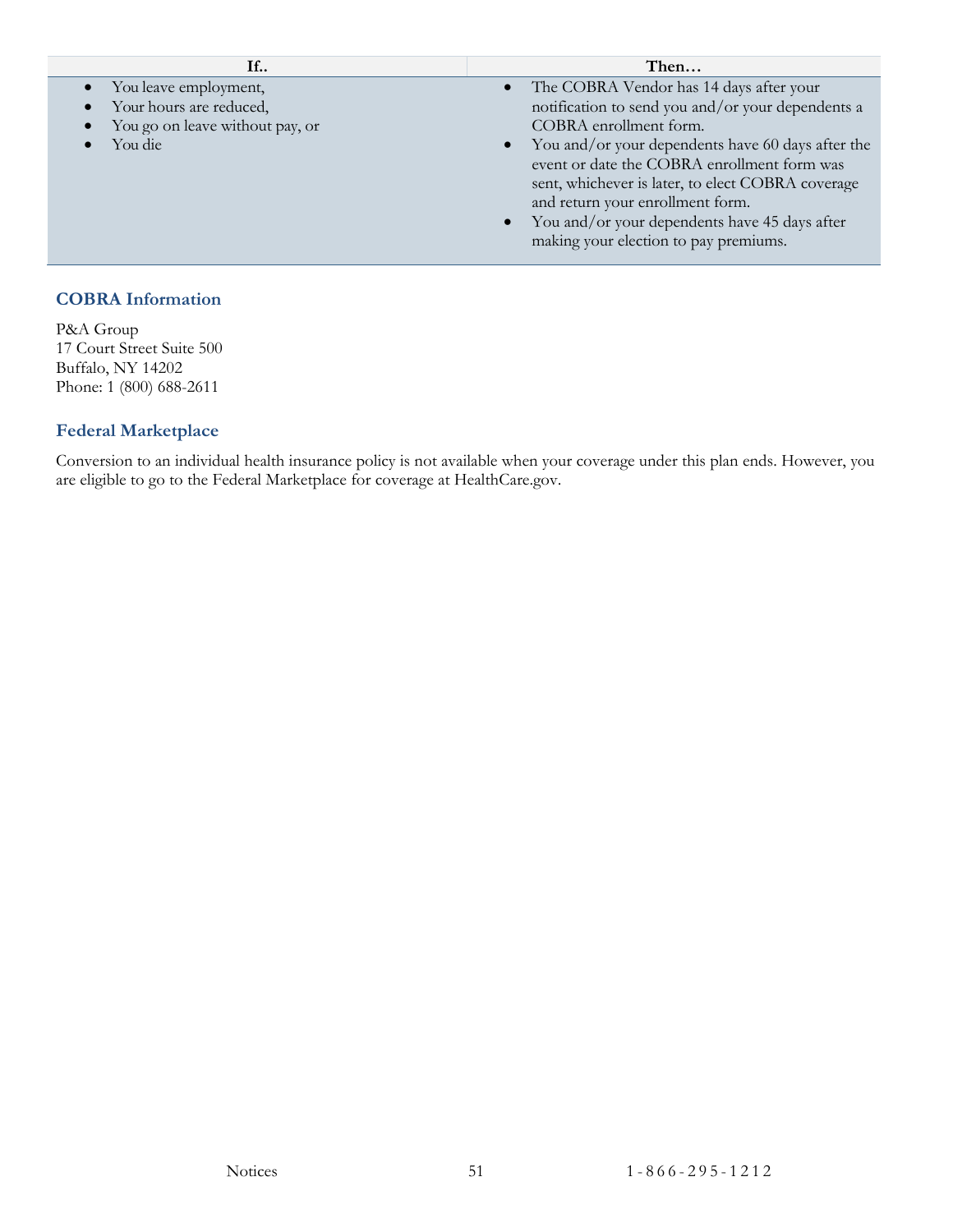| If.. | Then… |
| --- | --- |
| • You leave employment,<br>• Your hours are reduced,<br>• You go on leave without pay, or<br>• You die | • The COBRA Vendor has 14 days after your notification to send you and/or your dependents a COBRA enrollment form.<br>• You and/or your dependents have 60 days after the event or date the COBRA enrollment form was sent, whichever is later, to elect COBRA coverage and return your enrollment form.<br>• You and/or your dependents have 45 days after making your election to pay premiums. |

### COBRA Information

P&A Group
17 Court Street Suite 500
Buffalo, NY 14202
Phone: 1 (800) 688-2611

### Federal Marketplace

Conversion to an individual health insurance policy is not available when your coverage under this plan ends. However, you are eligible to go to the Federal Marketplace for coverage at HealthCare.gov.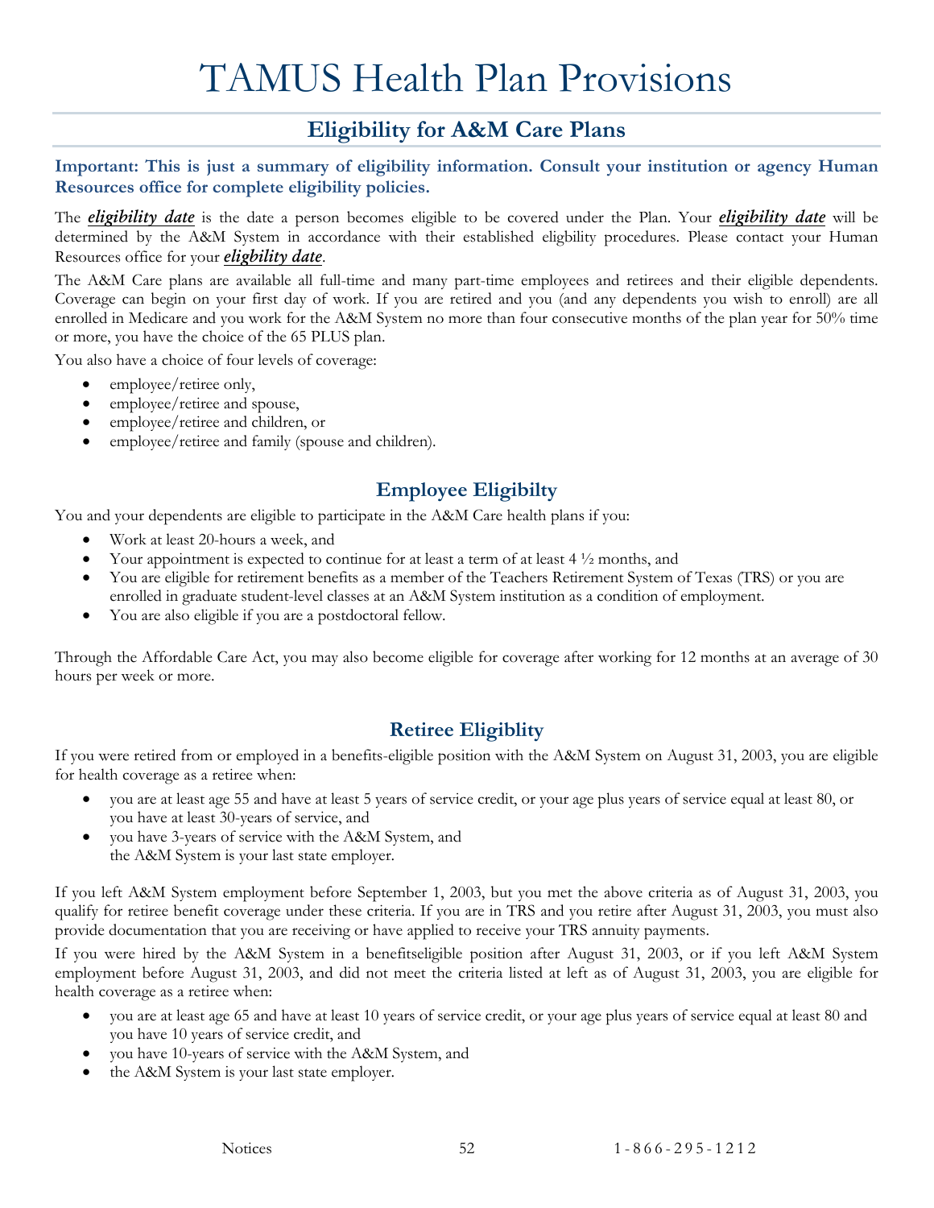# TAMUS Health Plan Provisions

## Eligibility for A&M Care Plans

**Important: This is just a summary of eligibility information. Consult your institution or agency Human Resources office for complete eligibility policies.**

The ***eligibility date*** is the date a person becomes eligible to be covered under the Plan. Your ***eligibility date*** will be determined by the A&M System in accordance with their established elgibility procedures. Please contact your Human Resources office for your ***eligbility date***.

The A&M Care plans are available all full-time and many part-time employees and retirees and their eligible dependents. Coverage can begin on your first day of work. If you are retired and you (and any dependents you wish to enroll) are all enrolled in Medicare and you work for the A&M System no more than four consecutive months of the plan year for 50% time or more, you have the choice of the 65 PLUS plan.

You also have a choice of four levels of coverage:

- employee/retiree only,
- employee/retiree and spouse,
- employee/retiree and children, or
- employee/retiree and family (spouse and children).

## Employee Eligibilty

You and your dependents are eligible to participate in the A&M Care health plans if you:

- Work at least 20-hours a week, and
- Your appointment is expected to continue for at least a term of at least 4 ½ months, and
- You are eligible for retirement benefits as a member of the Teachers Retirement System of Texas (TRS) or you are enrolled in graduate student-level classes at an A&M System institution as a condition of employment.
- You are also eligible if you are a postdoctoral fellow.

Through the Affordable Care Act, you may also become eligible for coverage after working for 12 months at an average of 30 hours per week or more.

## Retiree Eligiblity

If you were retired from or employed in a benefits-eligible position with the A&M System on August 31, 2003, you are eligible for health coverage as a retiree when:

- you are at least age 55 and have at least 5 years of service credit, or your age plus years of service equal at least 80, or you have at least 30-years of service, and
- you have 3-years of service with the A&M System, and
  the A&M System is your last state employer.

If you left A&M System employment before September 1, 2003, but you met the above criteria as of August 31, 2003, you qualify for retiree benefit coverage under these criteria. If you are in TRS and you retire after August 31, 2003, you must also provide documentation that you are receiving or have applied to receive your TRS annuity payments.

If you were hired by the A&M System in a benefitseligible position after August 31, 2003, or if you left A&M System employment before August 31, 2003, and did not meet the criteria listed at left as of August 31, 2003, you are eligible for health coverage as a retiree when:

- you are at least age 65 and have at least 10 years of service credit, or your age plus years of service equal at least 80 and you have 10 years of service credit, and
- you have 10-years of service with the A&M System, and
- the A&M System is your last state employer.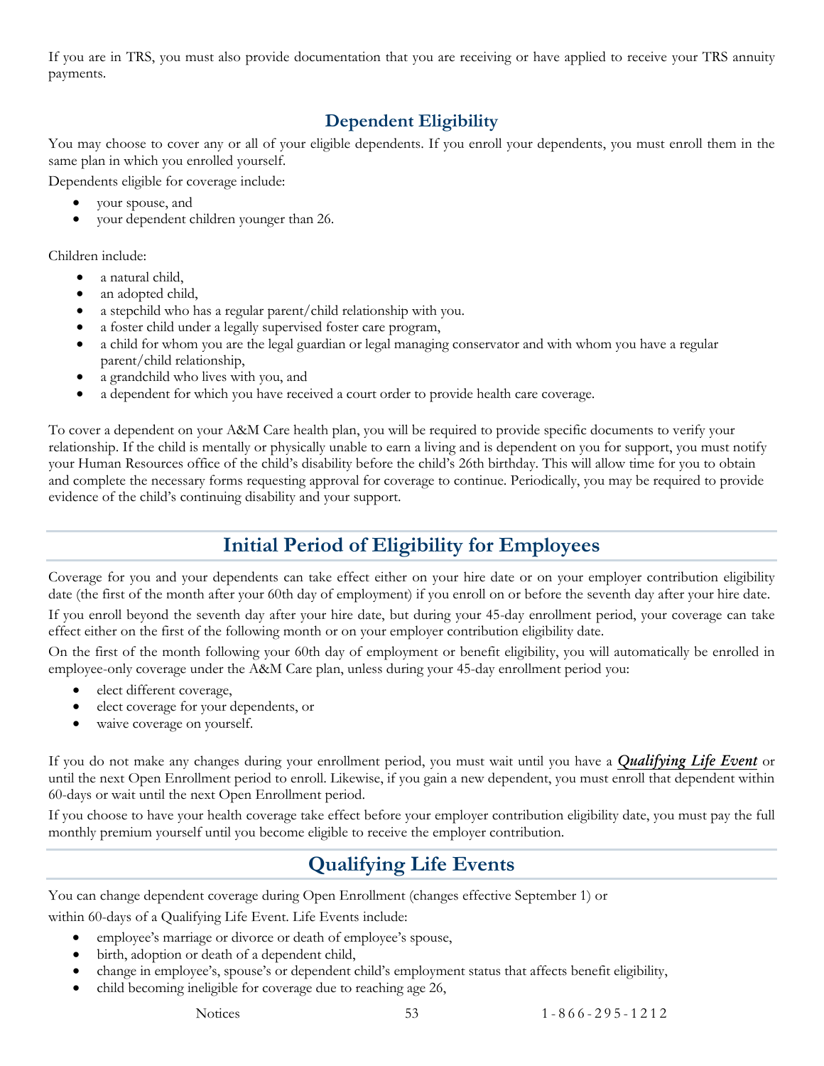If you are in TRS, you must also provide documentation that you are receiving or have applied to receive your TRS annuity payments.

### Dependent Eligibility

You may choose to cover any or all of your eligible dependents. If you enroll your dependents, you must enroll them in the same plan in which you enrolled yourself.

Dependents eligible for coverage include:

- your spouse, and
- your dependent children younger than 26.

Children include:

- a natural child,
- an adopted child,
- a stepchild who has a regular parent/child relationship with you.
- a foster child under a legally supervised foster care program,
- a child for whom you are the legal guardian or legal managing conservator and with whom you have a regular parent/child relationship,
- a grandchild who lives with you, and
- a dependent for which you have received a court order to provide health care coverage.

To cover a dependent on your A&M Care health plan, you will be required to provide specific documents to verify your relationship. If the child is mentally or physically unable to earn a living and is dependent on you for support, you must notify your Human Resources office of the child's disability before the child's 26th birthday. This will allow time for you to obtain and complete the necessary forms requesting approval for coverage to continue. Periodically, you may be required to provide evidence of the child's continuing disability and your support.

## Initial Period of Eligibility for Employees

Coverage for you and your dependents can take effect either on your hire date or on your employer contribution eligibility date (the first of the month after your 60th day of employment) if you enroll on or before the seventh day after your hire date.

If you enroll beyond the seventh day after your hire date, but during your 45-day enrollment period, your coverage can take effect either on the first of the following month or on your employer contribution eligibility date.

On the first of the month following your 60th day of employment or benefit eligibility, you will automatically be enrolled in employee-only coverage under the A&M Care plan, unless during your 45-day enrollment period you:

- elect different coverage,
- elect coverage for your dependents, or
- waive coverage on yourself.

If you do not make any changes during your enrollment period, you must wait until you have a ***Qualifying Life Event*** or until the next Open Enrollment period to enroll. Likewise, if you gain a new dependent, you must enroll that dependent within 60-days or wait until the next Open Enrollment period.

If you choose to have your health coverage take effect before your employer contribution eligibility date, you must pay the full monthly premium yourself until you become eligible to receive the employer contribution.

## Qualifying Life Events

You can change dependent coverage during Open Enrollment (changes effective September 1) or within 60-days of a Qualifying Life Event. Life Events include:

- employee's marriage or divorce or death of employee's spouse,
- birth, adoption or death of a dependent child,
- change in employee's, spouse's or dependent child's employment status that affects benefit eligibility,
- child becoming ineligible for coverage due to reaching age 26,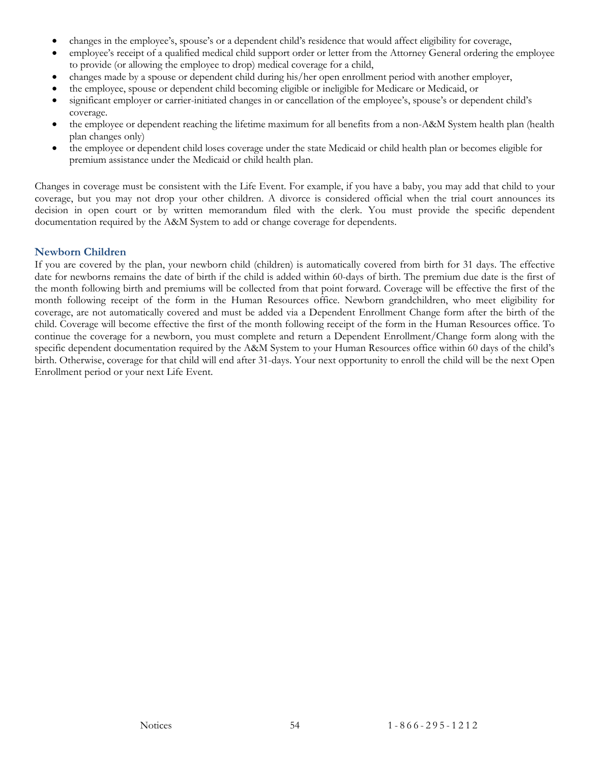- changes in the employee's, spouse's or a dependent child's residence that would affect eligibility for coverage,
- employee's receipt of a qualified medical child support order or letter from the Attorney General ordering the employee to provide (or allowing the employee to drop) medical coverage for a child,
- changes made by a spouse or dependent child during his/her open enrollment period with another employer,
- the employee, spouse or dependent child becoming eligible or ineligible for Medicare or Medicaid, or
- significant employer or carrier-initiated changes in or cancellation of the employee's, spouse's or dependent child's coverage.
- the employee or dependent reaching the lifetime maximum for all benefits from a non-A&M System health plan (health plan changes only)
- the employee or dependent child loses coverage under the state Medicaid or child health plan or becomes eligible for premium assistance under the Medicaid or child health plan.

Changes in coverage must be consistent with the Life Event. For example, if you have a baby, you may add that child to your coverage, but you may not drop your other children. A divorce is considered official when the trial court announces its decision in open court or by written memorandum filed with the clerk. You must provide the specific dependent documentation required by the A&M System to add or change coverage for dependents.

## Newborn Children

If you are covered by the plan, your newborn child (children) is automatically covered from birth for 31 days. The effective date for newborns remains the date of birth if the child is added within 60-days of birth. The premium due date is the first of the month following birth and premiums will be collected from that point forward. Coverage will be effective the first of the month following receipt of the form in the Human Resources office. Newborn grandchildren, who meet eligibility for coverage, are not automatically covered and must be added via a Dependent Enrollment Change form after the birth of the child. Coverage will become effective the first of the month following receipt of the form in the Human Resources office. To continue the coverage for a newborn, you must complete and return a Dependent Enrollment/Change form along with the specific dependent documentation required by the A&M System to your Human Resources office within 60 days of the child's birth. Otherwise, coverage for that child will end after 31-days. Your next opportunity to enroll the child will be the next Open Enrollment period or your next Life Event.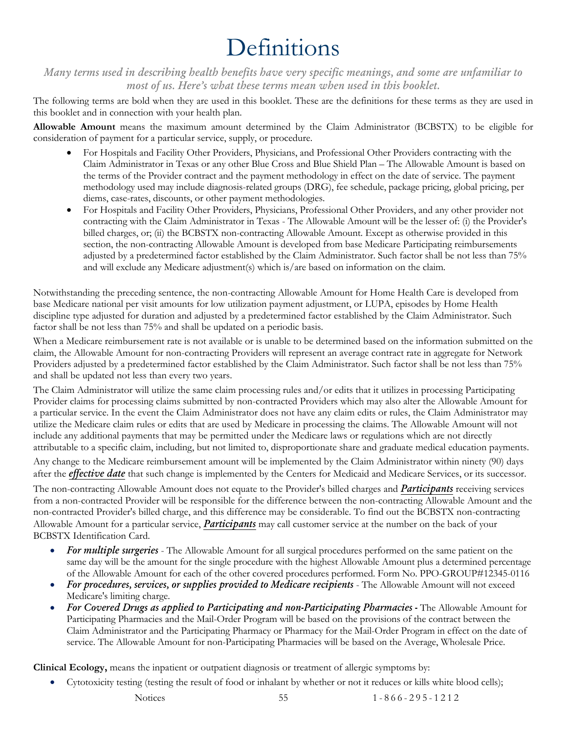# Definitions

*Many terms used in describing health benefits have very specific meanings, and some are unfamiliar to most of us. Here's what these terms mean when used in this booklet.*

The following terms are bold when they are used in this booklet. These are the definitions for these terms as they are used in this booklet and in connection with your health plan.

**Allowable Amount** means the maximum amount determined by the Claim Administrator (BCBSTX) to be eligible for consideration of payment for a particular service, supply, or procedure.

- For Hospitals and Facility Other Providers, Physicians, and Professional Other Providers contracting with the Claim Administrator in Texas or any other Blue Cross and Blue Shield Plan – The Allowable Amount is based on the terms of the Provider contract and the payment methodology in effect on the date of service. The payment methodology used may include diagnosis-related groups (DRG), fee schedule, package pricing, global pricing, per diems, case-rates, discounts, or other payment methodologies.
- For Hospitals and Facility Other Providers, Physicians, Professional Other Providers, and any other provider not contracting with the Claim Administrator in Texas - The Allowable Amount will be the lesser of: (i) the Provider's billed charges, or; (ii) the BCBSTX non-contracting Allowable Amount. Except as otherwise provided in this section, the non-contracting Allowable Amount is developed from base Medicare Participating reimbursements adjusted by a predetermined factor established by the Claim Administrator. Such factor shall be not less than 75% and will exclude any Medicare adjustment(s) which is/are based on information on the claim.

Notwithstanding the preceding sentence, the non-contracting Allowable Amount for Home Health Care is developed from base Medicare national per visit amounts for low utilization payment adjustment, or LUPA, episodes by Home Health discipline type adjusted for duration and adjusted by a predetermined factor established by the Claim Administrator. Such factor shall be not less than 75% and shall be updated on a periodic basis.

When a Medicare reimbursement rate is not available or is unable to be determined based on the information submitted on the claim, the Allowable Amount for non-contracting Providers will represent an average contract rate in aggregate for Network Providers adjusted by a predetermined factor established by the Claim Administrator. Such factor shall be not less than 75% and shall be updated not less than every two years.

The Claim Administrator will utilize the same claim processing rules and/or edits that it utilizes in processing Participating Provider claims for processing claims submitted by non-contracted Providers which may also alter the Allowable Amount for a particular service. In the event the Claim Administrator does not have any claim edits or rules, the Claim Administrator may utilize the Medicare claim rules or edits that are used by Medicare in processing the claims. The Allowable Amount will not include any additional payments that may be permitted under the Medicare laws or regulations which are not directly attributable to a specific claim, including, but not limited to, disproportionate share and graduate medical education payments.

Any change to the Medicare reimbursement amount will be implemented by the Claim Administrator within ninety (90) days after the ***effective date*** that such change is implemented by the Centers for Medicaid and Medicare Services, or its successor.

The non-contracting Allowable Amount does not equate to the Provider's billed charges and ***Participants*** receiving services from a non-contracted Provider will be responsible for the difference between the non-contracting Allowable Amount and the non-contracted Provider's billed charge, and this difference may be considerable. To find out the BCBSTX non-contracting Allowable Amount for a particular service, ***Participants*** may call customer service at the number on the back of your BCBSTX Identification Card.

- ***For multiple surgeries*** - The Allowable Amount for all surgical procedures performed on the same patient on the same day will be the amount for the single procedure with the highest Allowable Amount plus a determined percentage of the Allowable Amount for each of the other covered procedures performed. Form No. PPO-GROUP#12345-0116
- ***For procedures, services, or supplies provided to Medicare recipients*** - The Allowable Amount will not exceed Medicare's limiting charge.
- ***For Covered Drugs as applied to Participating and non-Participating Pharmacies -*** The Allowable Amount for Participating Pharmacies and the Mail-Order Program will be based on the provisions of the contract between the Claim Administrator and the Participating Pharmacy or Pharmacy for the Mail-Order Program in effect on the date of service. The Allowable Amount for non-Participating Pharmacies will be based on the Average, Wholesale Price.

**Clinical Ecology,** means the inpatient or outpatient diagnosis or treatment of allergic symptoms by:

- Cytotoxicity testing (testing the result of food or inhalant by whether or not it reduces or kills white blood cells);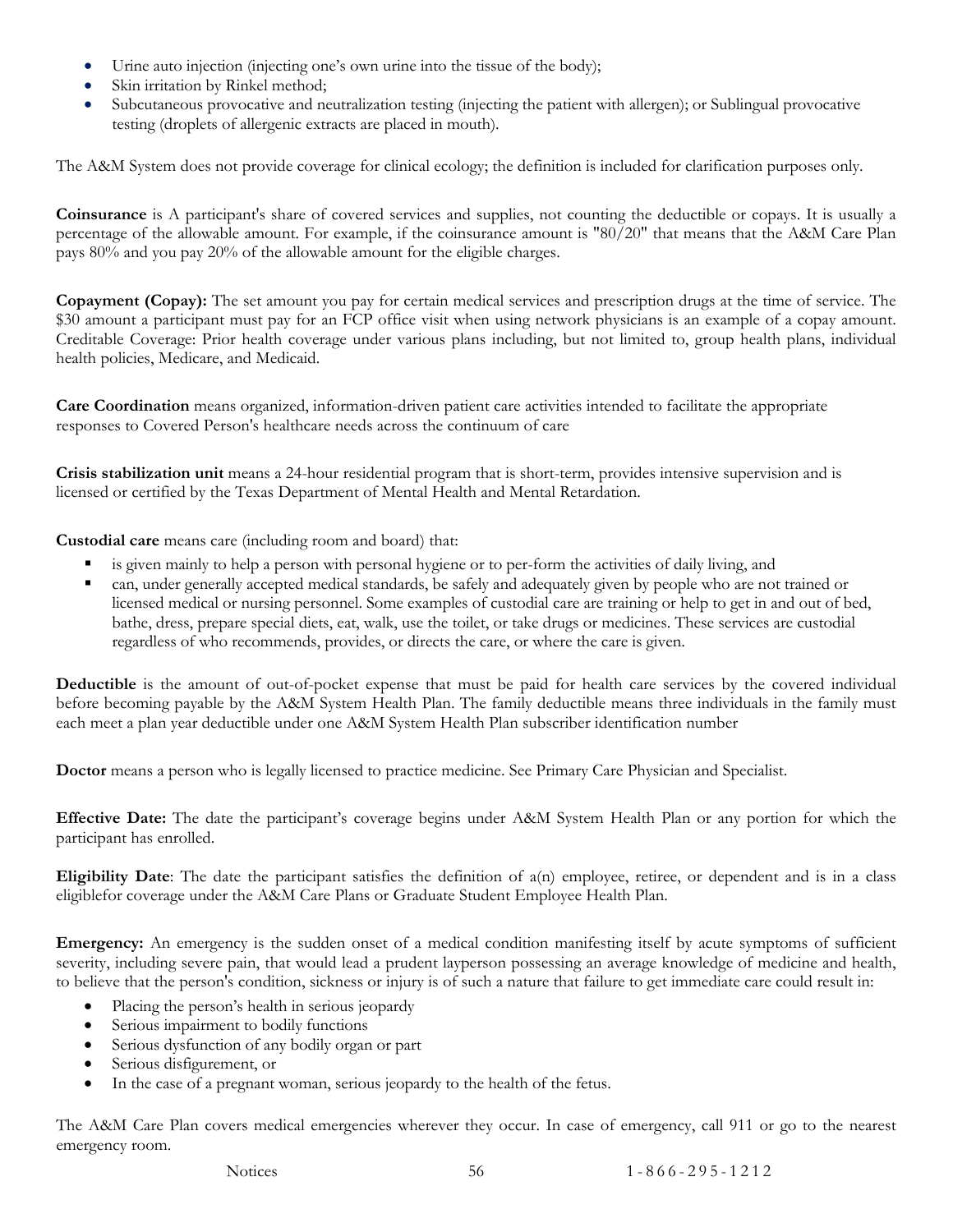- Urine auto injection (injecting one's own urine into the tissue of the body);
- Skin irritation by Rinkel method;
- Subcutaneous provocative and neutralization testing (injecting the patient with allergen); or Sublingual provocative testing (droplets of allergenic extracts are placed in mouth).

The A&M System does not provide coverage for clinical ecology; the definition is included for clarification purposes only.

**Coinsurance** is A participant's share of covered services and supplies, not counting the deductible or copays. It is usually a percentage of the allowable amount. For example, if the coinsurance amount is "80/20" that means that the A&M Care Plan pays 80% and you pay 20% of the allowable amount for the eligible charges.

**Copayment (Copay):** The set amount you pay for certain medical services and prescription drugs at the time of service. The $30 amount a participant must pay for an FCP office visit when using network physicians is an example of a copay amount. Creditable Coverage: Prior health coverage under various plans including, but not limited to, group health plans, individual health policies, Medicare, and Medicaid.

**Care Coordination** means organized, information-driven patient care activities intended to facilitate the appropriate responses to Covered Person's healthcare needs across the continuum of care

**Crisis stabilization unit** means a 24-hour residential program that is short-term, provides intensive supervision and is licensed or certified by the Texas Department of Mental Health and Mental Retardation.

**Custodial care** means care (including room and board) that:

- is given mainly to help a person with personal hygiene or to per-form the activities of daily living, and
- can, under generally accepted medical standards, be safely and adequately given by people who are not trained or licensed medical or nursing personnel. Some examples of custodial care are training or help to get in and out of bed, bathe, dress, prepare special diets, eat, walk, use the toilet, or take drugs or medicines. These services are custodial regardless of who recommends, provides, or directs the care, or where the care is given.

**Deductible** is the amount of out-of-pocket expense that must be paid for health care services by the covered individual before becoming payable by the A&M System Health Plan. The family deductible means three individuals in the family must each meet a plan year deductible under one A&M System Health Plan subscriber identification number

**Doctor** means a person who is legally licensed to practice medicine. See Primary Care Physician and Specialist.

**Effective Date:** The date the participant's coverage begins under A&M System Health Plan or any portion for which the participant has enrolled.

**Eligibility Date**: The date the participant satisfies the definition of a(n) employee, retiree, or dependent and is in a class eligiblefor coverage under the A&M Care Plans or Graduate Student Employee Health Plan.

**Emergency:** An emergency is the sudden onset of a medical condition manifesting itself by acute symptoms of sufficient severity, including severe pain, that would lead a prudent layperson possessing an average knowledge of medicine and health, to believe that the person's condition, sickness or injury is of such a nature that failure to get immediate care could result in:

- Placing the person's health in serious jeopardy
- Serious impairment to bodily functions
- Serious dysfunction of any bodily organ or part
- Serious disfigurement, or
- In the case of a pregnant woman, serious jeopardy to the health of the fetus.

The A&M Care Plan covers medical emergencies wherever they occur. In case of emergency, call 911 or go to the nearest emergency room.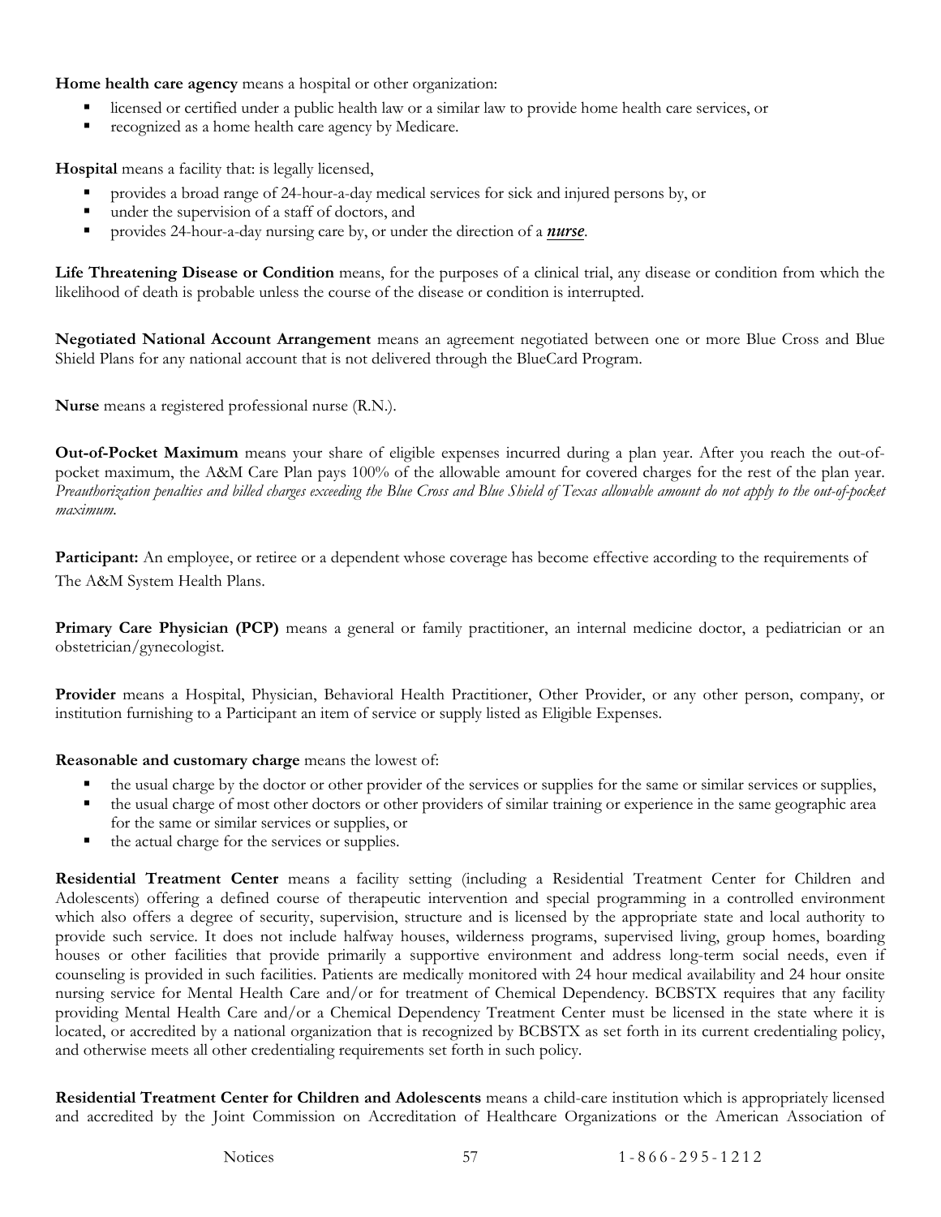**Home health care agency** means a hospital or other organization:

- licensed or certified under a public health law or a similar law to provide home health care services, or
- recognized as a home health care agency by Medicare.

**Hospital** means a facility that: is legally licensed,

- provides a broad range of 24-hour-a-day medical services for sick and injured persons by, or
- under the supervision of a staff of doctors, and
- provides 24-hour-a-day nursing care by, or under the direction of a ***nurse***.

**Life Threatening Disease or Condition** means, for the purposes of a clinical trial, any disease or condition from which the likelihood of death is probable unless the course of the disease or condition is interrupted.

**Negotiated National Account Arrangement** means an agreement negotiated between one or more Blue Cross and Blue Shield Plans for any national account that is not delivered through the BlueCard Program.

**Nurse** means a registered professional nurse (R.N.).

**Out-of-Pocket Maximum** means your share of eligible expenses incurred during a plan year. After you reach the out-of-pocket maximum, the A&M Care Plan pays 100% of the allowable amount for covered charges for the rest of the plan year. *Preauthorization penalties and billed charges exceeding the Blue Cross and Blue Shield of Texas allowable amount do not apply to the out-of-pocket maximum.*

**Participant:** An employee, or retiree or a dependent whose coverage has become effective according to the requirements of The A&M System Health Plans.

**Primary Care Physician (PCP)** means a general or family practitioner, an internal medicine doctor, a pediatrician or an obstetrician/gynecologist.

**Provider** means a Hospital, Physician, Behavioral Health Practitioner, Other Provider, or any other person, company, or institution furnishing to a Participant an item of service or supply listed as Eligible Expenses.

**Reasonable and customary charge** means the lowest of:

- the usual charge by the doctor or other provider of the services or supplies for the same or similar services or supplies,
- the usual charge of most other doctors or other providers of similar training or experience in the same geographic area for the same or similar services or supplies, or
- the actual charge for the services or supplies.

**Residential Treatment Center** means a facility setting (including a Residential Treatment Center for Children and Adolescents) offering a defined course of therapeutic intervention and special programming in a controlled environment which also offers a degree of security, supervision, structure and is licensed by the appropriate state and local authority to provide such service. It does not include halfway houses, wilderness programs, supervised living, group homes, boarding houses or other facilities that provide primarily a supportive environment and address long-term social needs, even if counseling is provided in such facilities. Patients are medically monitored with 24 hour medical availability and 24 hour onsite nursing service for Mental Health Care and/or for treatment of Chemical Dependency. BCBSTX requires that any facility providing Mental Health Care and/or a Chemical Dependency Treatment Center must be licensed in the state where it is located, or accredited by a national organization that is recognized by BCBSTX as set forth in its current credentialing policy, and otherwise meets all other credentialing requirements set forth in such policy.

**Residential Treatment Center for Children and Adolescents** means a child-care institution which is appropriately licensed and accredited by the Joint Commission on Accreditation of Healthcare Organizations or the American Association of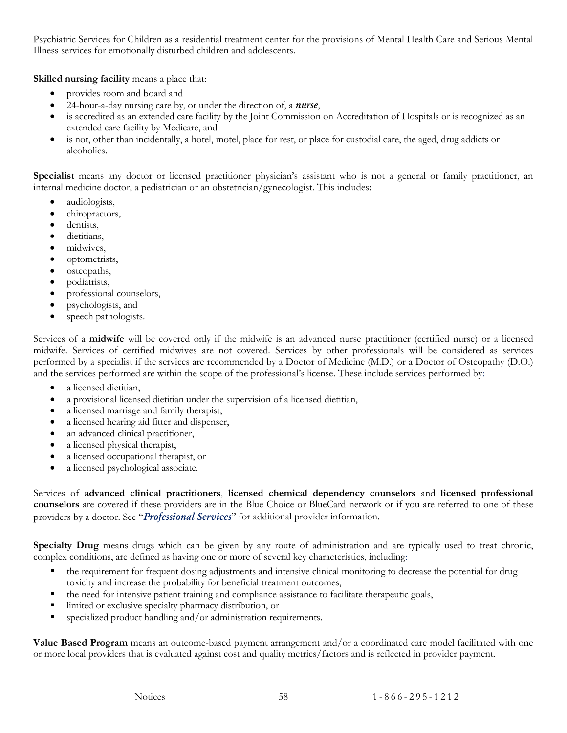Psychiatric Services for Children as a residential treatment center for the provisions of Mental Health Care and Serious Mental Illness services for emotionally disturbed children and adolescents.

**Skilled nursing facility** means a place that:

- provides room and board and
- 24-hour-a-day nursing care by, or under the direction of, a ***nurse***,
- is accredited as an extended care facility by the Joint Commission on Accreditation of Hospitals or is recognized as an extended care facility by Medicare, and
- is not, other than incidentally, a hotel, motel, place for rest, or place for custodial care, the aged, drug addicts or alcoholics.

**Specialist** means any doctor or licensed practitioner physician's assistant who is not a general or family practitioner, an internal medicine doctor, a pediatrician or an obstetrician/gynecologist. This includes:

- audiologists,
- chiropractors,
- dentists,
- dietitians,
- midwives,
- optometrists,
- osteopaths,
- podiatrists,
- professional counselors,
- psychologists, and
- speech pathologists.

Services of a **midwife** will be covered only if the midwife is an advanced nurse practitioner (certified nurse) or a licensed midwife. Services of certified midwives are not covered. Services by other professionals will be considered as services performed by a specialist if the services are recommended by a Doctor of Medicine (M.D.) or a Doctor of Osteopathy (D.O.) and the services performed are within the scope of the professional's license. These include services performed by:

- a licensed dietitian,
- a provisional licensed dietitian under the supervision of a licensed dietitian,
- a licensed marriage and family therapist,
- a licensed hearing aid fitter and dispenser,
- an advanced clinical practitioner,
- a licensed physical therapist,
- a licensed occupational therapist, or
- a licensed psychological associate.

Services of **advanced clinical practitioners**, **licensed chemical dependency counselors** and **licensed professional counselors** are covered if these providers are in the Blue Choice or BlueCard network or if you are referred to one of these providers by a doctor. See "***Professional Services***" for additional provider information.

**Specialty Drug** means drugs which can be given by any route of administration and are typically used to treat chronic, complex conditions, are defined as having one or more of several key characteristics, including:

- the requirement for frequent dosing adjustments and intensive clinical monitoring to decrease the potential for drug toxicity and increase the probability for beneficial treatment outcomes,
- the need for intensive patient training and compliance assistance to facilitate therapeutic goals,
- limited or exclusive specialty pharmacy distribution, or
- specialized product handling and/or administration requirements.

**Value Based Program** means an outcome-based payment arrangement and/or a coordinated care model facilitated with one or more local providers that is evaluated against cost and quality metrics/factors and is reflected in provider payment.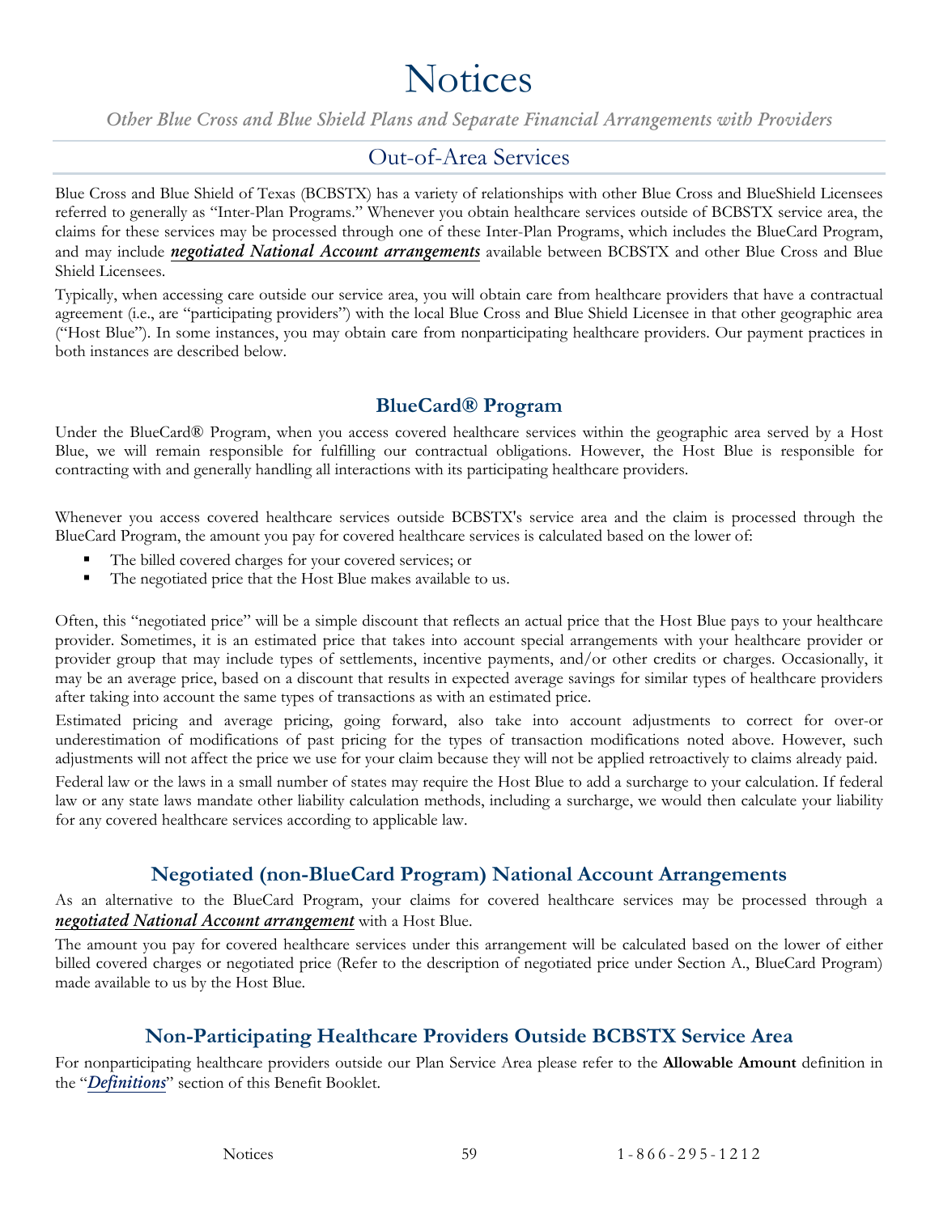# Notices

*Other Blue Cross and Blue Shield Plans and Separate Financial Arrangements with Providers*

## Out-of-Area Services

Blue Cross and Blue Shield of Texas (BCBSTX) has a variety of relationships with other Blue Cross and BlueShield Licensees referred to generally as "Inter-Plan Programs." Whenever you obtain healthcare services outside of BCBSTX service area, the claims for these services may be processed through one of these Inter-Plan Programs, which includes the BlueCard Program, and may include ***negotiated National Account arrangements*** available between BCBSTX and other Blue Cross and Blue Shield Licensees.

Typically, when accessing care outside our service area, you will obtain care from healthcare providers that have a contractual agreement (i.e., are "participating providers") with the local Blue Cross and Blue Shield Licensee in that other geographic area ("Host Blue"). In some instances, you may obtain care from nonparticipating healthcare providers. Our payment practices in both instances are described below.

### BlueCard® Program

Under the BlueCard® Program, when you access covered healthcare services within the geographic area served by a Host Blue, we will remain responsible for fulfilling our contractual obligations. However, the Host Blue is responsible for contracting with and generally handling all interactions with its participating healthcare providers.

Whenever you access covered healthcare services outside BCBSTX's service area and the claim is processed through the BlueCard Program, the amount you pay for covered healthcare services is calculated based on the lower of:

- The billed covered charges for your covered services; or
- The negotiated price that the Host Blue makes available to us.

Often, this "negotiated price" will be a simple discount that reflects an actual price that the Host Blue pays to your healthcare provider. Sometimes, it is an estimated price that takes into account special arrangements with your healthcare provider or provider group that may include types of settlements, incentive payments, and/or other credits or charges. Occasionally, it may be an average price, based on a discount that results in expected average savings for similar types of healthcare providers after taking into account the same types of transactions as with an estimated price.

Estimated pricing and average pricing, going forward, also take into account adjustments to correct for over-or underestimation of modifications of past pricing for the types of transaction modifications noted above. However, such adjustments will not affect the price we use for your claim because they will not be applied retroactively to claims already paid.

Federal law or the laws in a small number of states may require the Host Blue to add a surcharge to your calculation. If federal law or any state laws mandate other liability calculation methods, including a surcharge, we would then calculate your liability for any covered healthcare services according to applicable law.

### Negotiated (non-BlueCard Program) National Account Arrangements

As an alternative to the BlueCard Program, your claims for covered healthcare services may be processed through a ***negotiated National Account arrangement*** with a Host Blue.

The amount you pay for covered healthcare services under this arrangement will be calculated based on the lower of either billed covered charges or negotiated price (Refer to the description of negotiated price under Section A., BlueCard Program) made available to us by the Host Blue.

### Non-Participating Healthcare Providers Outside BCBSTX Service Area

For nonparticipating healthcare providers outside our Plan Service Area please refer to the **Allowable Amount** definition in the "***Definitions***" section of this Benefit Booklet.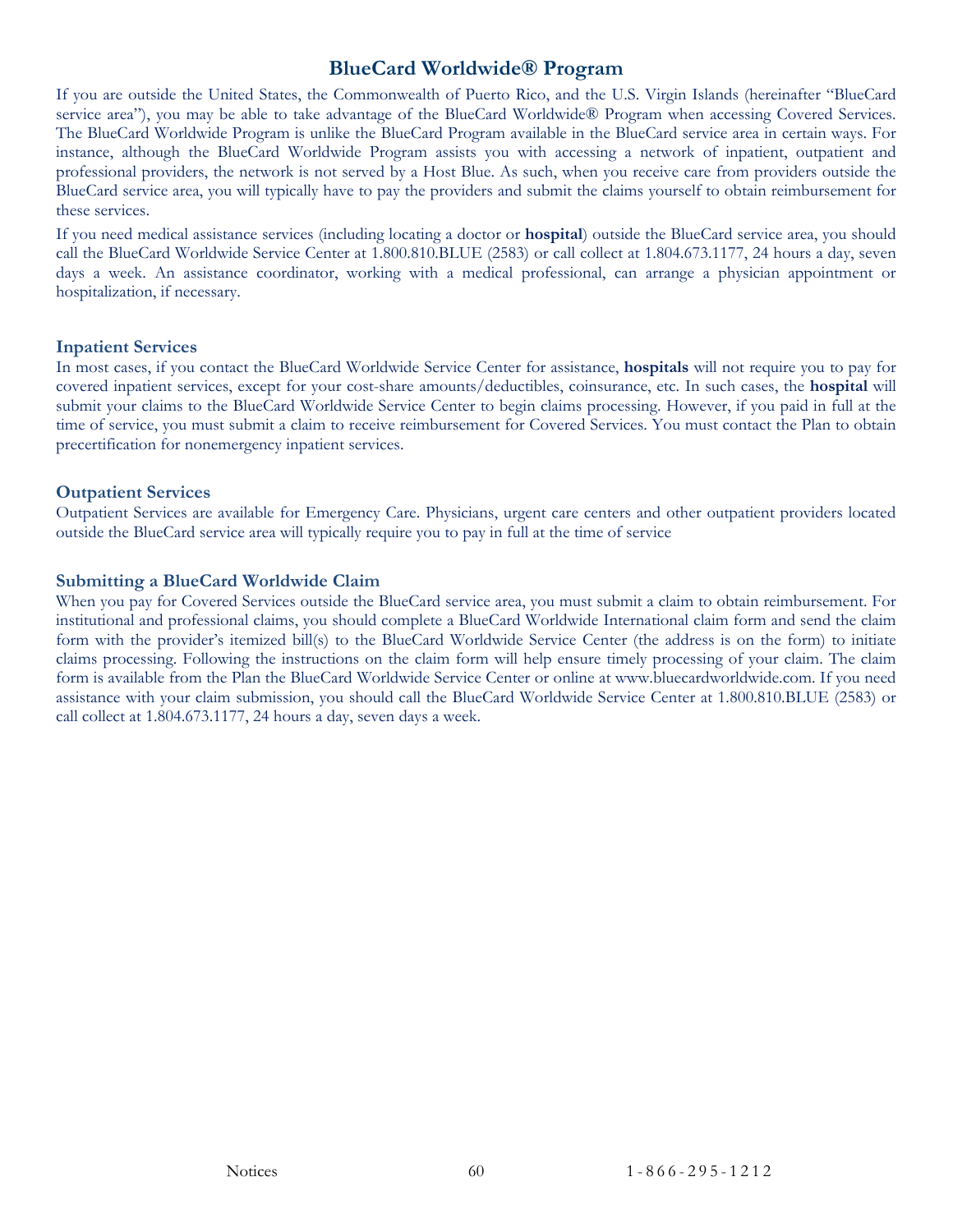## BlueCard Worldwide® Program

If you are outside the United States, the Commonwealth of Puerto Rico, and the U.S. Virgin Islands (hereinafter "BlueCard service area"), you may be able to take advantage of the BlueCard Worldwide® Program when accessing Covered Services. The BlueCard Worldwide Program is unlike the BlueCard Program available in the BlueCard service area in certain ways. For instance, although the BlueCard Worldwide Program assists you with accessing a network of inpatient, outpatient and professional providers, the network is not served by a Host Blue. As such, when you receive care from providers outside the BlueCard service area, you will typically have to pay the providers and submit the claims yourself to obtain reimbursement for these services.

If you need medical assistance services (including locating a doctor or **hospital**) outside the BlueCard service area, you should call the BlueCard Worldwide Service Center at 1.800.810.BLUE (2583) or call collect at 1.804.673.1177, 24 hours a day, seven days a week. An assistance coordinator, working with a medical professional, can arrange a physician appointment or hospitalization, if necessary.

### Inpatient Services

In most cases, if you contact the BlueCard Worldwide Service Center for assistance, **hospitals** will not require you to pay for covered inpatient services, except for your cost-share amounts/deductibles, coinsurance, etc. In such cases, the **hospital** will submit your claims to the BlueCard Worldwide Service Center to begin claims processing. However, if you paid in full at the time of service, you must submit a claim to receive reimbursement for Covered Services. You must contact the Plan to obtain precertification for nonemergency inpatient services.

### Outpatient Services

Outpatient Services are available for Emergency Care. Physicians, urgent care centers and other outpatient providers located outside the BlueCard service area will typically require you to pay in full at the time of service

### Submitting a BlueCard Worldwide Claim

When you pay for Covered Services outside the BlueCard service area, you must submit a claim to obtain reimbursement. For institutional and professional claims, you should complete a BlueCard Worldwide International claim form and send the claim form with the provider's itemized bill(s) to the BlueCard Worldwide Service Center (the address is on the form) to initiate claims processing. Following the instructions on the claim form will help ensure timely processing of your claim. The claim form is available from the Plan the BlueCard Worldwide Service Center or online at www.bluecardworldwide.com. If you need assistance with your claim submission, you should call the BlueCard Worldwide Service Center at 1.800.810.BLUE (2583) or call collect at 1.804.673.1177, 24 hours a day, seven days a week.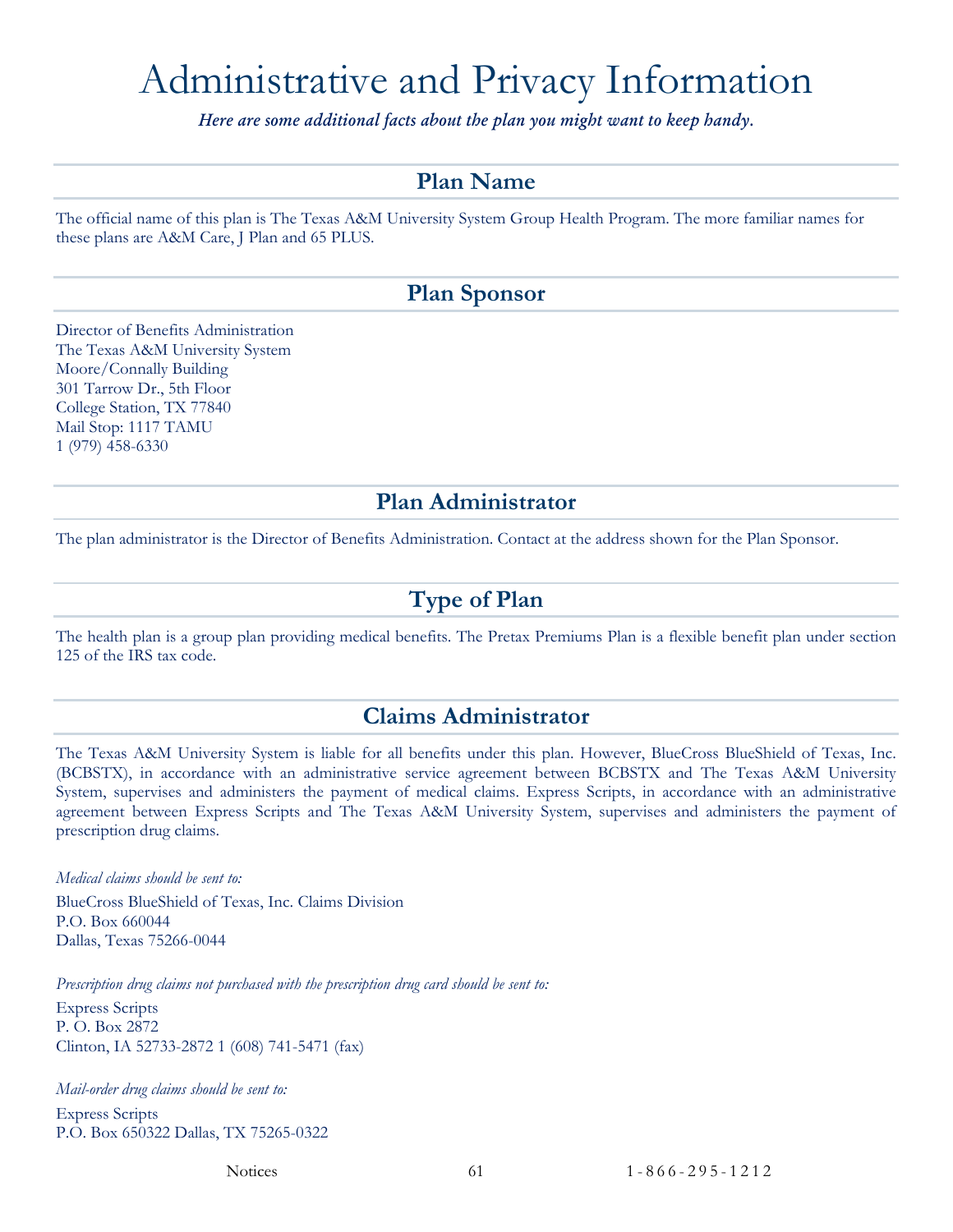# Administrative and Privacy Information

***Here are some additional facts about the plan you might want to keep handy.***

## Plan Name

The official name of this plan is The Texas A&M University System Group Health Program. The more familiar names for these plans are A&M Care, J Plan and 65 PLUS.

## Plan Sponsor

Director of Benefits Administration
The Texas A&M University System
Moore/Connally Building
301 Tarrow Dr., 5th Floor
College Station, TX 77840
Mail Stop: 1117 TAMU
1 (979) 458-6330

## Plan Administrator

The plan administrator is the Director of Benefits Administration. Contact at the address shown for the Plan Sponsor.

## Type of Plan

The health plan is a group plan providing medical benefits. The Pretax Premiums Plan is a flexible benefit plan under section 125 of the IRS tax code.

## Claims Administrator

The Texas A&M University System is liable for all benefits under this plan. However, BlueCross BlueShield of Texas, Inc. (BCBSTX), in accordance with an administrative service agreement between BCBSTX and The Texas A&M University System, supervises and administers the payment of medical claims. Express Scripts, in accordance with an administrative agreement between Express Scripts and The Texas A&M University System, supervises and administers the payment of prescription drug claims.

*Medical claims should be sent to:*

BlueCross BlueShield of Texas, Inc. Claims Division
P.O. Box 660044
Dallas, Texas 75266-0044

*Prescription drug claims not purchased with the prescription drug card should be sent to:*

Express Scripts
P. O. Box 2872
Clinton, IA 52733-2872 1 (608) 741-5471 (fax)

*Mail-order drug claims should be sent to:*

Express Scripts
P.O. Box 650322 Dallas, TX 75265-0322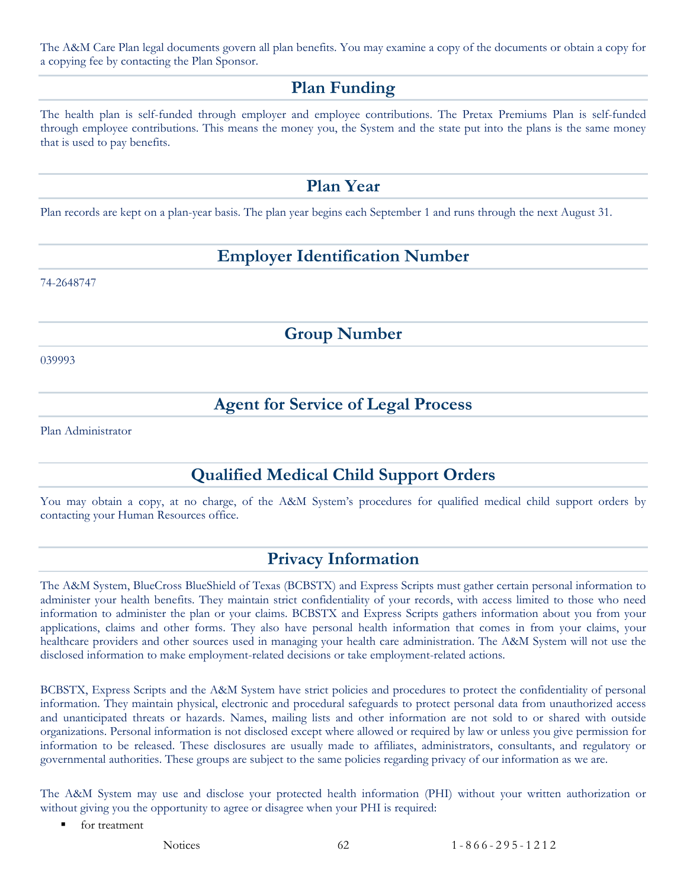The A&M Care Plan legal documents govern all plan benefits. You may examine a copy of the documents or obtain a copy for a copying fee by contacting the Plan Sponsor.

## Plan Funding

The health plan is self-funded through employer and employee contributions. The Pretax Premiums Plan is self-funded through employee contributions. This means the money you, the System and the state put into the plans is the same money that is used to pay benefits.

## Plan Year

Plan records are kept on a plan-year basis. The plan year begins each September 1 and runs through the next August 31.

## Employer Identification Number

74-2648747

## Group Number

039993

## Agent for Service of Legal Process

Plan Administrator

## Qualified Medical Child Support Orders

You may obtain a copy, at no charge, of the A&M System's procedures for qualified medical child support orders by contacting your Human Resources office.

## Privacy Information

The A&M System, BlueCross BlueShield of Texas (BCBSTX) and Express Scripts must gather certain personal information to administer your health benefits. They maintain strict confidentiality of your records, with access limited to those who need information to administer the plan or your claims. BCBSTX and Express Scripts gathers information about you from your applications, claims and other forms. They also have personal health information that comes in from your claims, your healthcare providers and other sources used in managing your health care administration. The A&M System will not use the disclosed information to make employment-related decisions or take employment-related actions.

BCBSTX, Express Scripts and the A&M System have strict policies and procedures to protect the confidentiality of personal information. They maintain physical, electronic and procedural safeguards to protect personal data from unauthorized access and unanticipated threats or hazards. Names, mailing lists and other information are not sold to or shared with outside organizations. Personal information is not disclosed except where allowed or required by law or unless you give permission for information to be released. These disclosures are usually made to affiliates, administrators, consultants, and regulatory or governmental authorities. These groups are subject to the same policies regarding privacy of our information as we are.

The A&M System may use and disclose your protected health information (PHI) without your written authorization or without giving you the opportunity to agree or disagree when your PHI is required:

- for treatment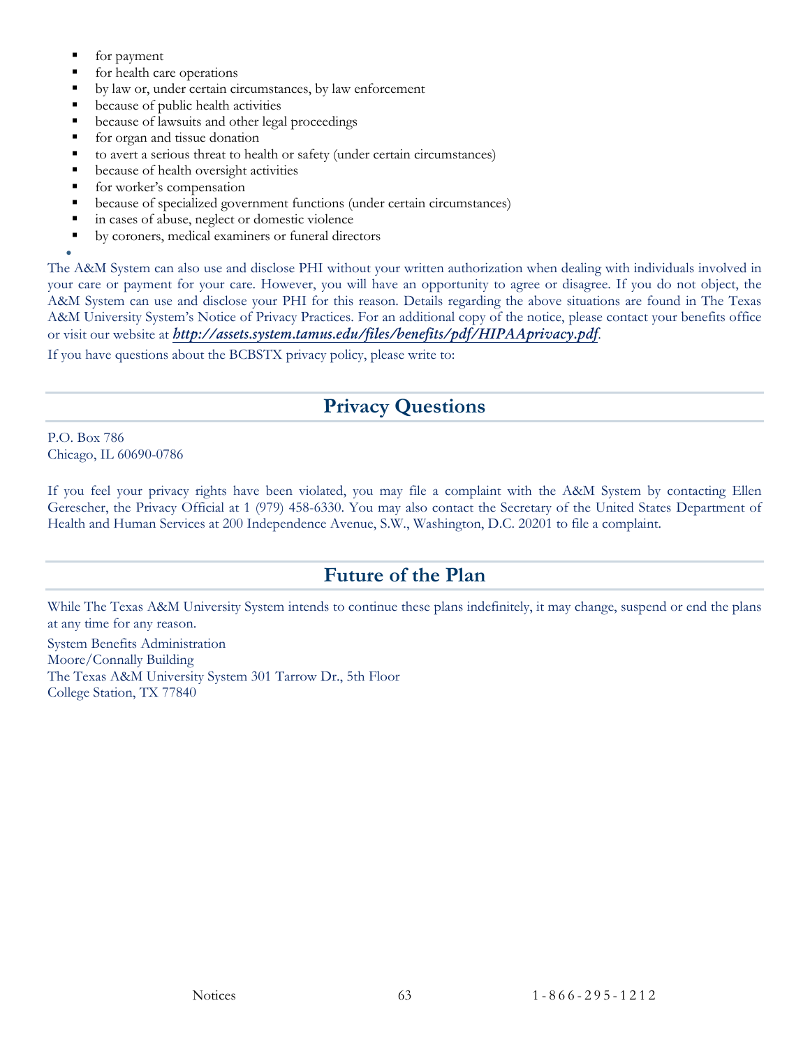- for payment
- for health care operations
- by law or, under certain circumstances, by law enforcement
- because of public health activities
- because of lawsuits and other legal proceedings
- for organ and tissue donation
- to avert a serious threat to health or safety (under certain circumstances)
- because of health oversight activities
- for worker's compensation
- because of specialized government functions (under certain circumstances)
- in cases of abuse, neglect or domestic violence
- by coroners, medical examiners or funeral directors

The A&M System can also use and disclose PHI without your written authorization when dealing with individuals involved in your care or payment for your care. However, you will have an opportunity to agree or disagree. If you do not object, the A&M System can use and disclose your PHI for this reason. Details regarding the above situations are found in The Texas A&M University System's Notice of Privacy Practices. For an additional copy of the notice, please contact your benefits office or visit our website at ***http://assets.system.tamus.edu/files/benefits/pdf/HIPAAprivacy.pdf***.

If you have questions about the BCBSTX privacy policy, please write to:

## Privacy Questions

P.O. Box 786
Chicago, IL 60690-0786

If you feel your privacy rights have been violated, you may file a complaint with the A&M System by contacting Ellen Gerescher, the Privacy Official at 1 (979) 458-6330. You may also contact the Secretary of the United States Department of Health and Human Services at 200 Independence Avenue, S.W., Washington, D.C. 20201 to file a complaint.

## Future of the Plan

While The Texas A&M University System intends to continue these plans indefinitely, it may change, suspend or end the plans at any time for any reason.

System Benefits Administration
Moore/Connally Building
The Texas A&M University System 301 Tarrow Dr., 5th Floor
College Station, TX 77840